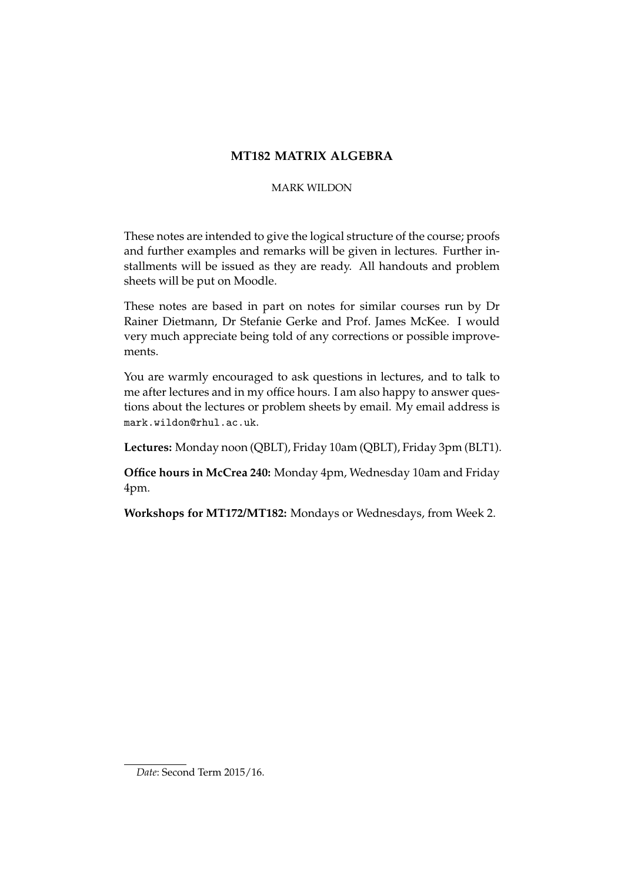# MT182 MATRIX ALGEBRA

MARK WILDON

These notes are intended to give the logical structure of the course; proofs and further examples and remarks will be given in lectures. Further installments will be issued as they are ready. All handouts and problem sheets will be put on Moodle.

These notes are based in part on notes for similar courses run by Dr Rainer Dietmann, Dr Stefanie Gerke and Prof. James McKee. I would very much appreciate being told of any corrections or possible improvements.

You are warmly encouraged to ask questions in lectures, and to talk to me after lectures and in my office hours. I am also happy to answer questions about the lectures or problem sheets by email. My email address is mark.wildon@rhul.ac.uk.

**Lectures:** Monday noon (QBLT), Friday 10am (QBLT), Friday 3pm (BLT1).

**Office hours in McCrea 240:** Monday 4pm, Wednesday 10am and Friday 4pm.

**Workshops for MT172/MT182:** Mondays or Wednesdays, from Week 2.

*Date*: Second Term 2015/16.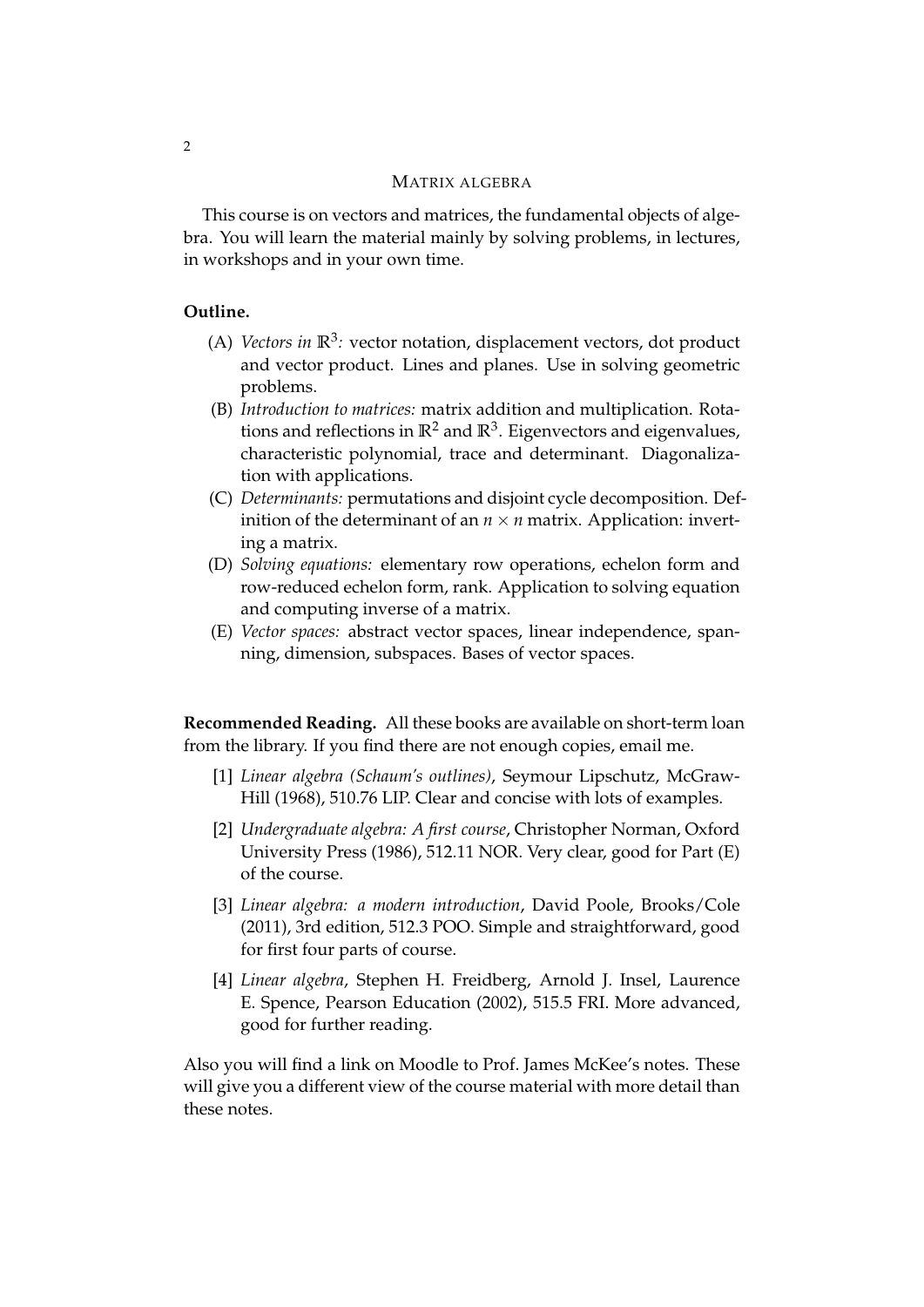# MATRIX ALGEBRA

This course is on vectors and matrices, the fundamental objects of algebra. You will learn the material mainly by solving problems, in lectures, in workshops and in your own time.

**Outline.**

(A) *Vectors in* $\mathbb{R}^3$*:* vector notation, displacement vectors, dot product and vector product. Lines and planes. Use in solving geometric problems.

(B) *Introduction to matrices:* matrix addition and multiplication. Rotations and reflections in $\mathbb{R}^2$ and $\mathbb{R}^3$. Eigenvectors and eigenvalues, characteristic polynomial, trace and determinant. Diagonalization with applications.

(C) *Determinants:* permutations and disjoint cycle decomposition. Definition of the determinant of an $n \times n$ matrix. Application: inverting a matrix.

(D) *Solving equations:* elementary row operations, echelon form and row-reduced echelon form, rank. Application to solving equation and computing inverse of a matrix.

(E) *Vector spaces:* abstract vector spaces, linear independence, spanning, dimension, subspaces. Bases of vector spaces.

**Recommended Reading.** All these books are available on short-term loan from the library. If you find there are not enough copies, email me.

[1] *Linear algebra (Schaum's outlines)*, Seymour Lipschutz, McGraw-Hill (1968), 510.76 LIP. Clear and concise with lots of examples.

[2] *Undergraduate algebra: A first course*, Christopher Norman, Oxford University Press (1986), 512.11 NOR. Very clear, good for Part (E) of the course.

[3] *Linear algebra: a modern introduction*, David Poole, Brooks/Cole (2011), 3rd edition, 512.3 POO. Simple and straightforward, good for first four parts of course.

[4] *Linear algebra*, Stephen H. Freidberg, Arnold J. Insel, Laurence E. Spence, Pearson Education (2002), 515.5 FRI. More advanced, good for further reading.

Also you will find a link on Moodle to Prof. James McKee's notes. These will give you a different view of the course material with more detail than these notes.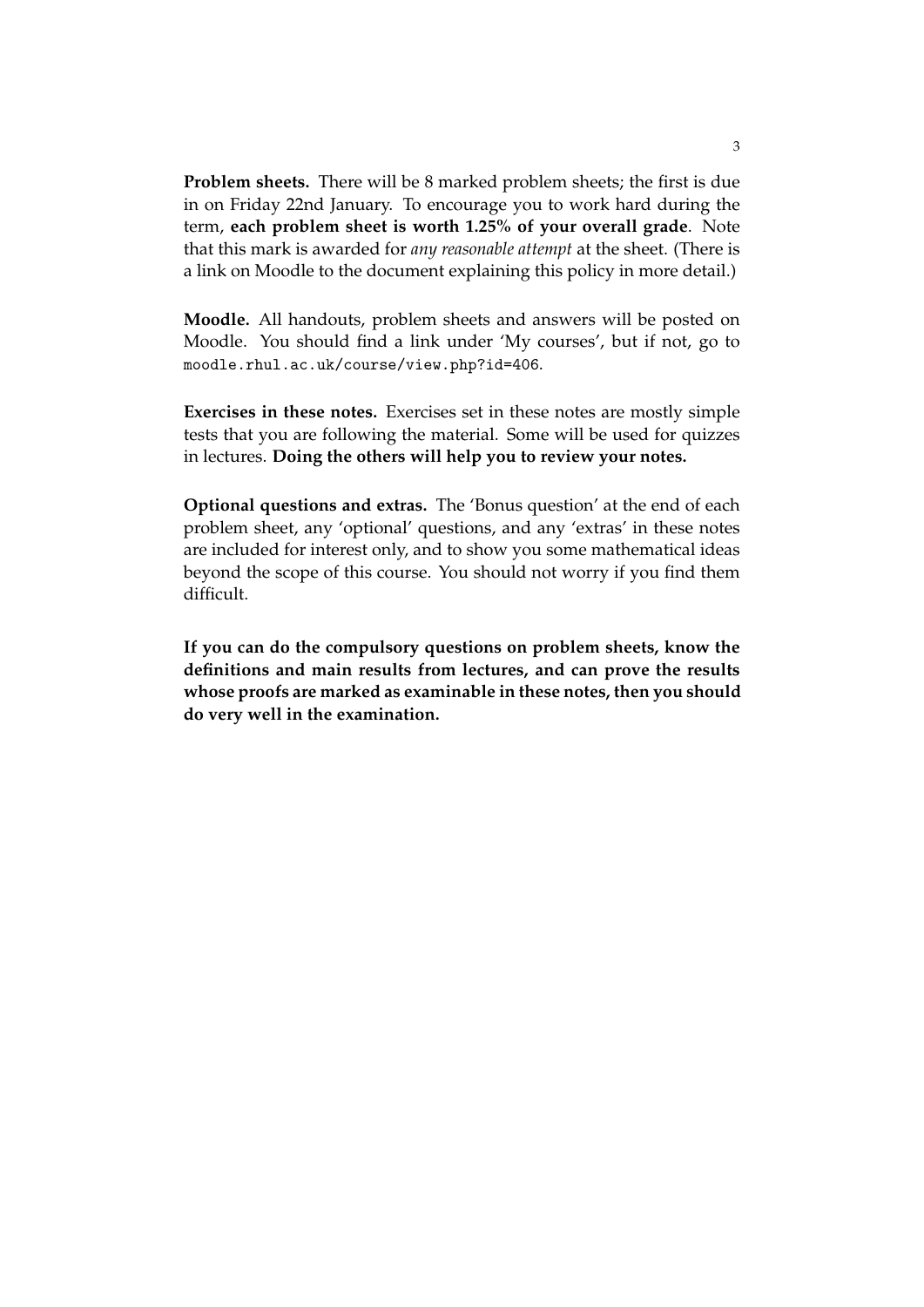**Problem sheets.** There will be 8 marked problem sheets; the first is due in on Friday 22nd January. To encourage you to work hard during the term, **each problem sheet is worth 1.25% of your overall grade**. Note that this mark is awarded for *any reasonable attempt* at the sheet. (There is a link on Moodle to the document explaining this policy in more detail.)

**Moodle.** All handouts, problem sheets and answers will be posted on Moodle. You should find a link under 'My courses', but if not, go to `moodle.rhul.ac.uk/course/view.php?id=406`.

**Exercises in these notes.** Exercises set in these notes are mostly simple tests that you are following the material. Some will be used for quizzes in lectures. **Doing the others will help you to review your notes.**

**Optional questions and extras.** The 'Bonus question' at the end of each problem sheet, any 'optional' questions, and any 'extras' in these notes are included for interest only, and to show you some mathematical ideas beyond the scope of this course. You should not worry if you find them difficult.

**If you can do the compulsory questions on problem sheets, know the definitions and main results from lectures, and can prove the results whose proofs are marked as examinable in these notes, then you should do very well in the examination.**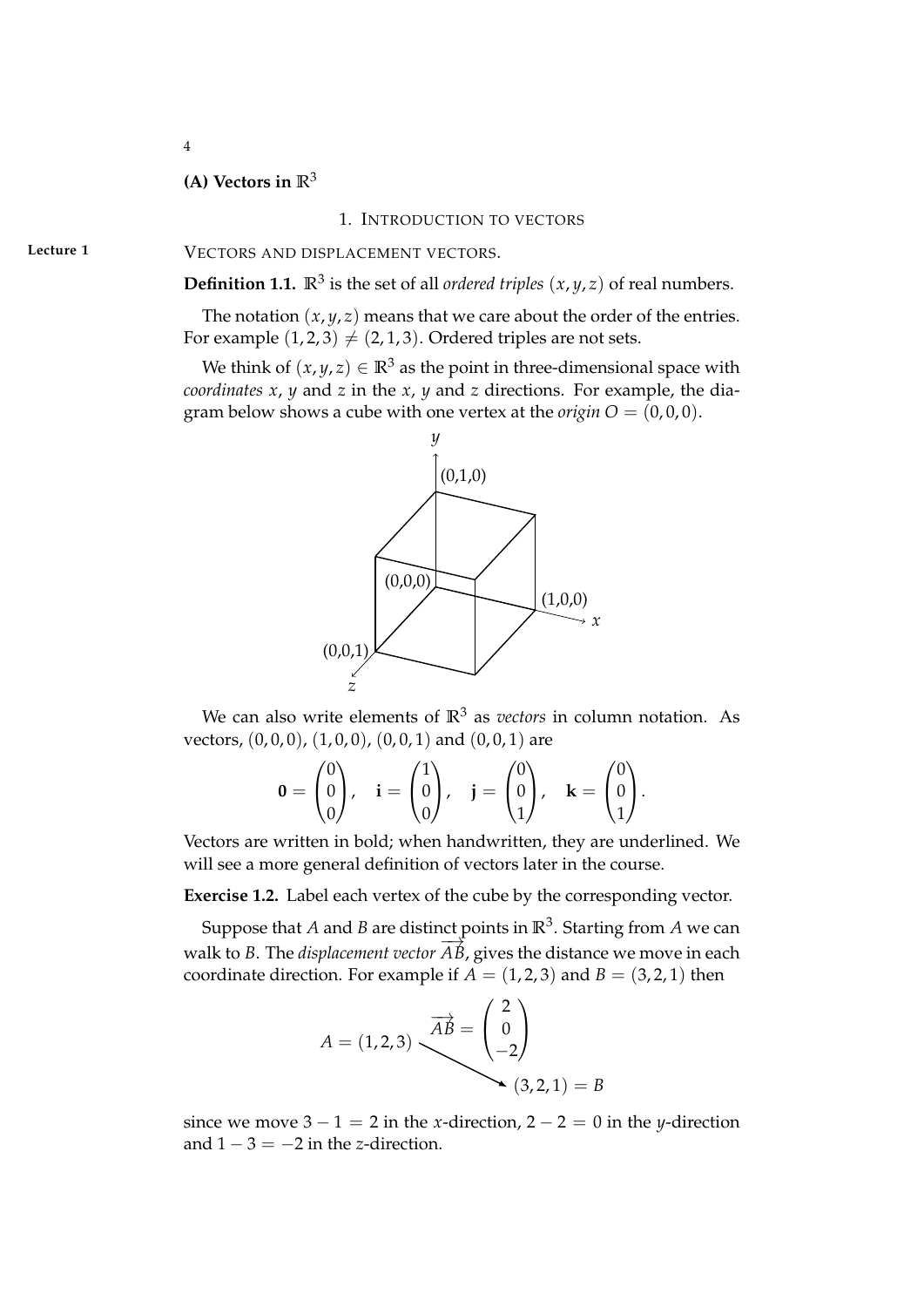## (A) Vectors in $\mathbb{R}^3$

### 1. Introduction to vectors

**Lecture 1**

VECTORS AND DISPLACEMENT VECTORS.

**Definition 1.1.** $\mathbb{R}^3$ is the set of all *ordered triples* $(x, y, z)$ of real numbers.

The notation $(x, y, z)$ means that we care about the order of the entries. For example $(1, 2, 3) \neq (2, 1, 3)$. Ordered triples are not sets.

We think of $(x, y, z) \in \mathbb{R}^3$ as the point in three-dimensional space with *coordinates* $x$, $y$ and $z$ in the $x$, $y$ and $z$ directions. For example, the diagram below shows a cube with one vertex at the *origin* $O = (0, 0, 0)$.

We can also write elements of $\mathbb{R}^3$ as *vectors* in column notation. As vectors, $(0, 0, 0)$, $(1, 0, 0)$, $(0, 0, 1)$ and $(0, 0, 1)$ are

$$\mathbf{0} = \begin{pmatrix} 0 \\ 0 \\ 0 \end{pmatrix}, \quad \mathbf{i} = \begin{pmatrix} 1 \\ 0 \\ 0 \end{pmatrix}, \quad \mathbf{j} = \begin{pmatrix} 0 \\ 0 \\ 1 \end{pmatrix}, \quad \mathbf{k} = \begin{pmatrix} 0 \\ 0 \\ 1 \end{pmatrix}.$$

Vectors are written in bold; when handwritten, they are underlined. We will see a more general definition of vectors later in the course.

**Exercise 1.2.** Label each vertex of the cube by the corresponding vector.

Suppose that $A$ and $B$ are distinct points in $\mathbb{R}^3$. Starting from $A$ we can walk to $B$. The *displacement vector* $\overrightarrow{AB}$, gives the distance we move in each coordinate direction. For example if $A = (1, 2, 3)$ and $B = (3, 2, 1)$ then

$$A = (1, 2, 3) \quad \overrightarrow{AB} = \begin{pmatrix} 2 \\ 0 \\ -2 \end{pmatrix} \quad (3, 2, 1) = B$$

since we move $3 - 1 = 2$ in the $x$-direction, $2 - 2 = 0$ in the $y$-direction and $1 - 3 = -2$ in the $z$-direction.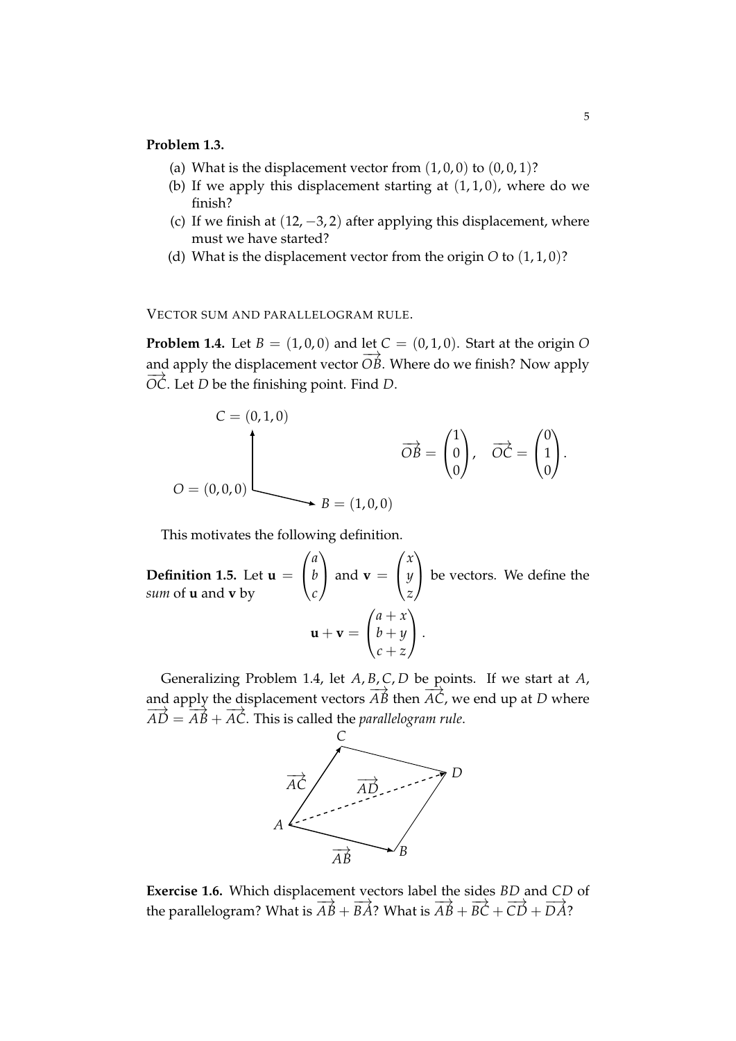**Problem 1.3.**

(a) What is the displacement vector from $(1, 0, 0)$ to $(0, 0, 1)$?
(b) If we apply this displacement starting at $(1, 1, 0)$, where do we finish?
(c) If we finish at $(12, -3, 2)$ after applying this displacement, where must we have started?
(d) What is the displacement vector from the origin $O$ to $(1, 1, 0)$?

VECTOR SUM AND PARALLELOGRAM RULE.

**Problem 1.4.** Let $B = (1, 0, 0)$ and let $C = (0, 1, 0)$. Start at the origin $O$ and apply the displacement vector $\overrightarrow{OB}$. Where do we finish? Now apply $\overrightarrow{OC}$. Let $D$ be the finishing point. Find $D$.

$C = (0, 1, 0)$

$O = (0, 0, 0)$ $\quad B = (1, 0, 0)$

$$\overrightarrow{OB} = \begin{pmatrix} 1 \\ 0 \\ 0 \end{pmatrix}, \quad \overrightarrow{OC} = \begin{pmatrix} 0 \\ 1 \\ 0 \end{pmatrix}.$$

This motivates the following definition.

**Definition 1.5.** Let $\mathbf{u} = \begin{pmatrix} a \\ b \\ c \end{pmatrix}$ and $\mathbf{v} = \begin{pmatrix} x \\ y \\ z \end{pmatrix}$ be vectors. We define the *sum* of $\mathbf{u}$ and $\mathbf{v}$ by

$$\mathbf{u} + \mathbf{v} = \begin{pmatrix} a + x \\ b + y \\ c + z \end{pmatrix}.$$

Generalizing Problem 1.4, let $A, B, C, D$ be points. If we start at $A$, and apply the displacement vectors $\overrightarrow{AB}$ then $\overrightarrow{AC}$, we end up at $D$ where $\overrightarrow{AD} = \overrightarrow{AB} + \overrightarrow{AC}$. This is called the *parallelogram rule*.

**Exercise 1.6.** Which displacement vectors label the sides $BD$ and $CD$ of the parallelogram? What is $\overrightarrow{AB} + \overrightarrow{BA}$? What is $\overrightarrow{AB} + \overrightarrow{BC} + \overrightarrow{CD} + \overrightarrow{DA}$?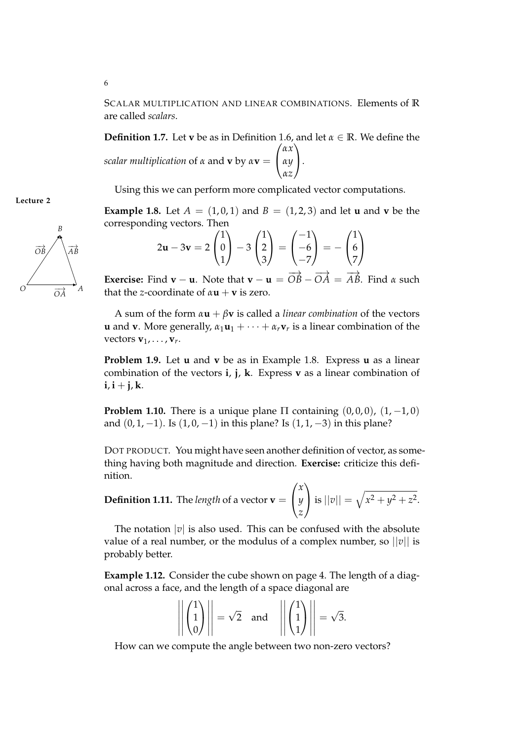SCALAR MULTIPLICATION AND LINEAR COMBINATIONS. Elements of $\mathbb{R}$ are called *scalars*.

**Definition 1.7.** Let $\mathbf{v}$ be as in Definition 1.6, and let $\alpha \in \mathbb{R}$. We define the *scalar multiplication* of $\alpha$ and $\mathbf{v}$ by $\alpha\mathbf{v} = \begin{pmatrix} \alpha x \\ \alpha y \\ \alpha z \end{pmatrix}$.

Using this we can perform more complicated vector computations.

Lecture 2

**Example 1.8.** Let $A = (1, 0, 1)$ and $B = (1, 2, 3)$ and let $\mathbf{u}$ and $\mathbf{v}$ be the corresponding vectors. Then

$$2\mathbf{u} - 3\mathbf{v} = 2\begin{pmatrix} 1 \\ 0 \\ 1 \end{pmatrix} - 3\begin{pmatrix} 1 \\ 2 \\ 3 \end{pmatrix} = \begin{pmatrix} -1 \\ -6 \\ -7 \end{pmatrix} = -\begin{pmatrix} 1 \\ 6 \\ 7 \end{pmatrix}$$

**Exercise:** Find $\mathbf{v} - \mathbf{u}$. Note that $\mathbf{v} - \mathbf{u} = \overrightarrow{OB} - \overrightarrow{OA} = \overrightarrow{AB}$. Find $\alpha$ such that the $z$-coordinate of $\alpha\mathbf{u} + \mathbf{v}$ is zero.

A sum of the form $\alpha\mathbf{u} + \beta\mathbf{v}$ is called a *linear combination* of the vectors $\mathbf{u}$ and $\mathbf{v}$. More generally, $\alpha_1\mathbf{u}_1 + \cdots + \alpha_r\mathbf{v}_r$ is a linear combination of the vectors $\mathbf{v}_1, \ldots, \mathbf{v}_r$.

**Problem 1.9.** Let $\mathbf{u}$ and $\mathbf{v}$ be as in Example 1.8. Express $\mathbf{u}$ as a linear combination of the vectors $\mathbf{i}$, $\mathbf{j}$, $\mathbf{k}$. Express $\mathbf{v}$ as a linear combination of $\mathbf{i}, \mathbf{i} + \mathbf{j}, \mathbf{k}$.

**Problem 1.10.** There is a unique plane $\Pi$ containing $(0, 0, 0)$, $(1, -1, 0)$ and $(0, 1, -1)$. Is $(1, 0, -1)$ in this plane? Is $(1, 1, -3)$ in this plane?

DOT PRODUCT. You might have seen another definition of vector, as something having both magnitude and direction. **Exercise:** criticize this definition.

**Definition 1.11.** The *length* of a vector $\mathbf{v} = \begin{pmatrix} x \\ y \\ z \end{pmatrix}$ is $||v|| = \sqrt{x^2 + y^2 + z^2}$.

The notation $|v|$ is also used. This can be confused with the absolute value of a real number, or the modulus of a complex number, so $||v||$ is probably better.

**Example 1.12.** Consider the cube shown on page 4. The length of a diagonal across a face, and the length of a space diagonal are

$$\left|\left|\begin{pmatrix} 1 \\ 1 \\ 0 \end{pmatrix}\right|\right| = \sqrt{2} \quad \text{and} \quad \left|\left|\begin{pmatrix} 1 \\ 1 \\ 1 \end{pmatrix}\right|\right| = \sqrt{3}.$$

How can we compute the angle between two non-zero vectors?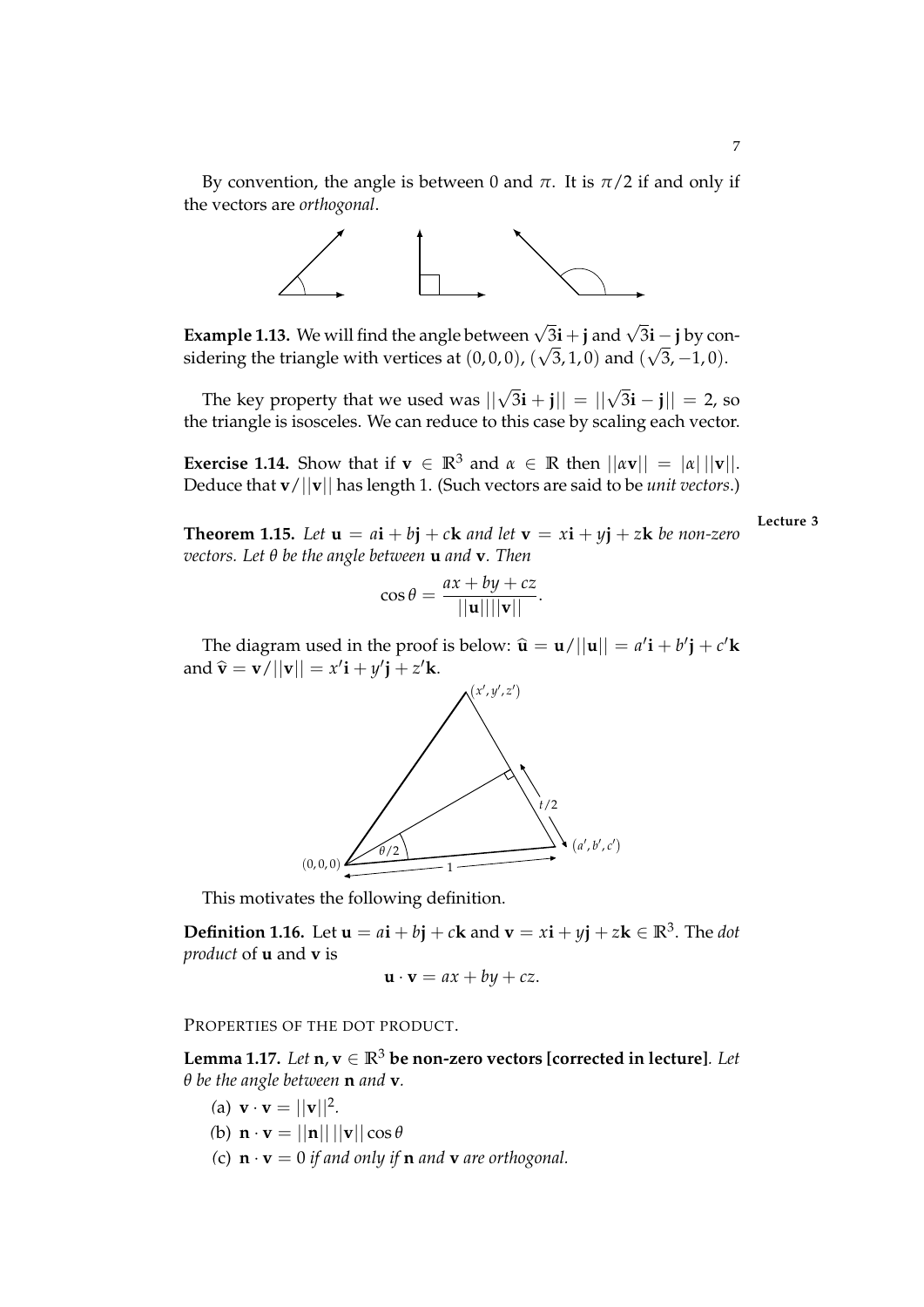By convention, the angle is between 0 and $\pi$. It is $\pi/2$ if and only if the vectors are *orthogonal*.

**Example 1.13.** We will find the angle between $\sqrt{3}\mathbf{i} + \mathbf{j}$ and $\sqrt{3}\mathbf{i} - \mathbf{j}$ by considering the triangle with vertices at $(0,0,0)$, $(\sqrt{3},1,0)$ and $(\sqrt{3},-1,0)$.

The key property that we used was $||\sqrt{3}\mathbf{i} + \mathbf{j}|| = ||\sqrt{3}\mathbf{i} - \mathbf{j}|| = 2$, so the triangle is isosceles. We can reduce to this case by scaling each vector.

**Exercise 1.14.** Show that if $\mathbf{v} \in \mathbb{R}^3$ and $\alpha \in \mathbb{R}$ then $||\alpha\mathbf{v}|| = |\alpha|\,||\mathbf{v}||$. Deduce that $\mathbf{v}/||\mathbf{v}||$ has length 1. (Such vectors are said to be *unit vectors*.)

Lecture 3

**Theorem 1.15.** *Let $\mathbf{u} = a\mathbf{i} + b\mathbf{j} + c\mathbf{k}$ and let $\mathbf{v} = x\mathbf{i} + y\mathbf{j} + z\mathbf{k}$ be non-zero vectors. Let $\theta$ be the angle between $\mathbf{u}$ and $\mathbf{v}$. Then*

$$\cos\theta = \frac{ax + by + cz}{||\mathbf{u}||||\mathbf{v}||}.$$

The diagram used in the proof is below: $\widehat{\mathbf{u}} = \mathbf{u}/||\mathbf{u}|| = a'\mathbf{i} + b'\mathbf{j} + c'\mathbf{k}$ and $\widehat{\mathbf{v}} = \mathbf{v}/||\mathbf{v}|| = x'\mathbf{i} + y'\mathbf{j} + z'\mathbf{k}$.

This motivates the following definition.

**Definition 1.16.** Let $\mathbf{u} = a\mathbf{i} + b\mathbf{j} + c\mathbf{k}$ and $\mathbf{v} = x\mathbf{i} + y\mathbf{j} + z\mathbf{k} \in \mathbb{R}^3$. The *dot product* of $\mathbf{u}$ and $\mathbf{v}$ is

$$\mathbf{u} \cdot \mathbf{v} = ax + by + cz.$$

PROPERTIES OF THE DOT PRODUCT.

**Lemma 1.17.** *Let* $\mathbf{n}, \mathbf{v} \in \mathbb{R}^3$ **be non-zero vectors [corrected in lecture]**. *Let $\theta$ be the angle between $\mathbf{n}$ and $\mathbf{v}$.*

(a) $\mathbf{v} \cdot \mathbf{v} = ||\mathbf{v}||^2$.

(b) $\mathbf{n} \cdot \mathbf{v} = ||\mathbf{n}||\,||\mathbf{v}||\cos\theta$

(c) $\mathbf{n} \cdot \mathbf{v} = 0$ *if and only if* $\mathbf{n}$ *and* $\mathbf{v}$ *are orthogonal.*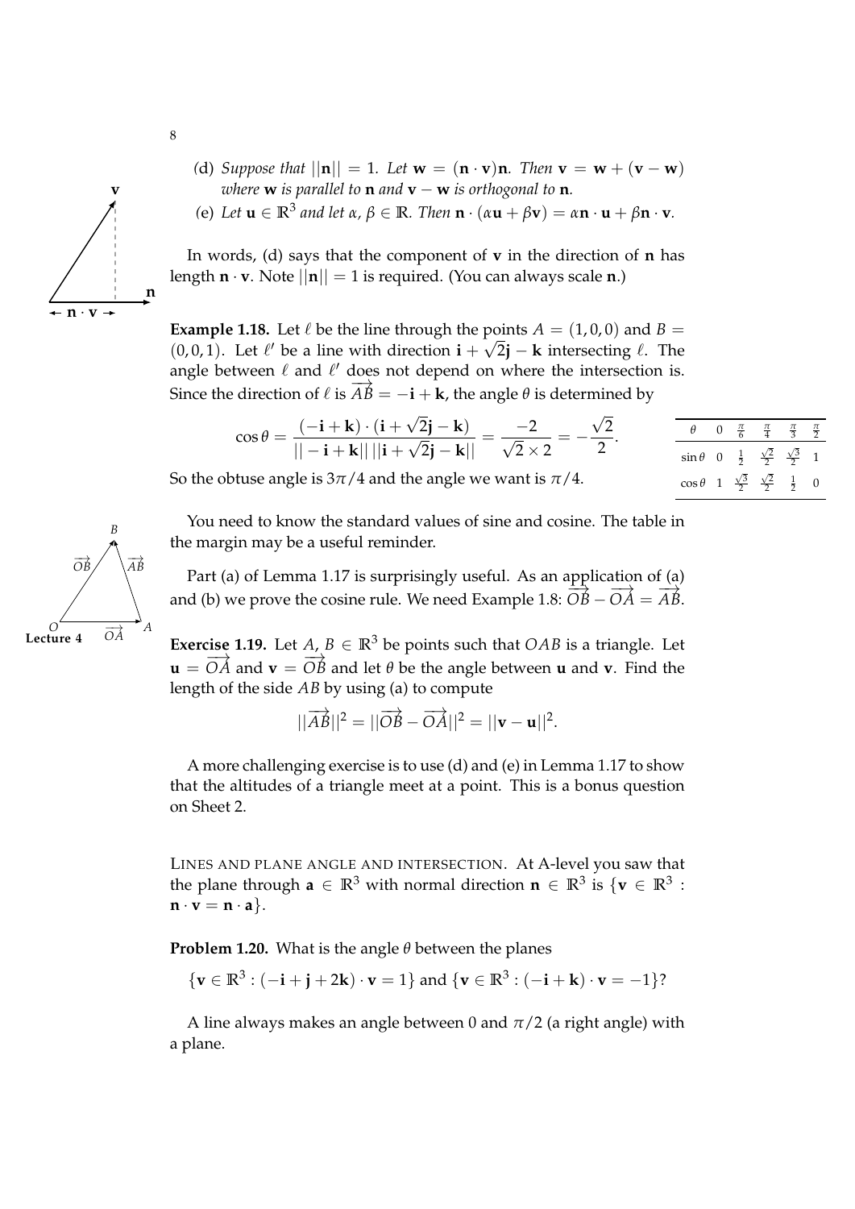(d) *Suppose that* $||\mathbf{n}|| = 1$. *Let* $\mathbf{w} = (\mathbf{n} \cdot \mathbf{v})\mathbf{n}$. *Then* $\mathbf{v} = \mathbf{w} + (\mathbf{v} - \mathbf{w})$ *where* $\mathbf{w}$ *is parallel to* $\mathbf{n}$ *and* $\mathbf{v} - \mathbf{w}$ *is orthogonal to* $\mathbf{n}$.

(e) *Let* $\mathbf{u} \in \mathbb{R}^3$ *and let* $\alpha, \beta \in \mathbb{R}$. *Then* $\mathbf{n} \cdot (\alpha \mathbf{u} + \beta \mathbf{v}) = \alpha \mathbf{n} \cdot \mathbf{u} + \beta \mathbf{n} \cdot \mathbf{v}$.

In words, (d) says that the component of $\mathbf{v}$ in the direction of $\mathbf{n}$ has length $\mathbf{n} \cdot \mathbf{v}$. Note $||\mathbf{n}|| = 1$ is required. (You can always scale $\mathbf{n}$.)

**Example 1.18.** Let $\ell$ be the line through the points $A = (1, 0, 0)$ and $B = (0, 0, 1)$. Let $\ell'$ be a line with direction $\mathbf{i} + \sqrt{2}\mathbf{j} - \mathbf{k}$ intersecting $\ell$. The angle between $\ell$ and $\ell'$ does not depend on where the intersection is. Since the direction of $\ell$ is $\overrightarrow{AB} = -\mathbf{i} + \mathbf{k}$, the angle $\theta$ is determined by

$$\cos\theta = \frac{(-\mathbf{i} + \mathbf{k}) \cdot (\mathbf{i} + \sqrt{2}\mathbf{j} - \mathbf{k})}{||-\mathbf{i} + \mathbf{k}||\,||\mathbf{i} + \sqrt{2}\mathbf{j} - \mathbf{k}||} = \frac{-2}{\sqrt{2} \times 2} = -\frac{\sqrt{2}}{2}.$$

So the obtuse angle is $3\pi/4$ and the angle we want is $\pi/4$.

| $\theta$ | $0$ | $\frac{\pi}{6}$ | $\frac{\pi}{4}$ | $\frac{\pi}{3}$ | $\frac{\pi}{2}$ |
|---|---|---|---|---|---|
| $\sin\theta$ | $0$ | $\frac{1}{2}$ | $\frac{\sqrt{2}}{2}$ | $\frac{\sqrt{3}}{2}$ | $1$ |
| $\cos\theta$ | $1$ | $\frac{\sqrt{3}}{2}$ | $\frac{\sqrt{2}}{2}$ | $\frac{1}{2}$ | $0$ |

You need to know the standard values of sine and cosine. The table in the margin may be a useful reminder.

Part (a) of Lemma 1.17 is surprisingly useful. As an application of (a) and (b) we prove the cosine rule. We need Example 1.8: $\overrightarrow{OB} - \overrightarrow{OA} = \overrightarrow{AB}$.

Lecture 4

**Exercise 1.19.** Let $A, B \in \mathbb{R}^3$ be points such that $OAB$ is a triangle. Let $\mathbf{u} = \overrightarrow{OA}$ and $\mathbf{v} = \overrightarrow{OB}$ and let $\theta$ be the angle between $\mathbf{u}$ and $\mathbf{v}$. Find the length of the side $AB$ by using (a) to compute

$$||\overrightarrow{AB}||^2 = ||\overrightarrow{OB} - \overrightarrow{OA}||^2 = ||\mathbf{v} - \mathbf{u}||^2.$$

A more challenging exercise is to use (d) and (e) in Lemma 1.17 to show that the altitudes of a triangle meet at a point. This is a bonus question on Sheet 2.

LINES AND PLANE ANGLE AND INTERSECTION. At A-level you saw that the plane through $\mathbf{a} \in \mathbb{R}^3$ with normal direction $\mathbf{n} \in \mathbb{R}^3$ is $\{\mathbf{v} \in \mathbb{R}^3 : \mathbf{n} \cdot \mathbf{v} = \mathbf{n} \cdot \mathbf{a}\}$.

**Problem 1.20.** What is the angle $\theta$ between the planes

$$\{\mathbf{v} \in \mathbb{R}^3 : (-\mathbf{i} + \mathbf{j} + 2\mathbf{k}) \cdot \mathbf{v} = 1\} \text{ and } \{\mathbf{v} \in \mathbb{R}^3 : (-\mathbf{i} + \mathbf{k}) \cdot \mathbf{v} = -1\}?$$

A line always makes an angle between 0 and $\pi/2$ (a right angle) with a plane.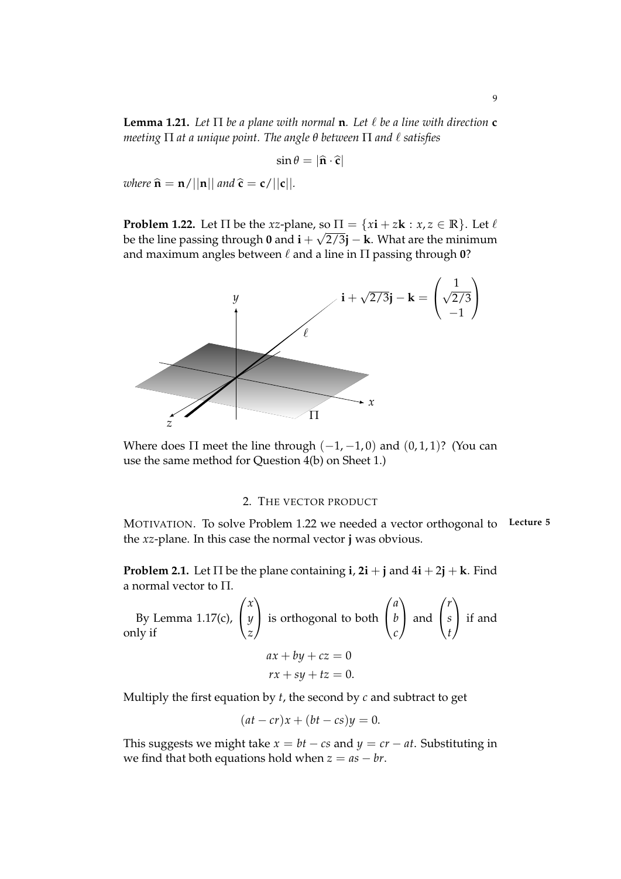**Lemma 1.21.** *Let $\Pi$ be a plane with normal $\mathbf{n}$. Let $\ell$ be a line with direction $\mathbf{c}$ meeting $\Pi$ at a unique point. The angle $\theta$ between $\Pi$ and $\ell$ satisfies*

$$\sin\theta = |\widehat{\mathbf{n}} \cdot \widehat{\mathbf{c}}|$$

*where $\widehat{\mathbf{n}} = \mathbf{n}/||\mathbf{n}||$ and $\widehat{\mathbf{c}} = \mathbf{c}/||\mathbf{c}||$.*

**Problem 1.22.** Let $\Pi$ be the $xz$-plane, so $\Pi = \{x\mathbf{i} + z\mathbf{k} : x, z \in \mathbb{R}\}$. Let $\ell$ be the line passing through $\mathbf{0}$ and $\mathbf{i} + \sqrt{2/3}\mathbf{j} - \mathbf{k}$. What are the minimum and maximum angles between $\ell$ and a line in $\Pi$ passing through $\mathbf{0}$?

$$\mathbf{i} + \sqrt{2/3}\mathbf{j} - \mathbf{k} = \begin{pmatrix} 1 \\ \sqrt{2/3} \\ -1 \end{pmatrix}$$

Where does $\Pi$ meet the line through $(-1, -1, 0)$ and $(0, 1, 1)$? (You can use the same method for Question 4(b) on Sheet 1.)

## 2. The vector product

MOTIVATION. To solve Problem 1.22 we needed a vector orthogonal to the $xz$-plane. In this case the normal vector $\mathbf{j}$ was obvious.

**Lecture 5**

**Problem 2.1.** Let $\Pi$ be the plane containing $\mathbf{i}$, $2\mathbf{i} + \mathbf{j}$ and $4\mathbf{i} + 2\mathbf{j} + \mathbf{k}$. Find a normal vector to $\Pi$.

By Lemma 1.17(c), $\begin{pmatrix} x \\ y \\ z \end{pmatrix}$ is orthogonal to both $\begin{pmatrix} a \\ b \\ c \end{pmatrix}$ and $\begin{pmatrix} r \\ s \\ t \end{pmatrix}$ if and only if

$$\begin{aligned} ax + by + cz &= 0 \\ rx + sy + tz &= 0. \end{aligned}$$

Multiply the first equation by $t$, the second by $c$ and subtract to get

$$(at - cr)x + (bt - cs)y = 0.$$

This suggests we might take $x = bt - cs$ and $y = cr - at$. Substituting in we find that both equations hold when $z = as - br$.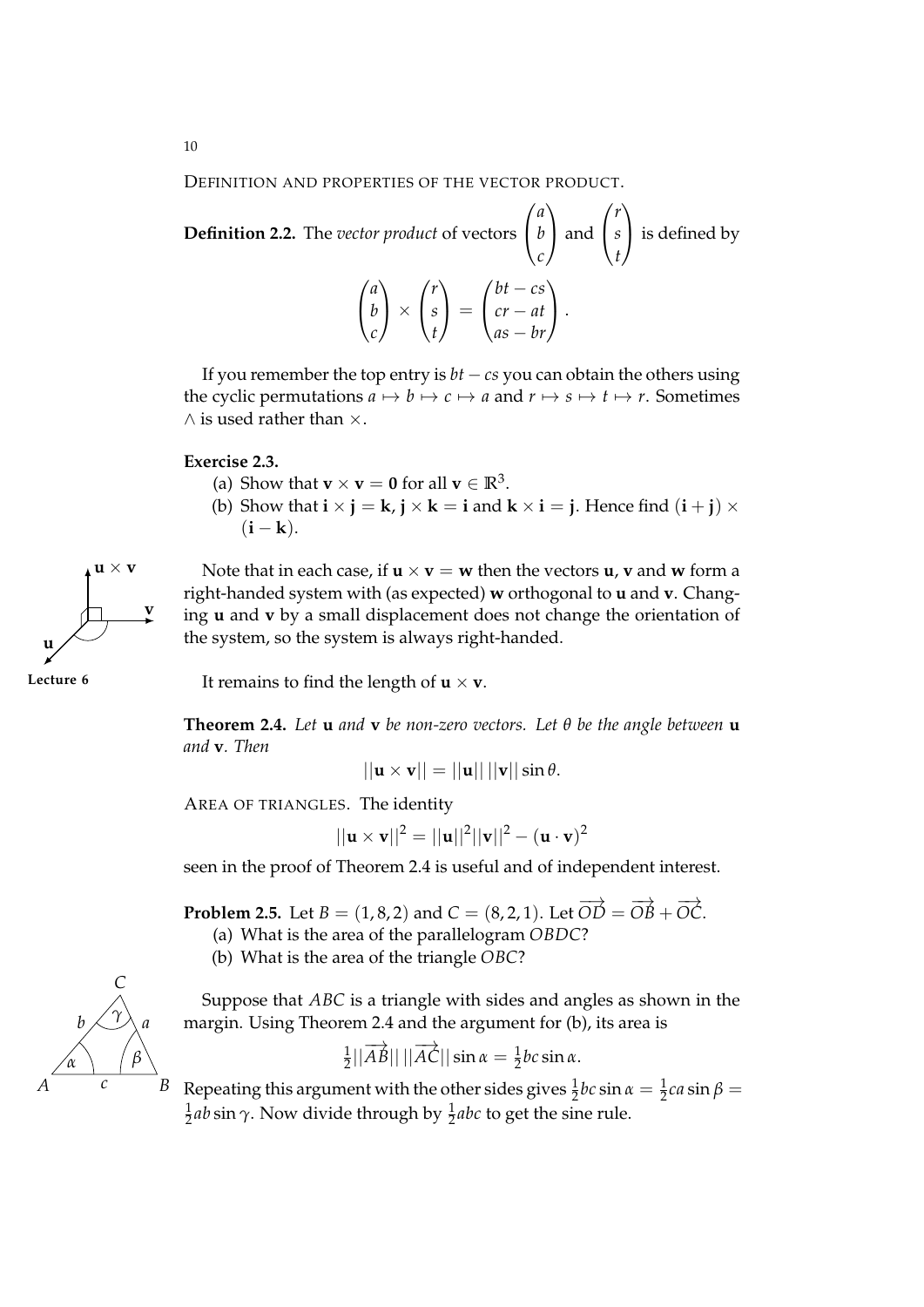DEFINITION AND PROPERTIES OF THE VECTOR PRODUCT.

**Definition 2.2.** The *vector product* of vectors $\begin{pmatrix} a \\ b \\ c \end{pmatrix}$ and $\begin{pmatrix} r \\ s \\ t \end{pmatrix}$ is defined by

$$\begin{pmatrix} a \\ b \\ c \end{pmatrix} \times \begin{pmatrix} r \\ s \\ t \end{pmatrix} = \begin{pmatrix} bt - cs \\ cr - at \\ as - br \end{pmatrix}.$$

If you remember the top entry is $bt - cs$ you can obtain the others using the cyclic permutations $a \mapsto b \mapsto c \mapsto a$ and $r \mapsto s \mapsto t \mapsto r$. Sometimes $\wedge$ is used rather than $\times$.

**Exercise 2.3.**

(a) Show that $\mathbf{v} \times \mathbf{v} = \mathbf{0}$ for all $\mathbf{v} \in \mathbb{R}^3$.

(b) Show that $\mathbf{i} \times \mathbf{j} = \mathbf{k}$, $\mathbf{j} \times \mathbf{k} = \mathbf{i}$ and $\mathbf{k} \times \mathbf{i} = \mathbf{j}$. Hence find $(\mathbf{i} + \mathbf{j}) \times (\mathbf{i} - \mathbf{k})$.

Note that in each case, if $\mathbf{u} \times \mathbf{v} = \mathbf{w}$ then the vectors $\mathbf{u}$, $\mathbf{v}$ and $\mathbf{w}$ form a right-handed system with (as expected) $\mathbf{w}$ orthogonal to $\mathbf{u}$ and $\mathbf{v}$. Changing $\mathbf{u}$ and $\mathbf{v}$ by a small displacement does not change the orientation of the system, so the system is always right-handed.

**Lecture 6**

It remains to find the length of $\mathbf{u} \times \mathbf{v}$.

**Theorem 2.4.** *Let $\mathbf{u}$ and $\mathbf{v}$ be non-zero vectors. Let $\theta$ be the angle between $\mathbf{u}$ and $\mathbf{v}$. Then*

$$||\mathbf{u} \times \mathbf{v}|| = ||\mathbf{u}||\, ||\mathbf{v}|| \sin \theta.$$

AREA OF TRIANGLES. The identity

$$||\mathbf{u} \times \mathbf{v}||^2 = ||\mathbf{u}||^2 ||\mathbf{v}||^2 - (\mathbf{u} \cdot \mathbf{v})^2$$

seen in the proof of Theorem 2.4 is useful and of independent interest.

**Problem 2.5.** Let $B = (1, 8, 2)$ and $C = (8, 2, 1)$. Let $\overrightarrow{OD} = \overrightarrow{OB} + \overrightarrow{OC}$.

(a) What is the area of the parallelogram $OBDC$?

(b) What is the area of the triangle $OBC$?

Suppose that $ABC$ is a triangle with sides and angles as shown in the margin. Using Theorem 2.4 and the argument for (b), its area is

$$\tfrac{1}{2}||\overrightarrow{AB}||\, ||\overrightarrow{AC}|| \sin \alpha = \tfrac{1}{2} bc \sin \alpha.$$

Repeating this argument with the other sides gives $\frac{1}{2}bc \sin \alpha = \frac{1}{2} ca \sin \beta = \frac{1}{2} ab \sin \gamma$. Now divide through by $\frac{1}{2}abc$ to get the sine rule.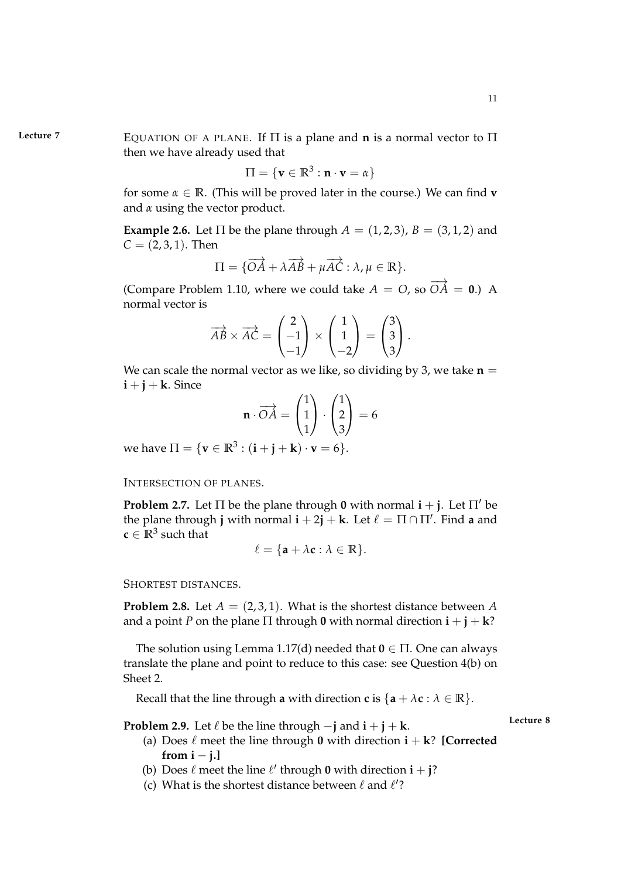**Lecture 7**

EQUATION OF A PLANE. If $\Pi$ is a plane and $\mathbf{n}$ is a normal vector to $\Pi$ then we have already used that

$$\Pi = \{\mathbf{v} \in \mathbb{R}^3 : \mathbf{n} \cdot \mathbf{v} = \alpha\}$$

for some $\alpha \in \mathbb{R}$. (This will be proved later in the course.) We can find $\mathbf{v}$ and $\alpha$ using the vector product.

**Example 2.6.** Let $\Pi$ be the plane through $A = (1, 2, 3)$, $B = (3, 1, 2)$ and $C = (2, 3, 1)$. Then

$$\Pi = \{\overrightarrow{OA} + \lambda\overrightarrow{AB} + \mu\overrightarrow{AC} : \lambda, \mu \in \mathbb{R}\}.$$

(Compare Problem 1.10, where we could take $A = O$, so $\overrightarrow{OA} = \mathbf{0}$.) A normal vector is

$$\overrightarrow{AB} \times \overrightarrow{AC} = \begin{pmatrix} 2 \\ -1 \\ -1 \end{pmatrix} \times \begin{pmatrix} 1 \\ 1 \\ -2 \end{pmatrix} = \begin{pmatrix} 3 \\ 3 \\ 3 \end{pmatrix}.$$

We can scale the normal vector as we like, so dividing by 3, we take $\mathbf{n} = \mathbf{i} + \mathbf{j} + \mathbf{k}$. Since

$$\mathbf{n} \cdot \overrightarrow{OA} = \begin{pmatrix} 1 \\ 1 \\ 1 \end{pmatrix} \cdot \begin{pmatrix} 1 \\ 2 \\ 3 \end{pmatrix} = 6$$

we have $\Pi = \{\mathbf{v} \in \mathbb{R}^3 : (\mathbf{i} + \mathbf{j} + \mathbf{k}) \cdot \mathbf{v} = 6\}$.

INTERSECTION OF PLANES.

**Problem 2.7.** Let $\Pi$ be the plane through $\mathbf{0}$ with normal $\mathbf{i} + \mathbf{j}$. Let $\Pi'$ be the plane through $\mathbf{j}$ with normal $\mathbf{i} + 2\mathbf{j} + \mathbf{k}$. Let $\ell = \Pi \cap \Pi'$. Find $\mathbf{a}$ and $\mathbf{c} \in \mathbb{R}^3$ such that

$$\ell = \{\mathbf{a} + \lambda\mathbf{c} : \lambda \in \mathbb{R}\}.$$

SHORTEST DISTANCES.

**Problem 2.8.** Let $A = (2, 3, 1)$. What is the shortest distance between $A$ and a point $P$ on the plane $\Pi$ through $\mathbf{0}$ with normal direction $\mathbf{i} + \mathbf{j} + \mathbf{k}$?

The solution using Lemma 1.17(d) needed that $\mathbf{0} \in \Pi$. One can always translate the plane and point to reduce to this case: see Question 4(b) on Sheet 2.

Recall that the line through $\mathbf{a}$ with direction $\mathbf{c}$ is $\{\mathbf{a} + \lambda\mathbf{c} : \lambda \in \mathbb{R}\}$.

**Lecture 8**

**Problem 2.9.** Let $\ell$ be the line through $-\mathbf{j}$ and $\mathbf{i} + \mathbf{j} + \mathbf{k}$.

(a) Does $\ell$ meet the line through $\mathbf{0}$ with direction $\mathbf{i} + \mathbf{k}$? **[Corrected from $\mathbf{i} - \mathbf{j}$.]**

(b) Does $\ell$ meet the line $\ell'$ through $\mathbf{0}$ with direction $\mathbf{i} + \mathbf{j}$?

(c) What is the shortest distance between $\ell$ and $\ell'$?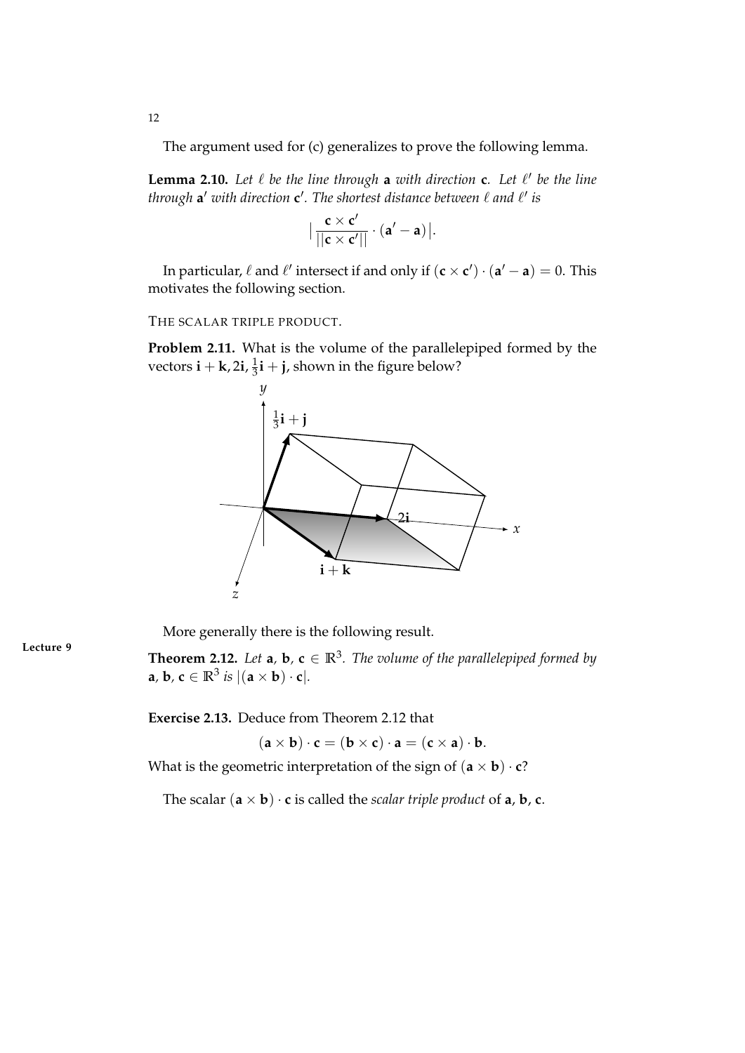The argument used for (c) generalizes to prove the following lemma.

**Lemma 2.10.** *Let $\ell$ be the line through* $\mathbf{a}$ *with direction* $\mathbf{c}$*. Let $\ell'$ be the line through* $\mathbf{a}'$ *with direction* $\mathbf{c}'$*. The shortest distance between $\ell$ and $\ell'$ is*

$$\Big| \frac{\mathbf{c} \times \mathbf{c}'}{||\mathbf{c} \times \mathbf{c}'||} \cdot (\mathbf{a}' - \mathbf{a}) \Big|.$$

In particular, $\ell$ and $\ell'$ intersect if and only if $(\mathbf{c} \times \mathbf{c}') \cdot (\mathbf{a}' - \mathbf{a}) = 0$. This motivates the following section.

THE SCALAR TRIPLE PRODUCT.

**Problem 2.11.** What is the volume of the parallelepiped formed by the vectors $\mathbf{i} + \mathbf{k}, 2\mathbf{i}, \frac{1}{3}\mathbf{i} + \mathbf{j}$, shown in the figure below?

More generally there is the following result.

Lecture 9

**Theorem 2.12.** *Let* $\mathbf{a}$, $\mathbf{b}$, $\mathbf{c} \in \mathbb{R}^3$*. The volume of the parallelepiped formed by* $\mathbf{a}$, $\mathbf{b}$, $\mathbf{c} \in \mathbb{R}^3$ *is* $|(\mathbf{a} \times \mathbf{b}) \cdot \mathbf{c}|$.

**Exercise 2.13.** Deduce from Theorem 2.12 that

$$(\mathbf{a} \times \mathbf{b}) \cdot \mathbf{c} = (\mathbf{b} \times \mathbf{c}) \cdot \mathbf{a} = (\mathbf{c} \times \mathbf{a}) \cdot \mathbf{b}.$$

What is the geometric interpretation of the sign of $(\mathbf{a} \times \mathbf{b}) \cdot \mathbf{c}$?

The scalar $(\mathbf{a} \times \mathbf{b}) \cdot \mathbf{c}$ is called the *scalar triple product* of $\mathbf{a}$, $\mathbf{b}$, $\mathbf{c}$.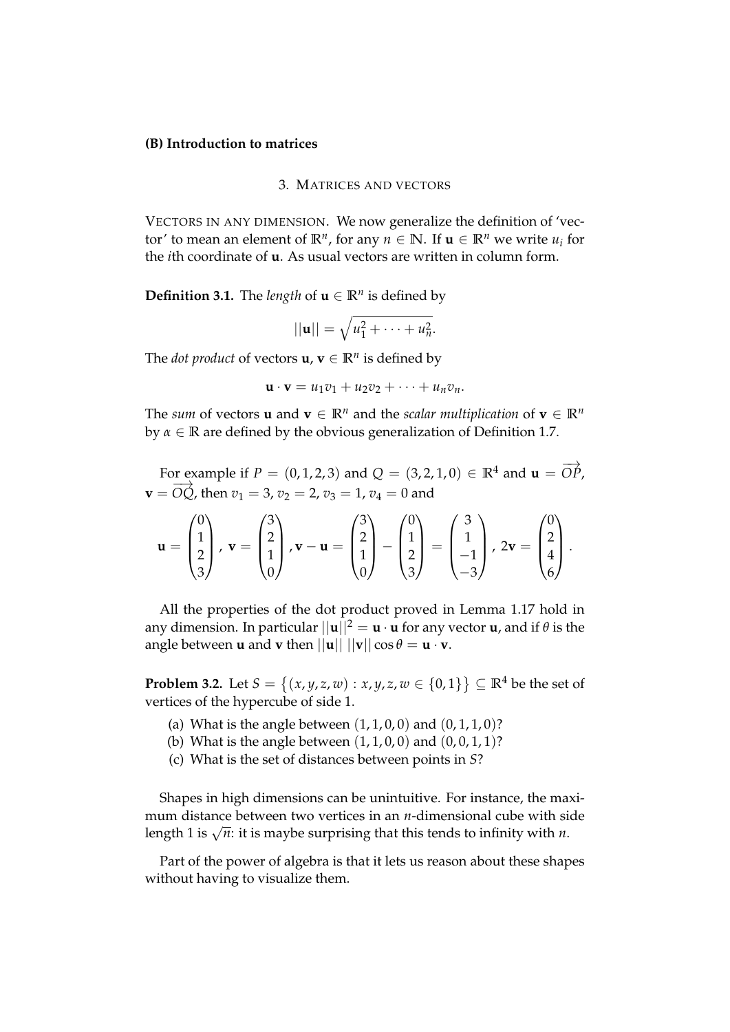**(B) Introduction to matrices**

## 3. Matrices and vectors

Vectors in any dimension. We now generalize the definition of 'vector' to mean an element of $\mathbb{R}^n$, for any $n \in \mathbb{N}$. If $\mathbf{u} \in \mathbb{R}^n$ we write $u_i$ for the $i$th coordinate of $\mathbf{u}$. As usual vectors are written in column form.

**Definition 3.1.** The *length* of $\mathbf{u} \in \mathbb{R}^n$ is defined by

$$||\mathbf{u}|| = \sqrt{u_1^2 + \cdots + u_n^2}.$$

The *dot product* of vectors $\mathbf{u}, \mathbf{v} \in \mathbb{R}^n$ is defined by

$$\mathbf{u} \cdot \mathbf{v} = u_1 v_1 + u_2 v_2 + \cdots + u_n v_n.$$

The *sum* of vectors $\mathbf{u}$ and $\mathbf{v} \in \mathbb{R}^n$ and the *scalar multiplication* of $\mathbf{v} \in \mathbb{R}^n$ by $\alpha \in \mathbb{R}$ are defined by the obvious generalization of Definition 1.7.

For example if $P = (0,1,2,3)$ and $Q = (3,2,1,0) \in \mathbb{R}^4$ and $\mathbf{u} = \overrightarrow{OP}$, $\mathbf{v} = \overrightarrow{OQ}$, then $v_1 = 3$, $v_2 = 2$, $v_3 = 1$, $v_4 = 0$ and

$$\mathbf{u} = \begin{pmatrix} 0 \\ 1 \\ 2 \\ 3 \end{pmatrix}, \ \mathbf{v} = \begin{pmatrix} 3 \\ 2 \\ 1 \\ 0 \end{pmatrix}, \mathbf{v} - \mathbf{u} = \begin{pmatrix} 3 \\ 2 \\ 1 \\ 0 \end{pmatrix} - \begin{pmatrix} 0 \\ 1 \\ 2 \\ 3 \end{pmatrix} = \begin{pmatrix} 3 \\ 1 \\ -1 \\ -3 \end{pmatrix}, \ 2\mathbf{v} = \begin{pmatrix} 0 \\ 2 \\ 4 \\ 6 \end{pmatrix}.$$

All the properties of the dot product proved in Lemma 1.17 hold in any dimension. In particular $||\mathbf{u}||^2 = \mathbf{u} \cdot \mathbf{u}$ for any vector $\mathbf{u}$, and if $\theta$ is the angle between $\mathbf{u}$ and $\mathbf{v}$ then $||\mathbf{u}|| \, ||\mathbf{v}|| \cos\theta = \mathbf{u} \cdot \mathbf{v}$.

**Problem 3.2.** Let $S = \{(x, y, z, w) : x, y, z, w \in \{0, 1\}\} \subseteq \mathbb{R}^4$ be the set of vertices of the hypercube of side 1.

(a) What is the angle between $(1,1,0,0)$ and $(0,1,1,0)$?
(b) What is the angle between $(1,1,0,0)$ and $(0,0,1,1)$?
(c) What is the set of distances between points in $S$?

Shapes in high dimensions can be unintuitive. For instance, the maximum distance between two vertices in an $n$-dimensional cube with side length 1 is $\sqrt{n}$: it is maybe surprising that this tends to infinity with $n$.

Part of the power of algebra is that it lets us reason about these shapes without having to visualize them.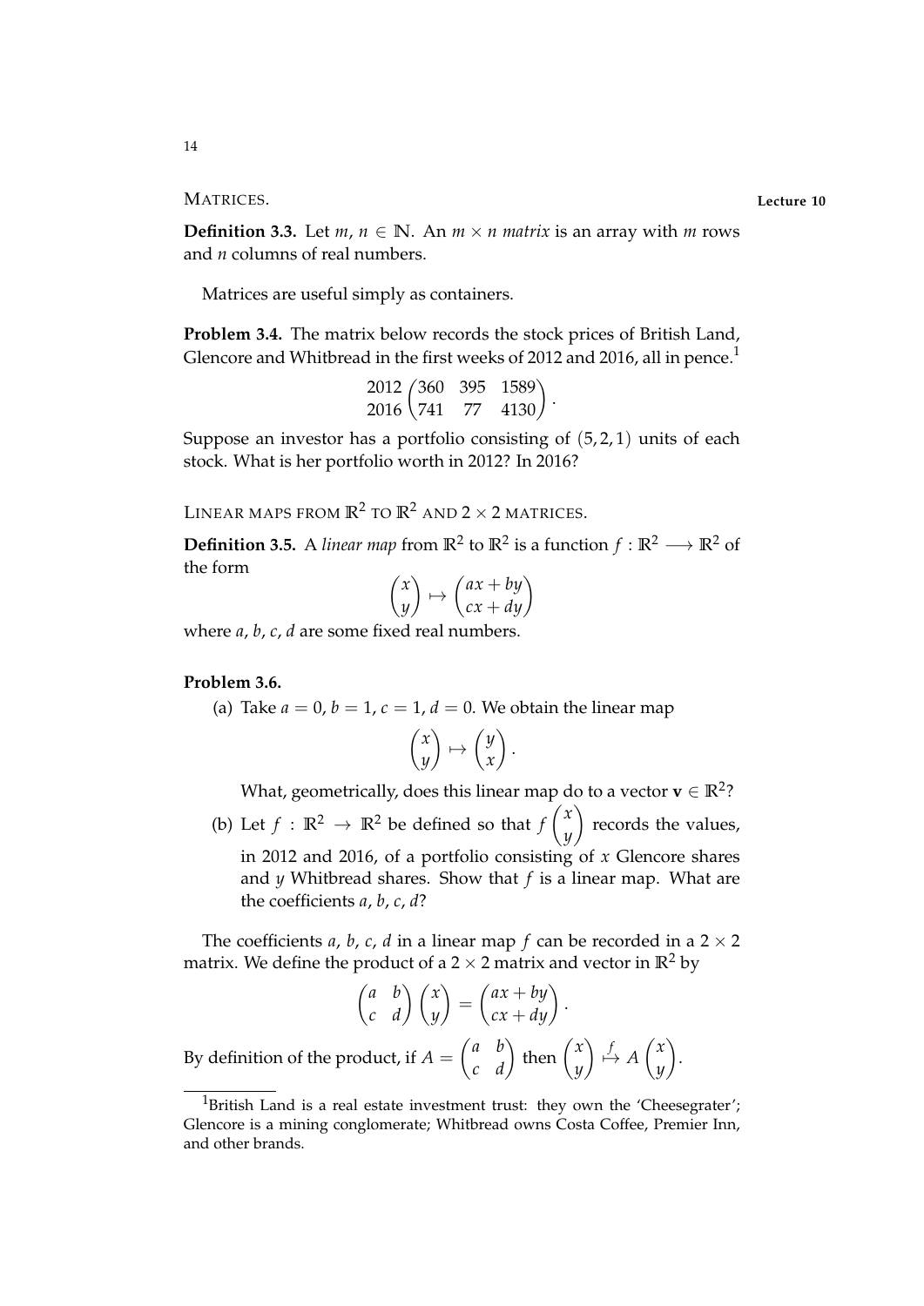## Matrices.

**Lecture 10**

**Definition 3.3.** Let $m, n \in \mathbb{N}$. An $m \times n$ *matrix* is an array with $m$ rows and $n$ columns of real numbers.

Matrices are useful simply as containers.

**Problem 3.4.** The matrix below records the stock prices of British Land, Glencore and Whitbread in the first weeks of 2012 and 2016, all in pence.[1]

$$\begin{matrix} 2012 \\ 2016 \end{matrix} \begin{pmatrix} 360 & 395 & 1589 \\ 741 & 77 & 4130 \end{pmatrix}.$$

Suppose an investor has a portfolio consisting of $(5, 2, 1)$ units of each stock. What is her portfolio worth in 2012? In 2016?

## Linear maps from $\mathbb{R}^2$ to $\mathbb{R}^2$ and $2 \times 2$ matrices.

**Definition 3.5.** A *linear map* from $\mathbb{R}^2$ to $\mathbb{R}^2$ is a function $f : \mathbb{R}^2 \longrightarrow \mathbb{R}^2$ of the form

$$\begin{pmatrix} x \\ y \end{pmatrix} \mapsto \begin{pmatrix} ax + by \\ cx + dy \end{pmatrix}$$

where $a, b, c, d$ are some fixed real numbers.

**Problem 3.6.**

(a) Take $a = 0$, $b = 1$, $c = 1$, $d = 0$. We obtain the linear map

$$\begin{pmatrix} x \\ y \end{pmatrix} \mapsto \begin{pmatrix} y \\ x \end{pmatrix}.$$

What, geometrically, does this linear map do to a vector $\mathbf{v} \in \mathbb{R}^2$?

(b) Let $f : \mathbb{R}^2 \to \mathbb{R}^2$ be defined so that $f \begin{pmatrix} x \\ y \end{pmatrix}$ records the values, in 2012 and 2016, of a portfolio consisting of $x$ Glencore shares and $y$ Whitbread shares. Show that $f$ is a linear map. What are the coefficients $a, b, c, d$?

The coefficients $a, b, c, d$ in a linear map $f$ can be recorded in a $2 \times 2$ matrix. We define the product of a $2 \times 2$ matrix and vector in $\mathbb{R}^2$ by

$$\begin{pmatrix} a & b \\ c & d \end{pmatrix} \begin{pmatrix} x \\ y \end{pmatrix} = \begin{pmatrix} ax + by \\ cx + dy \end{pmatrix}.$$

By definition of the product, if $A = \begin{pmatrix} a & b \\ c & d \end{pmatrix}$ then $\begin{pmatrix} x \\ y \end{pmatrix} \overset{f}{\mapsto} A \begin{pmatrix} x \\ y \end{pmatrix}$.

---

[1] British Land is a real estate investment trust: they own the 'Cheesegrater'; Glencore is a mining conglomerate; Whitbread owns Costa Coffee, Premier Inn, and other brands.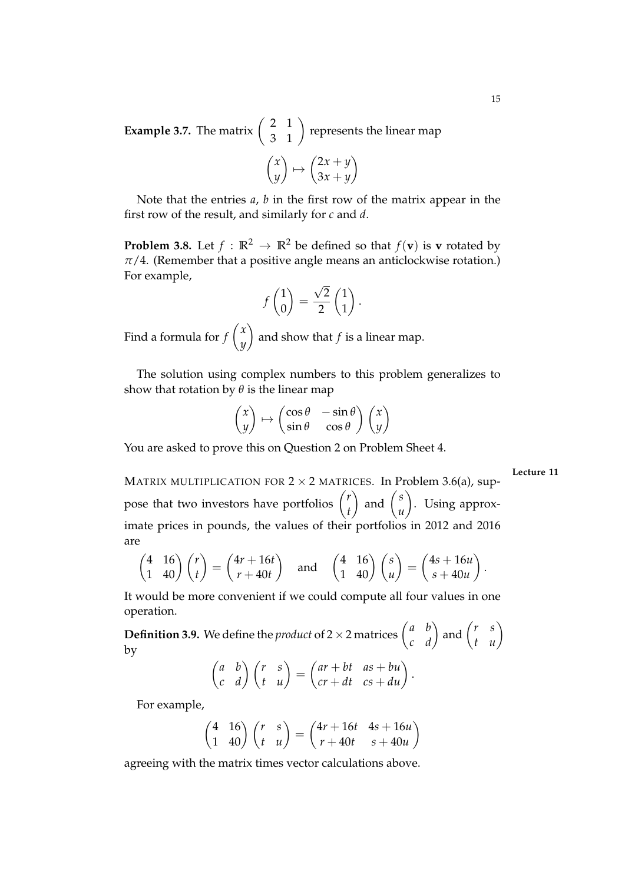**Example 3.7.** The matrix $\begin{pmatrix} 2 & 1 \\ 3 & 1 \end{pmatrix}$ represents the linear map

$$\begin{pmatrix} x \\ y \end{pmatrix} \mapsto \begin{pmatrix} 2x + y \\ 3x + y \end{pmatrix}$$

Note that the entries $a$, $b$ in the first row of the matrix appear in the first row of the result, and similarly for $c$ and $d$.

**Problem 3.8.** Let $f : \mathbb{R}^2 \to \mathbb{R}^2$ be defined so that $f(\mathbf{v})$ is $\mathbf{v}$ rotated by $\pi/4$. (Remember that a positive angle means an anticlockwise rotation.) For example,

$$f \begin{pmatrix} 1 \\ 0 \end{pmatrix} = \frac{\sqrt{2}}{2} \begin{pmatrix} 1 \\ 1 \end{pmatrix}.$$

Find a formula for $f \begin{pmatrix} x \\ y \end{pmatrix}$ and show that $f$ is a linear map.

The solution using complex numbers to this problem generalizes to show that rotation by $\theta$ is the linear map

$$\begin{pmatrix} x \\ y \end{pmatrix} \mapsto \begin{pmatrix} \cos\theta & -\sin\theta \\ \sin\theta & \cos\theta \end{pmatrix} \begin{pmatrix} x \\ y \end{pmatrix}$$

You are asked to prove this on Question 2 on Problem Sheet 4.

**Lecture 11**

MATRIX MULTIPLICATION FOR $2 \times 2$ MATRICES. In Problem 3.6(a), suppose that two investors have portfolios $\begin{pmatrix} r \\ t \end{pmatrix}$ and $\begin{pmatrix} s \\ u \end{pmatrix}$. Using approximate prices in pounds, the values of their portfolios in 2012 and 2016 are

$$\begin{pmatrix} 4 & 16 \\ 1 & 40 \end{pmatrix} \begin{pmatrix} r \\ t \end{pmatrix} = \begin{pmatrix} 4r + 16t \\ r + 40t \end{pmatrix} \quad \text{and} \quad \begin{pmatrix} 4 & 16 \\ 1 & 40 \end{pmatrix} \begin{pmatrix} s \\ u \end{pmatrix} = \begin{pmatrix} 4s + 16u \\ s + 40u \end{pmatrix}.$$

It would be more convenient if we could compute all four values in one operation.

**Definition 3.9.** We define the *product* of $2 \times 2$ matrices $\begin{pmatrix} a & b \\ c & d \end{pmatrix}$ and $\begin{pmatrix} r & s \\ t & u \end{pmatrix}$ by

$$\begin{pmatrix} a & b \\ c & d \end{pmatrix} \begin{pmatrix} r & s \\ t & u \end{pmatrix} = \begin{pmatrix} ar + bt & as + bu \\ cr + dt & cs + du \end{pmatrix}.$$

For example,

$$\begin{pmatrix} 4 & 16 \\ 1 & 40 \end{pmatrix} \begin{pmatrix} r & s \\ t & u \end{pmatrix} = \begin{pmatrix} 4r + 16t & 4s + 16u \\ r + 40t & s + 40u \end{pmatrix}$$

agreeing with the matrix times vector calculations above.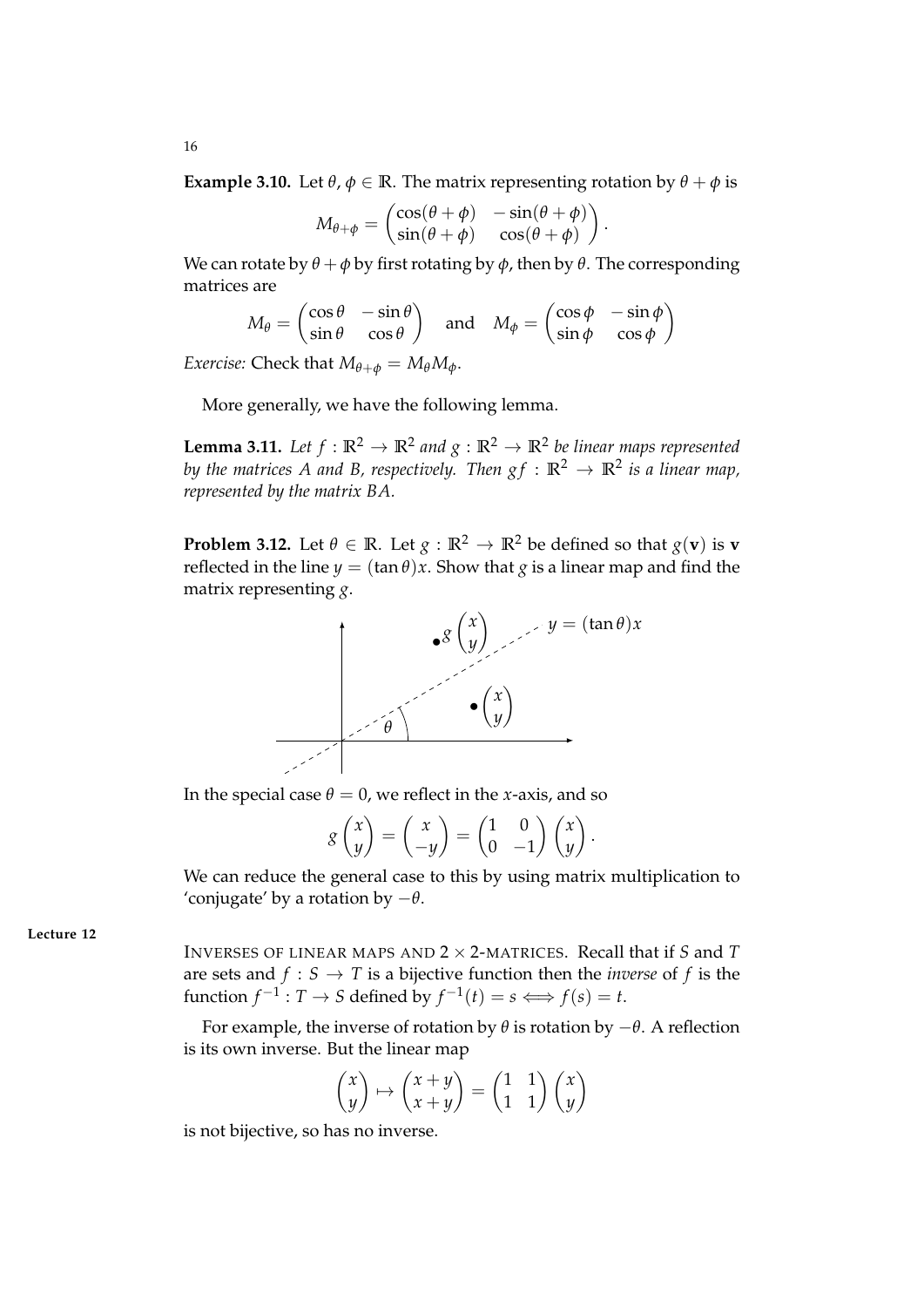**Example 3.10.** Let $\theta, \phi \in \mathbb{R}$. The matrix representing rotation by $\theta + \phi$ is

$$M_{\theta+\phi} = \begin{pmatrix} \cos(\theta+\phi) & -\sin(\theta+\phi) \\ \sin(\theta+\phi) & \cos(\theta+\phi) \end{pmatrix}.$$

We can rotate by $\theta + \phi$ by first rotating by $\phi$, then by $\theta$. The corresponding matrices are

$$M_\theta = \begin{pmatrix} \cos\theta & -\sin\theta \\ \sin\theta & \cos\theta \end{pmatrix} \quad \text{and} \quad M_\phi = \begin{pmatrix} \cos\phi & -\sin\phi \\ \sin\phi & \cos\phi \end{pmatrix}$$

*Exercise:* Check that $M_{\theta+\phi} = M_\theta M_\phi$.

More generally, we have the following lemma.

**Lemma 3.11.** *Let $f : \mathbb{R}^2 \to \mathbb{R}^2$ and $g : \mathbb{R}^2 \to \mathbb{R}^2$ be linear maps represented by the matrices $A$ and $B$, respectively. Then $gf : \mathbb{R}^2 \to \mathbb{R}^2$ is a linear map, represented by the matrix $BA$.*

**Problem 3.12.** Let $\theta \in \mathbb{R}$. Let $g : \mathbb{R}^2 \to \mathbb{R}^2$ be defined so that $g(\mathbf{v})$ is $\mathbf{v}$ reflected in the line $y = (\tan\theta)x$. Show that $g$ is a linear map and find the matrix representing $g$.

In the special case $\theta = 0$, we reflect in the $x$-axis, and so

$$g\begin{pmatrix} x \\ y \end{pmatrix} = \begin{pmatrix} x \\ -y \end{pmatrix} = \begin{pmatrix} 1 & 0 \\ 0 & -1 \end{pmatrix}\begin{pmatrix} x \\ y \end{pmatrix}.$$

We can reduce the general case to this by using matrix multiplication to 'conjugate' by a rotation by $-\theta$.

**Lecture 12**

INVERSES OF LINEAR MAPS AND $2 \times 2$-MATRICES. Recall that if $S$ and $T$ are sets and $f : S \to T$ is a bijective function then the *inverse* of $f$ is the function $f^{-1} : T \to S$ defined by $f^{-1}(t) = s \iff f(s) = t$.

For example, the inverse of rotation by $\theta$ is rotation by $-\theta$. A reflection is its own inverse. But the linear map

$$\begin{pmatrix} x \\ y \end{pmatrix} \mapsto \begin{pmatrix} x+y \\ x+y \end{pmatrix} = \begin{pmatrix} 1 & 1 \\ 1 & 1 \end{pmatrix}\begin{pmatrix} x \\ y \end{pmatrix}$$

is not bijective, so has no inverse.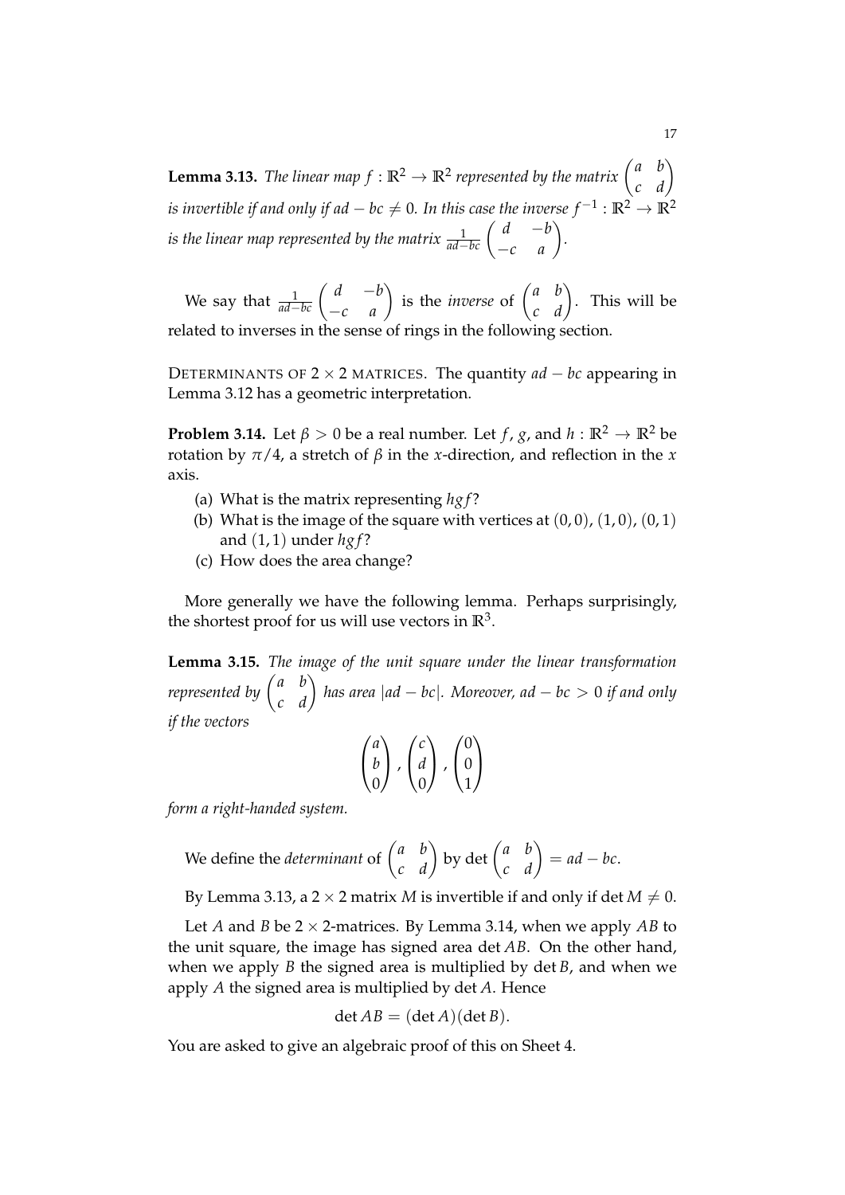**Lemma 3.13.** *The linear map $f : \mathbb{R}^2 \to \mathbb{R}^2$ represented by the matrix $\begin{pmatrix} a & b \\ c & d \end{pmatrix}$ is invertible if and only if $ad - bc \neq 0$. In this case the inverse $f^{-1} : \mathbb{R}^2 \to \mathbb{R}^2$ is the linear map represented by the matrix $\frac{1}{ad-bc}\begin{pmatrix} d & -b \\ -c & a \end{pmatrix}$.*

We say that $\frac{1}{ad-bc}\begin{pmatrix} d & -b \\ -c & a \end{pmatrix}$ is the *inverse* of $\begin{pmatrix} a & b \\ c & d \end{pmatrix}$. This will be related to inverses in the sense of rings in the following section.

DETERMINANTS OF $2 \times 2$ MATRICES. The quantity $ad - bc$ appearing in Lemma 3.12 has a geometric interpretation.

**Problem 3.14.** Let $\beta > 0$ be a real number. Let $f$, $g$, and $h : \mathbb{R}^2 \to \mathbb{R}^2$ be rotation by $\pi/4$, a stretch of $\beta$ in the $x$-direction, and reflection in the $x$ axis.

(a) What is the matrix representing $hgf$?
(b) What is the image of the square with vertices at $(0,0)$, $(1,0)$, $(0,1)$ and $(1,1)$ under $hgf$?
(c) How does the area change?

More generally we have the following lemma. Perhaps surprisingly, the shortest proof for us will use vectors in $\mathbb{R}^3$.

**Lemma 3.15.** *The image of the unit square under the linear transformation represented by $\begin{pmatrix} a & b \\ c & d \end{pmatrix}$ has area $|ad - bc|$. Moreover, $ad - bc > 0$ if and only if the vectors*

$$\begin{pmatrix} a \\ b \\ 0 \end{pmatrix}, \begin{pmatrix} c \\ d \\ 0 \end{pmatrix}, \begin{pmatrix} 0 \\ 0 \\ 1 \end{pmatrix}$$

*form a right-handed system.*

We define the *determinant* of $\begin{pmatrix} a & b \\ c & d \end{pmatrix}$ by $\det \begin{pmatrix} a & b \\ c & d \end{pmatrix} = ad - bc$.

By Lemma 3.13, a $2 \times 2$ matrix $M$ is invertible if and only if $\det M \neq 0$.

Let $A$ and $B$ be $2 \times 2$-matrices. By Lemma 3.14, when we apply $AB$ to the unit square, the image has signed area $\det AB$. On the other hand, when we apply $B$ the signed area is multiplied by $\det B$, and when we apply $A$ the signed area is multiplied by $\det A$. Hence

$$\det AB = (\det A)(\det B).$$

You are asked to give an algebraic proof of this on Sheet 4.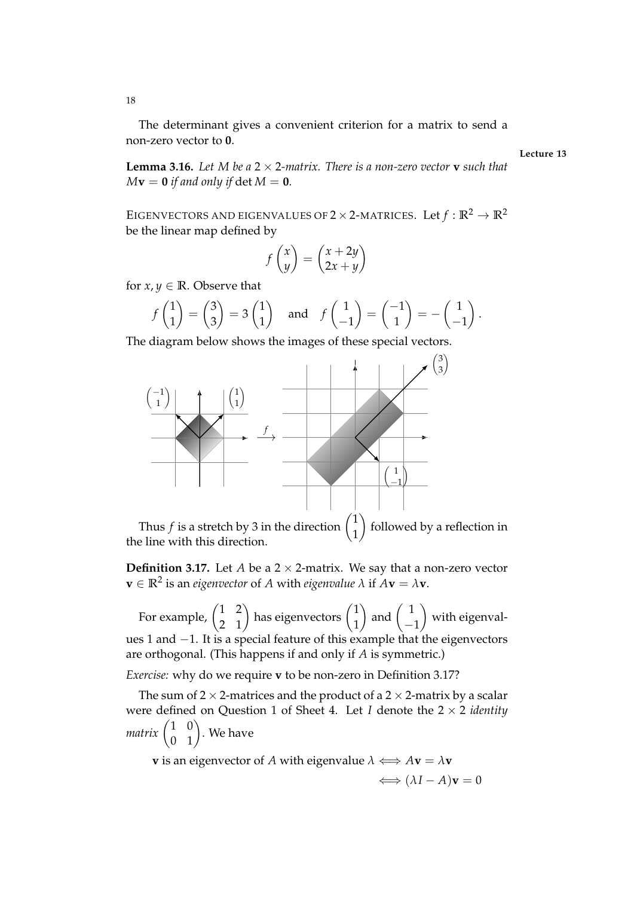The determinant gives a convenient criterion for a matrix to send a non-zero vector to $\mathbf{0}$.

**Lecture 13**

**Lemma 3.16.** *Let $M$ be a $2 \times 2$-matrix. There is a non-zero vector $\mathbf{v}$ such that $M\mathbf{v} = \mathbf{0}$ if and only if $\det M = \mathbf{0}$.*

EIGENVECTORS AND EIGENVALUES OF $2 \times 2$-MATRICES. Let $f : \mathbb{R}^2 \to \mathbb{R}^2$ be the linear map defined by

$$f\begin{pmatrix} x \\ y \end{pmatrix} = \begin{pmatrix} x + 2y \\ 2x + y \end{pmatrix}$$

for $x, y \in \mathbb{R}$. Observe that

$$f\begin{pmatrix} 1 \\ 1 \end{pmatrix} = \begin{pmatrix} 3 \\ 3 \end{pmatrix} = 3\begin{pmatrix} 1 \\ 1 \end{pmatrix} \quad \text{and} \quad f\begin{pmatrix} 1 \\ -1 \end{pmatrix} = \begin{pmatrix} -1 \\ 1 \end{pmatrix} = -\begin{pmatrix} 1 \\ -1 \end{pmatrix}.$$

The diagram below shows the images of these special vectors.

Thus $f$ is a stretch by 3 in the direction $\begin{pmatrix} 1 \\ 1 \end{pmatrix}$ followed by a reflection in the line with this direction.

**Definition 3.17.** Let $A$ be a $2 \times 2$-matrix. We say that a non-zero vector $\mathbf{v} \in \mathbb{R}^2$ is an *eigenvector* of $A$ with *eigenvalue* $\lambda$ if $A\mathbf{v} = \lambda\mathbf{v}$.

For example, $\begin{pmatrix} 1 & 2 \\ 2 & 1 \end{pmatrix}$ has eigenvectors $\begin{pmatrix} 1 \\ 1 \end{pmatrix}$ and $\begin{pmatrix} 1 \\ -1 \end{pmatrix}$ with eigenvalues 1 and $-1$. It is a special feature of this example that the eigenvectors are orthogonal. (This happens if and only if $A$ is symmetric.)

*Exercise:* why do we require $\mathbf{v}$ to be non-zero in Definition 3.17?

The sum of $2 \times 2$-matrices and the product of a $2 \times 2$-matrix by a scalar were defined on Question 1 of Sheet 4. Let $I$ denote the $2 \times 2$ *identity matrix* $\begin{pmatrix} 1 & 0 \\ 0 & 1 \end{pmatrix}$. We have

$$\begin{aligned} \mathbf{v} \text{ is an eigenvector of } A \text{ with eigenvalue } \lambda &\iff A\mathbf{v} = \lambda\mathbf{v} \\ &\iff (\lambda I - A)\mathbf{v} = 0 \end{aligned}$$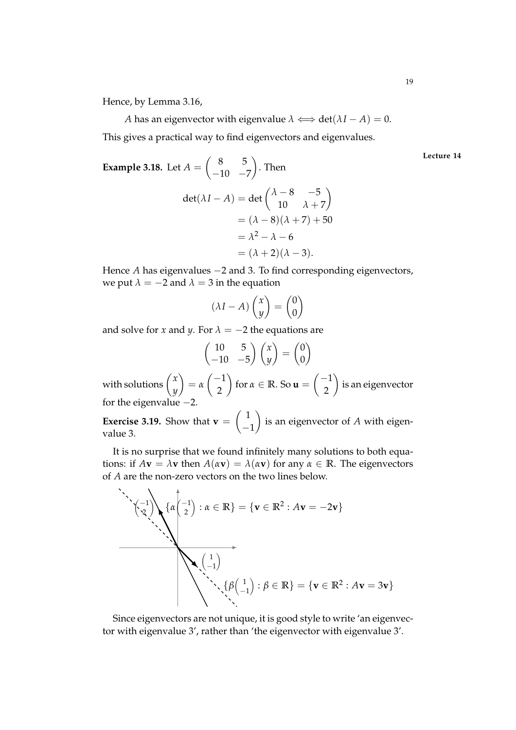Hence, by Lemma 3.16,

$$A \text{ has an eigenvector with eigenvalue } \lambda \iff \det(\lambda I - A) = 0.$$

This gives a practical way to find eigenvectors and eigenvalues.

Lecture 14

**Example 3.18.** Let $A = \begin{pmatrix} 8 & 5 \\ -10 & -7 \end{pmatrix}$. Then

$$\begin{aligned}
\det(\lambda I - A) &= \det \begin{pmatrix} \lambda - 8 & -5 \\ 10 & \lambda + 7 \end{pmatrix} \\
&= (\lambda - 8)(\lambda + 7) + 50 \\
&= \lambda^2 - \lambda - 6 \\
&= (\lambda + 2)(\lambda - 3).
\end{aligned}$$

Hence $A$ has eigenvalues $-2$ and $3$. To find corresponding eigenvectors, we put $\lambda = -2$ and $\lambda = 3$ in the equation

$$(\lambda I - A) \begin{pmatrix} x \\ y \end{pmatrix} = \begin{pmatrix} 0 \\ 0 \end{pmatrix}$$

and solve for $x$ and $y$. For $\lambda = -2$ the equations are

$$\begin{pmatrix} 10 & 5 \\ -10 & -5 \end{pmatrix} \begin{pmatrix} x \\ y \end{pmatrix} = \begin{pmatrix} 0 \\ 0 \end{pmatrix}$$

with solutions $\begin{pmatrix} x \\ y \end{pmatrix} = \alpha \begin{pmatrix} -1 \\ 2 \end{pmatrix}$ for $\alpha \in \mathbb{R}$. So $\mathbf{u} = \begin{pmatrix} -1 \\ 2 \end{pmatrix}$ is an eigenvector for the eigenvalue $-2$.

**Exercise 3.19.** Show that $\mathbf{v} = \begin{pmatrix} 1 \\ -1 \end{pmatrix}$ is an eigenvector of $A$ with eigenvalue 3.

It is no surprise that we found infinitely many solutions to both equations: if $A\mathbf{v} = \lambda\mathbf{v}$ then $A(\alpha\mathbf{v}) = \lambda(\alpha\mathbf{v})$ for any $\alpha \in \mathbb{R}$. The eigenvectors of $A$ are the non-zero vectors on the two lines below.

$\begin{pmatrix} -1 \\ 2 \end{pmatrix}$ $\{\alpha\begin{pmatrix} -1 \\ 2 \end{pmatrix} : \alpha \in \mathbb{R}\} = \{\mathbf{v} \in \mathbb{R}^2 : A\mathbf{v} = -2\mathbf{v}\}$

$\begin{pmatrix} 1 \\ -1 \end{pmatrix}$ $\{\beta\begin{pmatrix} 1 \\ -1 \end{pmatrix} : \beta \in \mathbb{R}\} = \{\mathbf{v} \in \mathbb{R}^2 : A\mathbf{v} = 3\mathbf{v}\}$

Since eigenvectors are not unique, it is good style to write 'an eigenvector with eigenvalue 3', rather than 'the eigenvector with eigenvalue 3'.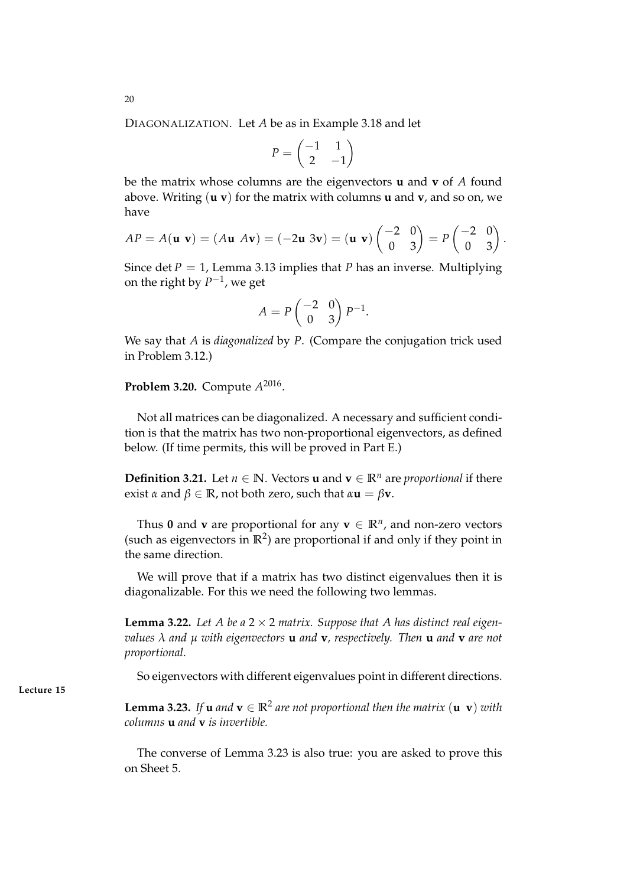DIAGONALIZATION. Let $A$ be as in Example 3.18 and let

$$P = \begin{pmatrix} -1 & 1 \\ 2 & -1 \end{pmatrix}$$

be the matrix whose columns are the eigenvectors $\mathbf{u}$ and $\mathbf{v}$ of $A$ found above. Writing $(\mathbf{u}\ \mathbf{v})$ for the matrix with columns $\mathbf{u}$ and $\mathbf{v}$, and so on, we have

$$AP = A(\mathbf{u}\ \mathbf{v}) = (A\mathbf{u}\ A\mathbf{v}) = (-2\mathbf{u}\ 3\mathbf{v}) = (\mathbf{u}\ \mathbf{v})\begin{pmatrix} -2 & 0 \\ 0 & 3 \end{pmatrix} = P\begin{pmatrix} -2 & 0 \\ 0 & 3 \end{pmatrix}.$$

Since $\det P = 1$, Lemma 3.13 implies that $P$ has an inverse. Multiplying on the right by $P^{-1}$, we get

$$A = P\begin{pmatrix} -2 & 0 \\ 0 & 3 \end{pmatrix}P^{-1}.$$

We say that $A$ is *diagonalized* by $P$. (Compare the conjugation trick used in Problem 3.12.)

**Problem 3.20.** Compute $A^{2016}$.

Not all matrices can be diagonalized. A necessary and sufficient condition is that the matrix has two non-proportional eigenvectors, as defined below. (If time permits, this will be proved in Part E.)

**Definition 3.21.** Let $n \in \mathbb{N}$. Vectors $\mathbf{u}$ and $\mathbf{v} \in \mathbb{R}^n$ are *proportional* if there exist $\alpha$ and $\beta \in \mathbb{R}$, not both zero, such that $\alpha\mathbf{u} = \beta\mathbf{v}$.

Thus $\mathbf{0}$ and $\mathbf{v}$ are proportional for any $\mathbf{v} \in \mathbb{R}^n$, and non-zero vectors (such as eigenvectors in $\mathbb{R}^2$) are proportional if and only if they point in the same direction.

We will prove that if a matrix has two distinct eigenvalues then it is diagonalizable. For this we need the following two lemmas.

**Lemma 3.22.** *Let $A$ be a $2 \times 2$ matrix. Suppose that $A$ has distinct real eigenvalues $\lambda$ and $\mu$ with eigenvectors $\mathbf{u}$ and $\mathbf{v}$, respectively. Then $\mathbf{u}$ and $\mathbf{v}$ are not proportional.*

So eigenvectors with different eigenvalues point in different directions.

**Lecture 15**

**Lemma 3.23.** *If $\mathbf{u}$ and $\mathbf{v} \in \mathbb{R}^2$ are not proportional then the matrix $(\mathbf{u}\ \mathbf{v})$ with columns $\mathbf{u}$ and $\mathbf{v}$ is invertible.*

The converse of Lemma 3.23 is also true: you are asked to prove this on Sheet 5.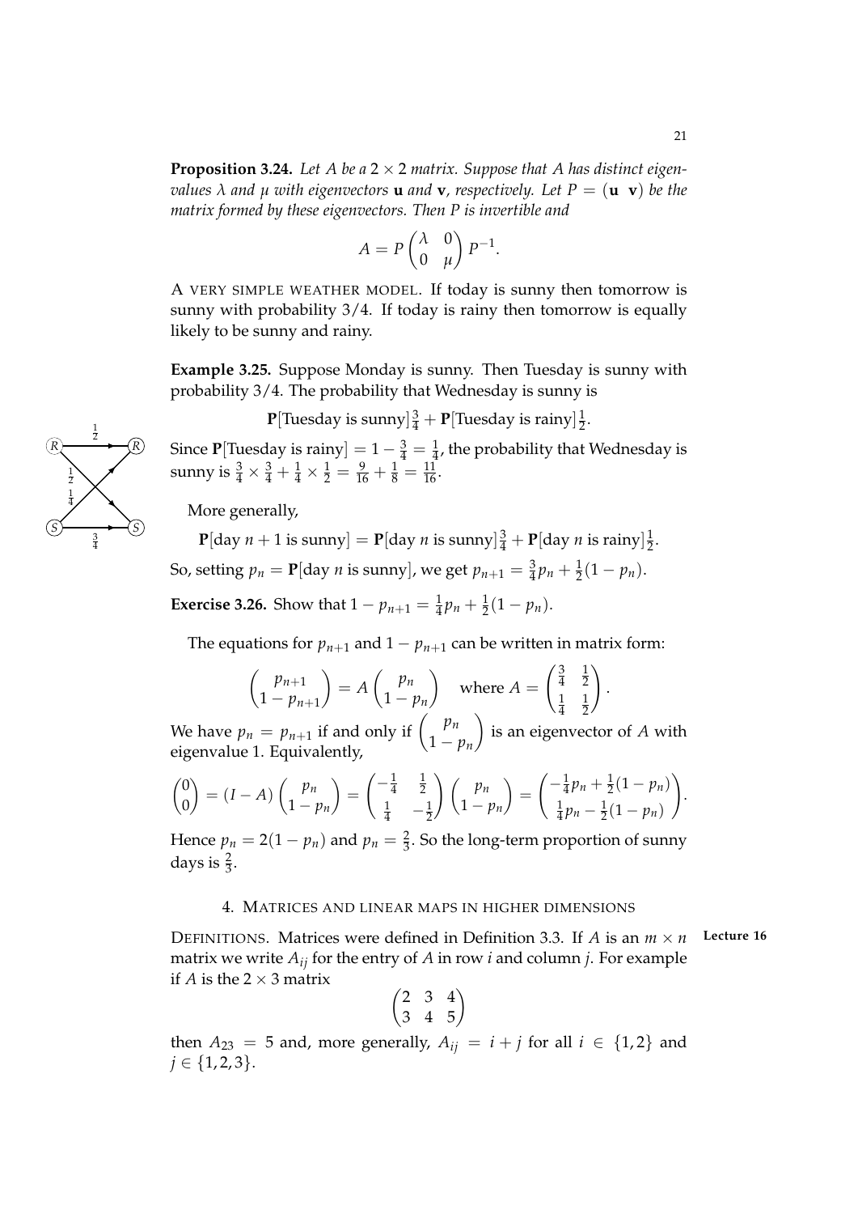**Proposition 3.24.** *Let $A$ be a $2 \times 2$ matrix. Suppose that $A$ has distinct eigenvalues $\lambda$ and $\mu$ with eigenvectors $\mathbf{u}$ and $\mathbf{v}$, respectively. Let $P = (\mathbf{u}\ \ \mathbf{v})$ be the matrix formed by these eigenvectors. Then $P$ is invertible and*

$$A = P \begin{pmatrix} \lambda & 0 \\ 0 & \mu \end{pmatrix} P^{-1}.$$

A VERY SIMPLE WEATHER MODEL. If today is sunny then tomorrow is sunny with probability 3/4. If today is rainy then tomorrow is equally likely to be sunny and rainy.

**Example 3.25.** Suppose Monday is sunny. Then Tuesday is sunny with probability 3/4. The probability that Wednesday is sunny is

$$\mathbf{P}[\text{Tuesday is sunny}]\tfrac{3}{4} + \mathbf{P}[\text{Tuesday is rainy}]\tfrac{1}{2}.$$

Since $\mathbf{P}[\text{Tuesday is rainy}] = 1 - \frac{3}{4} = \frac{1}{4}$, the probability that Wednesday is sunny is $\frac{3}{4} \times \frac{3}{4} + \frac{1}{4} \times \frac{1}{2} = \frac{9}{16} + \frac{1}{8} = \frac{11}{16}$.

More generally,

$$\mathbf{P}[\text{day } n+1 \text{ is sunny}] = \mathbf{P}[\text{day } n \text{ is sunny}]\tfrac{3}{4} + \mathbf{P}[\text{day } n \text{ is rainy}]\tfrac{1}{2}.$$

So, setting $p_n = \mathbf{P}[\text{day } n \text{ is sunny}]$, we get $p_{n+1} = \frac{3}{4}p_n + \frac{1}{2}(1 - p_n)$.

**Exercise 3.26.** Show that $1 - p_{n+1} = \frac{1}{4}p_n + \frac{1}{2}(1 - p_n)$.

The equations for $p_{n+1}$ and $1 - p_{n+1}$ can be written in matrix form:

$$\begin{pmatrix} p_{n+1} \\ 1 - p_{n+1} \end{pmatrix} = A \begin{pmatrix} p_n \\ 1 - p_n \end{pmatrix} \quad \text{where } A = \begin{pmatrix} \frac{3}{4} & \frac{1}{2} \\ \frac{1}{4} & \frac{1}{2} \end{pmatrix}.$$

We have $p_n = p_{n+1}$ if and only if $\begin{pmatrix} p_n \\ 1 - p_n \end{pmatrix}$ is an eigenvector of $A$ with eigenvalue 1. Equivalently,

$$\begin{pmatrix} 0 \\ 0 \end{pmatrix} = (I - A) \begin{pmatrix} p_n \\ 1 - p_n \end{pmatrix} = \begin{pmatrix} -\frac{1}{4} & \frac{1}{2} \\ \frac{1}{4} & -\frac{1}{2} \end{pmatrix} \begin{pmatrix} p_n \\ 1 - p_n \end{pmatrix} = \begin{pmatrix} -\frac{1}{4}p_n + \frac{1}{2}(1 - p_n) \\ \frac{1}{4}p_n - \frac{1}{2}(1 - p_n) \end{pmatrix}.$$

Hence $p_n = 2(1 - p_n)$ and $p_n = \frac{2}{3}$. So the long-term proportion of sunny days is $\frac{2}{3}$.

## 4. MATRICES AND LINEAR MAPS IN HIGHER DIMENSIONS

Lecture 16

DEFINITIONS. Matrices were defined in Definition 3.3. If $A$ is an $m \times n$ matrix we write $A_{ij}$ for the entry of $A$ in row $i$ and column $j$. For example if $A$ is the $2 \times 3$ matrix

$$\begin{pmatrix} 2 & 3 & 4 \\ 3 & 4 & 5 \end{pmatrix}$$

then $A_{23} = 5$ and, more generally, $A_{ij} = i + j$ for all $i \in \{1, 2\}$ and $j \in \{1, 2, 3\}$.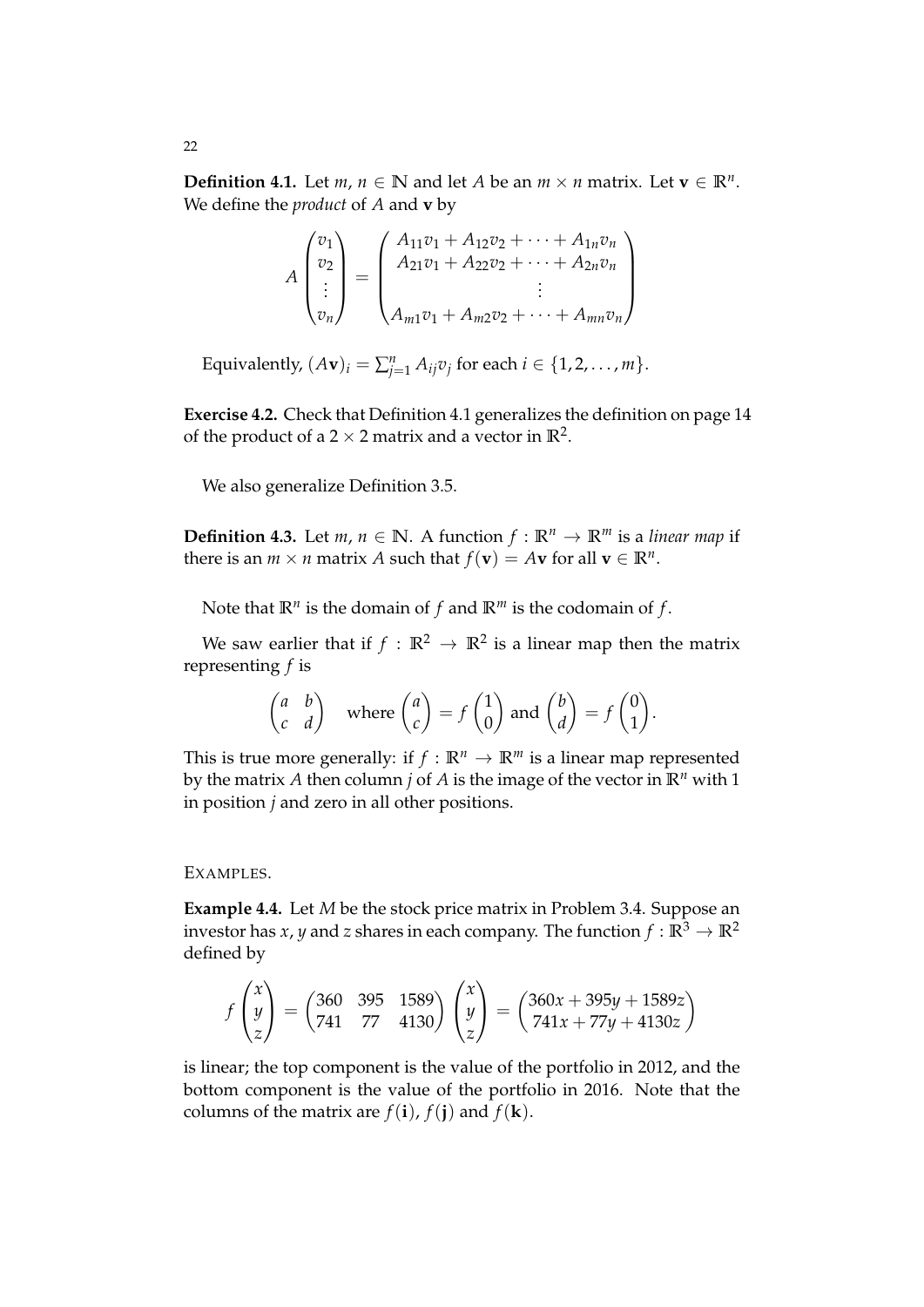**Definition 4.1.** Let $m, n \in \mathbb{N}$ and let $A$ be an $m \times n$ matrix. Let $\mathbf{v} \in \mathbb{R}^n$. We define the *product* of $A$ and $\mathbf{v}$ by

$$A \begin{pmatrix} v_1 \\ v_2 \\ \vdots \\ v_n \end{pmatrix} = \begin{pmatrix} A_{11}v_1 + A_{12}v_2 + \cdots + A_{1n}v_n \\ A_{21}v_1 + A_{22}v_2 + \cdots + A_{2n}v_n \\ \vdots \\ A_{m1}v_1 + A_{m2}v_2 + \cdots + A_{mn}v_n \end{pmatrix}$$

Equivalently, $(A\mathbf{v})_i = \sum_{j=1}^{n} A_{ij}v_j$ for each $i \in \{1, 2, \ldots, m\}$.

**Exercise 4.2.** Check that Definition 4.1 generalizes the definition on page 14 of the product of a $2 \times 2$ matrix and a vector in $\mathbb{R}^2$.

We also generalize Definition 3.5.

**Definition 4.3.** Let $m, n \in \mathbb{N}$. A function $f : \mathbb{R}^n \to \mathbb{R}^m$ is a *linear map* if there is an $m \times n$ matrix $A$ such that $f(\mathbf{v}) = A\mathbf{v}$ for all $\mathbf{v} \in \mathbb{R}^n$.

Note that $\mathbb{R}^n$ is the domain of $f$ and $\mathbb{R}^m$ is the codomain of $f$.

We saw earlier that if $f : \mathbb{R}^2 \to \mathbb{R}^2$ is a linear map then the matrix representing $f$ is

$$\begin{pmatrix} a & b \\ c & d \end{pmatrix} \quad \text{where } \begin{pmatrix} a \\ c \end{pmatrix} = f\begin{pmatrix} 1 \\ 0 \end{pmatrix} \text{ and } \begin{pmatrix} b \\ d \end{pmatrix} = f\begin{pmatrix} 0 \\ 1 \end{pmatrix}.$$

This is true more generally: if $f : \mathbb{R}^n \to \mathbb{R}^m$ is a linear map represented by the matrix $A$ then column $j$ of $A$ is the image of the vector in $\mathbb{R}^n$ with 1 in position $j$ and zero in all other positions.

EXAMPLES.

**Example 4.4.** Let $M$ be the stock price matrix in Problem 3.4. Suppose an investor has $x$, $y$ and $z$ shares in each company. The function $f : \mathbb{R}^3 \to \mathbb{R}^2$ defined by

$$f\begin{pmatrix} x \\ y \\ z \end{pmatrix} = \begin{pmatrix} 360 & 395 & 1589 \\ 741 & 77 & 4130 \end{pmatrix} \begin{pmatrix} x \\ y \\ z \end{pmatrix} = \begin{pmatrix} 360x + 395y + 1589z \\ 741x + 77y + 4130z \end{pmatrix}$$

is linear; the top component is the value of the portfolio in 2012, and the bottom component is the value of the portfolio in 2016. Note that the columns of the matrix are $f(\mathbf{i})$, $f(\mathbf{j})$ and $f(\mathbf{k})$.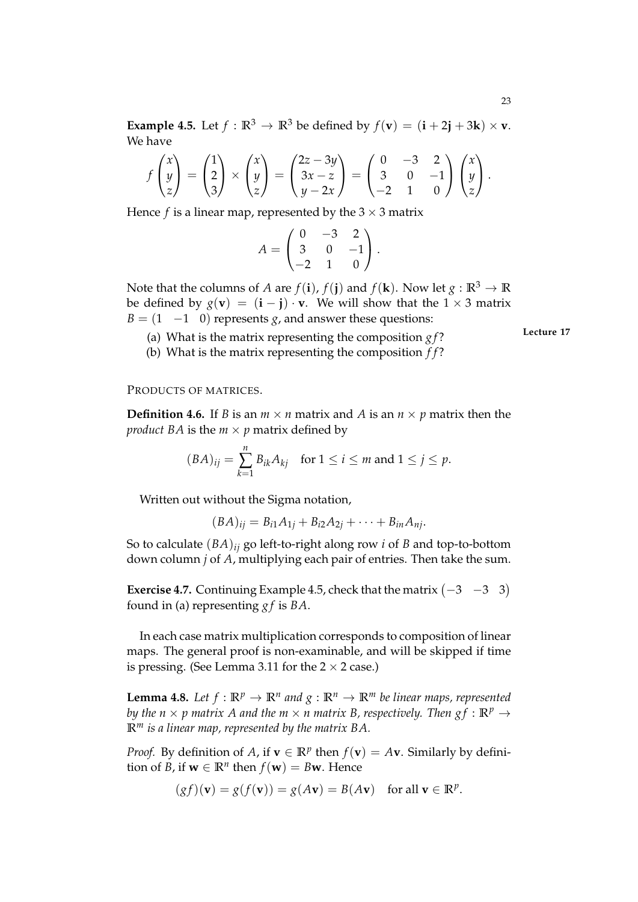**Example 4.5.** Let $f : \mathbb{R}^3 \to \mathbb{R}^3$ be defined by $f(\mathbf{v}) = (\mathbf{i} + 2\mathbf{j} + 3\mathbf{k}) \times \mathbf{v}$. We have

$$f\begin{pmatrix} x \\ y \\ z \end{pmatrix} = \begin{pmatrix} 1 \\ 2 \\ 3 \end{pmatrix} \times \begin{pmatrix} x \\ y \\ z \end{pmatrix} = \begin{pmatrix} 2z - 3y \\ 3x - z \\ y - 2x \end{pmatrix} = \begin{pmatrix} 0 & -3 & 2 \\ 3 & 0 & -1 \\ -2 & 1 & 0 \end{pmatrix} \begin{pmatrix} x \\ y \\ z \end{pmatrix}.$$

Hence $f$ is a linear map, represented by the $3 \times 3$ matrix

$$A = \begin{pmatrix} 0 & -3 & 2 \\ 3 & 0 & -1 \\ -2 & 1 & 0 \end{pmatrix}.$$

Note that the columns of $A$ are $f(\mathbf{i})$, $f(\mathbf{j})$ and $f(\mathbf{k})$. Now let $g : \mathbb{R}^3 \to \mathbb{R}$ be defined by $g(\mathbf{v}) = (\mathbf{i} - \mathbf{j}) \cdot \mathbf{v}$. We will show that the $1 \times 3$ matrix $B = \begin{pmatrix} 1 & -1 & 0 \end{pmatrix}$ represents $g$, and answer these questions:

(a) What is the matrix representing the composition $gf$?

(b) What is the matrix representing the composition $ff$?

Lecture 17

PRODUCTS OF MATRICES.

**Definition 4.6.** If $B$ is an $m \times n$ matrix and $A$ is an $n \times p$ matrix then the *product* $BA$ is the $m \times p$ matrix defined by

$$(BA)_{ij} = \sum_{k=1}^{n} B_{ik} A_{kj} \quad \text{for } 1 \leq i \leq m \text{ and } 1 \leq j \leq p.$$

Written out without the Sigma notation,

$$(BA)_{ij} = B_{i1}A_{1j} + B_{i2}A_{2j} + \cdots + B_{in}A_{nj}.$$

So to calculate $(BA)_{ij}$ go left-to-right along row $i$ of $B$ and top-to-bottom down column $j$ of $A$, multiplying each pair of entries. Then take the sum.

**Exercise 4.7.** Continuing Example 4.5, check that the matrix $\begin{pmatrix} -3 & -3 & 3 \end{pmatrix}$ found in (a) representing $gf$ is $BA$.

In each case matrix multiplication corresponds to composition of linear maps. The general proof is non-examinable, and will be skipped if time is pressing. (See Lemma 3.11 for the $2 \times 2$ case.)

**Lemma 4.8.** *Let $f : \mathbb{R}^p \to \mathbb{R}^n$ and $g : \mathbb{R}^n \to \mathbb{R}^m$ be linear maps, represented by the $n \times p$ matrix $A$ and the $m \times n$ matrix $B$, respectively. Then $gf : \mathbb{R}^p \to \mathbb{R}^m$ is a linear map, represented by the matrix $BA$.*

*Proof.* By definition of $A$, if $\mathbf{v} \in \mathbb{R}^p$ then $f(\mathbf{v}) = A\mathbf{v}$. Similarly by definition of $B$, if $\mathbf{w} \in \mathbb{R}^n$ then $f(\mathbf{w}) = B\mathbf{w}$. Hence

$$(gf)(\mathbf{v}) = g(f(\mathbf{v})) = g(A\mathbf{v}) = B(A\mathbf{v}) \quad \text{for all } \mathbf{v} \in \mathbb{R}^p.$$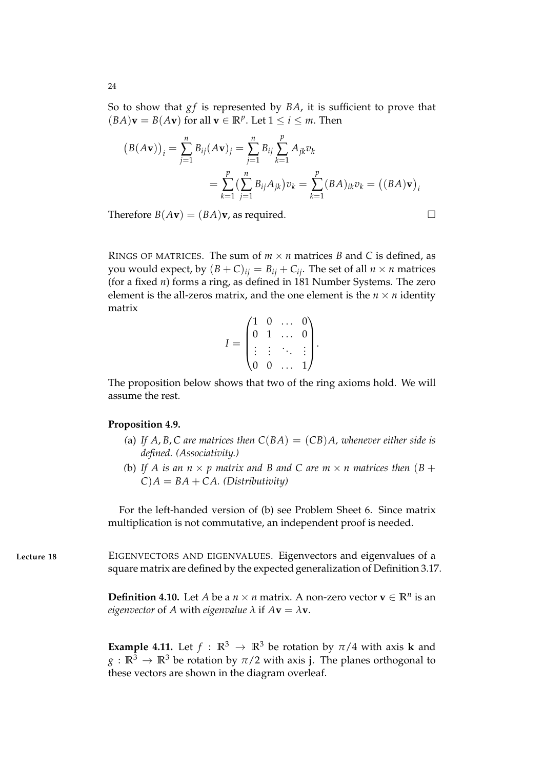So to show that $gf$ is represented by $BA$, it is sufficient to prove that $(BA)\mathbf{v} = B(A\mathbf{v})$ for all $\mathbf{v} \in \mathbb{R}^p$. Let $1 \leq i \leq m$. Then

$$
\begin{aligned}
\big(B(A\mathbf{v})\big)_i = \sum_{j=1}^{n} B_{ij}(A\mathbf{v})_j = \sum_{j=1}^{n} B_{ij} \sum_{k=1}^{p} A_{jk} v_k \\
= \sum_{k=1}^{p} \big(\sum_{j=1}^{n} B_{ij} A_{jk}\big) v_k = \sum_{k=1}^{p} (BA)_{ik} v_k = \big((BA)\mathbf{v}\big)_i
\end{aligned}
$$

Therefore $B(A\mathbf{v}) = (BA)\mathbf{v}$, as required. □

RINGS OF MATRICES. The sum of $m \times n$ matrices $B$ and $C$ is defined, as you would expect, by $(B + C)_{ij} = B_{ij} + C_{ij}$. The set of all $n \times n$ matrices (for a fixed $n$) forms a ring, as defined in 181 Number Systems. The zero element is the all-zeros matrix, and the one element is the $n \times n$ identity matrix

$$
I = \begin{pmatrix} 1 & 0 & \dots & 0 \\ 0 & 1 & \dots & 0 \\ \vdots & \vdots & \ddots & \vdots \\ 0 & 0 & \dots & 1 \end{pmatrix}.
$$

The proposition below shows that two of the ring axioms hold. We will assume the rest.

**Proposition 4.9.**

(a) *If $A, B, C$ are matrices then $C(BA) = (CB)A$, whenever either side is defined. (Associativity.)*

(b) *If $A$ is an $n \times p$ matrix and $B$ and $C$ are $m \times n$ matrices then $(B + C)A = BA + CA$. (Distributivity)*

For the left-handed version of (b) see Problem Sheet 6. Since matrix multiplication is not commutative, an independent proof is needed.

**Lecture 18**

EIGENVECTORS AND EIGENVALUES. Eigenvectors and eigenvalues of a square matrix are defined by the expected generalization of Definition 3.17.

**Definition 4.10.** Let $A$ be a $n \times n$ matrix. A non-zero vector $\mathbf{v} \in \mathbb{R}^n$ is an *eigenvector* of $A$ with *eigenvalue* $\lambda$ if $A\mathbf{v} = \lambda\mathbf{v}$.

**Example 4.11.** Let $f : \mathbb{R}^3 \to \mathbb{R}^3$ be rotation by $\pi/4$ with axis $\mathbf{k}$ and $g : \mathbb{R}^3 \to \mathbb{R}^3$ be rotation by $\pi/2$ with axis $\mathbf{j}$. The planes orthogonal to these vectors are shown in the diagram overleaf.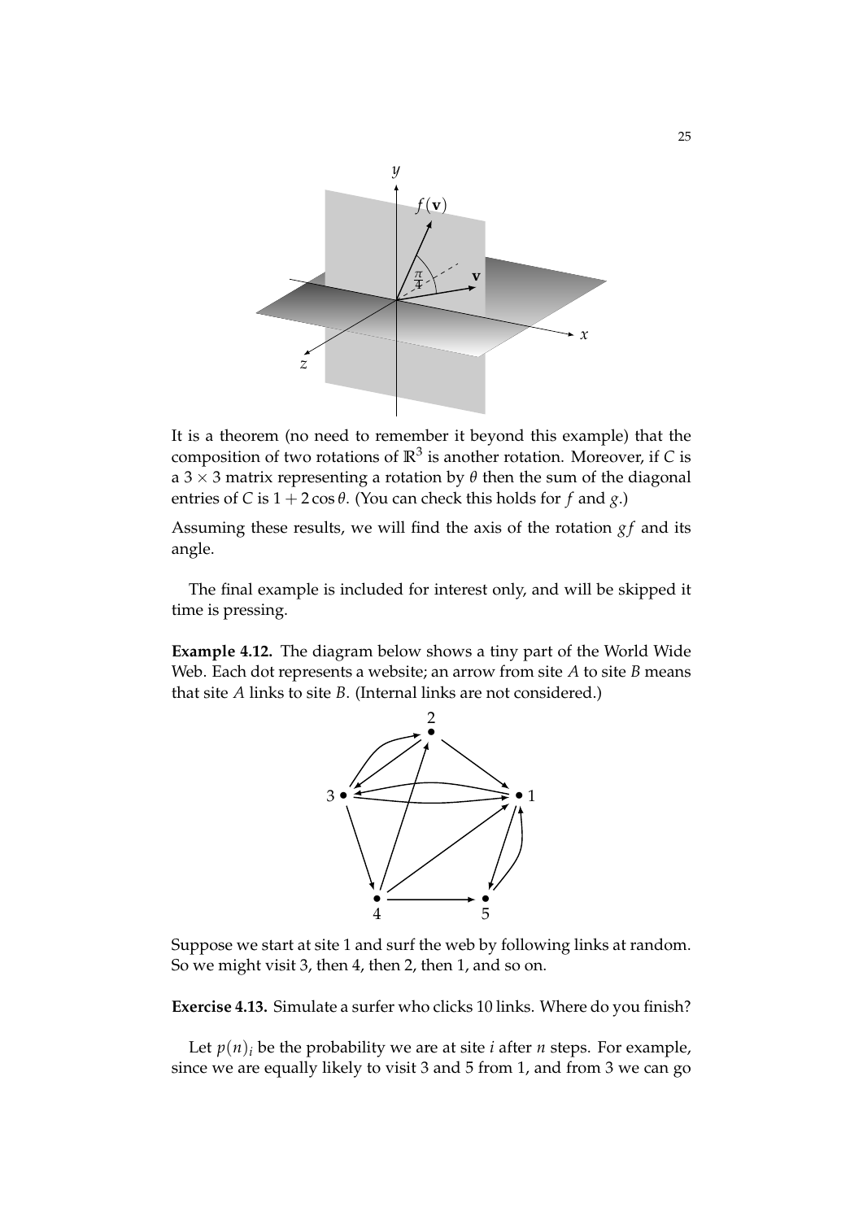It is a theorem (no need to remember it beyond this example) that the composition of two rotations of $\mathbb{R}^3$ is another rotation. Moreover, if $C$ is a $3 \times 3$ matrix representing a rotation by $\theta$ then the sum of the diagonal entries of $C$ is $1 + 2\cos\theta$. (You can check this holds for $f$ and $g$.)

Assuming these results, we will find the axis of the rotation $gf$ and its angle.

The final example is included for interest only, and will be skipped it time is pressing.

**Example 4.12.** The diagram below shows a tiny part of the World Wide Web. Each dot represents a website; an arrow from site $A$ to site $B$ means that site $A$ links to site $B$. (Internal links are not considered.)

Suppose we start at site 1 and surf the web by following links at random. So we might visit 3, then 4, then 2, then 1, and so on.

**Exercise 4.13.** Simulate a surfer who clicks 10 links. Where do you finish?

Let $p(n)_i$ be the probability we are at site $i$ after $n$ steps. For example, since we are equally likely to visit 3 and 5 from 1, and from 3 we can go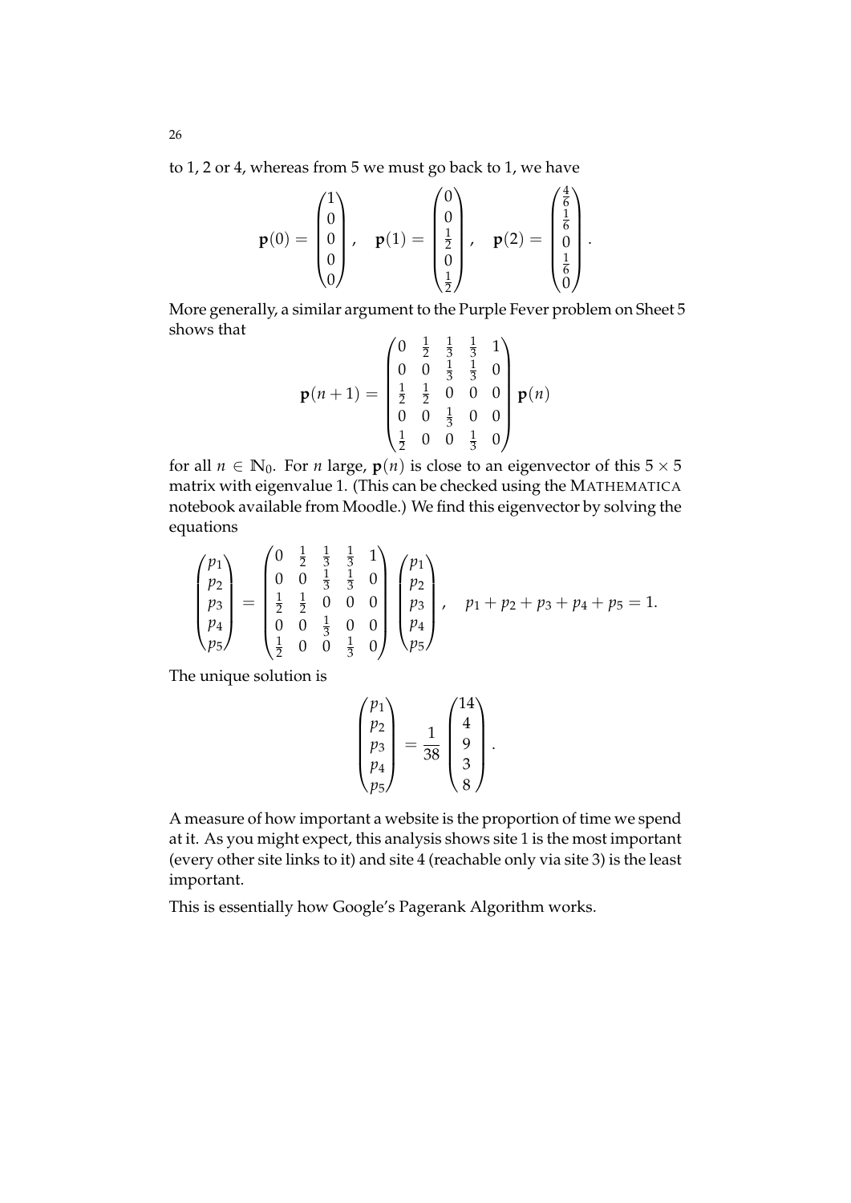to 1, 2 or 4, whereas from 5 we must go back to 1, we have

$$\mathbf{p}(0) = \begin{pmatrix} 1 \\ 0 \\ 0 \\ 0 \\ 0 \end{pmatrix}, \quad \mathbf{p}(1) = \begin{pmatrix} 0 \\ 0 \\ \frac{1}{2} \\ 0 \\ \frac{1}{2} \end{pmatrix}, \quad \mathbf{p}(2) = \begin{pmatrix} \frac{4}{6} \\ \frac{1}{6} \\ 0 \\ \frac{1}{6} \\ 0 \end{pmatrix}.$$

More generally, a similar argument to the Purple Fever problem on Sheet 5 shows that

$$\mathbf{p}(n+1) = \begin{pmatrix} 0 & \frac{1}{2} & \frac{1}{3} & \frac{1}{3} & 1 \\ 0 & 0 & \frac{1}{3} & \frac{1}{3} & 0 \\ \frac{1}{2} & \frac{1}{2} & 0 & 0 & 0 \\ 0 & 0 & \frac{1}{3} & 0 & 0 \\ \frac{1}{2} & 0 & 0 & \frac{1}{3} & 0 \end{pmatrix} \mathbf{p}(n)$$

for all $n \in \mathbb{N}_0$. For $n$ large, $\mathbf{p}(n)$ is close to an eigenvector of this $5 \times 5$ matrix with eigenvalue 1. (This can be checked using the MATHEMATICA notebook available from Moodle.) We find this eigenvector by solving the equations

$$\begin{pmatrix} p_1 \\ p_2 \\ p_3 \\ p_4 \\ p_5 \end{pmatrix} = \begin{pmatrix} 0 & \frac{1}{2} & \frac{1}{3} & \frac{1}{3} & 1 \\ 0 & 0 & \frac{1}{3} & \frac{1}{3} & 0 \\ \frac{1}{2} & \frac{1}{2} & 0 & 0 & 0 \\ 0 & 0 & \frac{1}{3} & 0 & 0 \\ \frac{1}{2} & 0 & 0 & \frac{1}{3} & 0 \end{pmatrix} \begin{pmatrix} p_1 \\ p_2 \\ p_3 \\ p_4 \\ p_5 \end{pmatrix}, \quad p_1 + p_2 + p_3 + p_4 + p_5 = 1.$$

The unique solution is

$$\begin{pmatrix} p_1 \\ p_2 \\ p_3 \\ p_4 \\ p_5 \end{pmatrix} = \frac{1}{38} \begin{pmatrix} 14 \\ 4 \\ 9 \\ 3 \\ 8 \end{pmatrix}.$$

A measure of how important a website is the proportion of time we spend at it. As you might expect, this analysis shows site 1 is the most important (every other site links to it) and site 4 (reachable only via site 3) is the least important.

This is essentially how Google's Pagerank Algorithm works.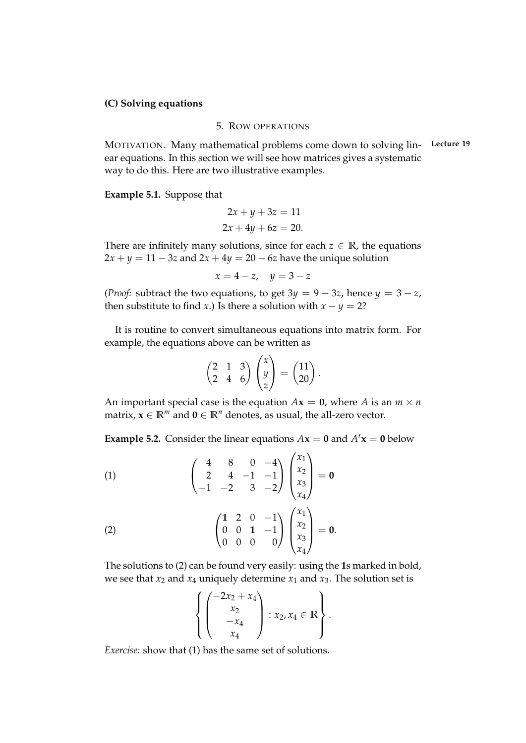**(C) Solving equations**

## 5. Row operations

Motivation. Many mathematical problems come down to solving linear equations. In this section we will see how matrices gives a systematic way to do this. Here are two illustrative examples.

Lecture 19

**Example 5.1.** Suppose that

$$
\begin{aligned}
2x + y + 3z &= 11 \\
2x + 4y + 6z &= 20.
\end{aligned}
$$

There are infinitely many solutions, since for each $z \in \mathbb{R}$, the equations $2x + y = 11 - 3z$ and $2x + 4y = 20 - 6z$ have the unique solution

$$
x = 4 - z, \quad y = 3 - z
$$

(*Proof:* subtract the two equations, to get $3y = 9 - 3z$, hence $y = 3 - z$, then substitute to find $x$.) Is there a solution with $x - y = 2$?

It is routine to convert simultaneous equations into matrix form. For example, the equations above can be written as

$$
\begin{pmatrix} 2 & 1 & 3 \\ 2 & 4 & 6 \end{pmatrix} \begin{pmatrix} x \\ y \\ z \end{pmatrix} = \begin{pmatrix} 11 \\ 20 \end{pmatrix}.
$$

An important special case is the equation $A\mathbf{x} = \mathbf{0}$, where $A$ is an $m \times n$ matrix, $\mathbf{x} \in \mathbb{R}^m$ and $\mathbf{0} \in \mathbb{R}^n$ denotes, as usual, the all-zero vector.

**Example 5.2.** Consider the linear equations $A\mathbf{x} = \mathbf{0}$ and $A'\mathbf{x} = \mathbf{0}$ below

$$
(1) \qquad \begin{pmatrix} 4 & 8 & 0 & -4 \\ 2 & 4 & -1 & -1 \\ -1 & -2 & 3 & -2 \end{pmatrix} \begin{pmatrix} x_1 \\ x_2 \\ x_3 \\ x_4 \end{pmatrix} = \mathbf{0}
$$

$$
(2) \qquad \begin{pmatrix} \mathbf{1} & 2 & 0 & -1 \\ 0 & 0 & \mathbf{1} & -1 \\ 0 & 0 & 0 & 0 \end{pmatrix} \begin{pmatrix} x_1 \\ x_2 \\ x_3 \\ x_4 \end{pmatrix} = \mathbf{0}.
$$

The solutions to (2) can be found very easily: using the **1**s marked in bold, we see that $x_2$ and $x_4$ uniquely determine $x_1$ and $x_3$. The solution set is

$$
\left\{ \begin{pmatrix} -2x_2 + x_4 \\ x_2 \\ -x_4 \\ x_4 \end{pmatrix} : x_2, x_4 \in \mathbb{R} \right\}.
$$

*Exercise:* show that (1) has the same set of solutions.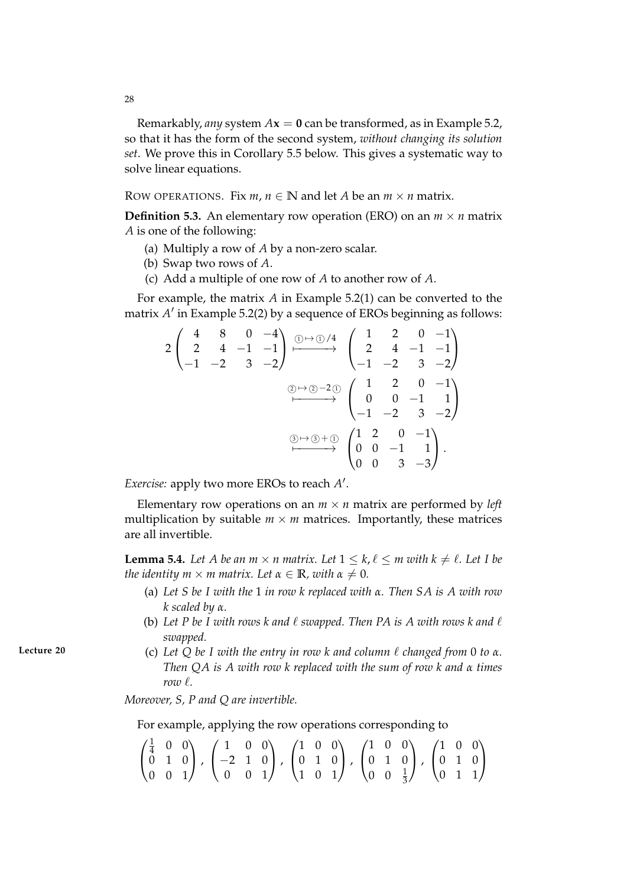Remarkably, *any* system $A\mathbf{x} = \mathbf{0}$ can be transformed, as in Example 5.2, so that it has the form of the second system, *without changing its solution set*. We prove this in Corollary 5.5 below. This gives a systematic way to solve linear equations.

ROW OPERATIONS. Fix $m, n \in \mathbb{N}$ and let $A$ be an $m \times n$ matrix.

**Definition 5.3.** An elementary row operation (ERO) on an $m \times n$ matrix $A$ is one of the following:

(a) Multiply a row of $A$ by a non-zero scalar.

(b) Swap two rows of $A$.

(c) Add a multiple of one row of $A$ to another row of $A$.

For example, the matrix $A$ in Example 5.2(1) can be converted to the matrix $A'$ in Example 5.2(2) by a sequence of EROs beginning as follows:

$$2\begin{pmatrix} 4 & 8 & 0 & -4 \\ 2 & 4 & -1 & -1 \\ -1 & -2 & 3 & -2 \end{pmatrix} \xmapsto{①\mapsto ①/4} \begin{pmatrix} 1 & 2 & 0 & -1 \\ 2 & 4 & -1 & -1 \\ -1 & -2 & 3 & -2 \end{pmatrix}$$

$$\xmapsto{②\mapsto ② - 2①} \begin{pmatrix} 1 & 2 & 0 & -1 \\ 0 & 0 & -1 & 1 \\ -1 & -2 & 3 & -2 \end{pmatrix}$$

$$\xmapsto{③\mapsto ③ + ①} \begin{pmatrix} 1 & 2 & 0 & -1 \\ 0 & 0 & -1 & 1 \\ 0 & 0 & 3 & -3 \end{pmatrix}.$$

*Exercise:* apply two more EROs to reach $A'$.

Elementary row operations on an $m \times n$ matrix are performed by *left* multiplication by suitable $m \times m$ matrices. Importantly, these matrices are all invertible.

Lecture 20

**Lemma 5.4.** *Let $A$ be an $m \times n$ matrix. Let $1 \leq k, \ell \leq m$ with $k \neq \ell$. Let $I$ be the identity $m \times m$ matrix. Let $\alpha \in \mathbb{R}$, with $\alpha \neq 0$.*

*(a) Let $S$ be $I$ with the 1 in row $k$ replaced with $\alpha$. Then $SA$ is $A$ with row $k$ scaled by $\alpha$.*

*(b) Let $P$ be $I$ with rows $k$ and $\ell$ swapped. Then $PA$ is $A$ with rows $k$ and $\ell$ swapped.*

*(c) Let $Q$ be $I$ with the entry in row $k$ and column $\ell$ changed from 0 to $\alpha$. Then $QA$ is $A$ with row $k$ replaced with the sum of row $k$ and $\alpha$ times row $\ell$.*

*Moreover, $S$, $P$ and $Q$ are invertible.*

For example, applying the row operations corresponding to

$$\begin{pmatrix} \frac{1}{4} & 0 & 0 \\ 0 & 1 & 0 \\ 0 & 0 & 1 \end{pmatrix}, \begin{pmatrix} 1 & 0 & 0 \\ -2 & 1 & 0 \\ 0 & 0 & 1 \end{pmatrix}, \begin{pmatrix} 1 & 0 & 0 \\ 0 & 1 & 0 \\ 1 & 0 & 1 \end{pmatrix}, \begin{pmatrix} 1 & 0 & 0 \\ 0 & 1 & 0 \\ 0 & 0 & \frac{1}{3} \end{pmatrix}, \begin{pmatrix} 1 & 0 & 0 \\ 0 & 1 & 0 \\ 0 & 1 & 1 \end{pmatrix}$$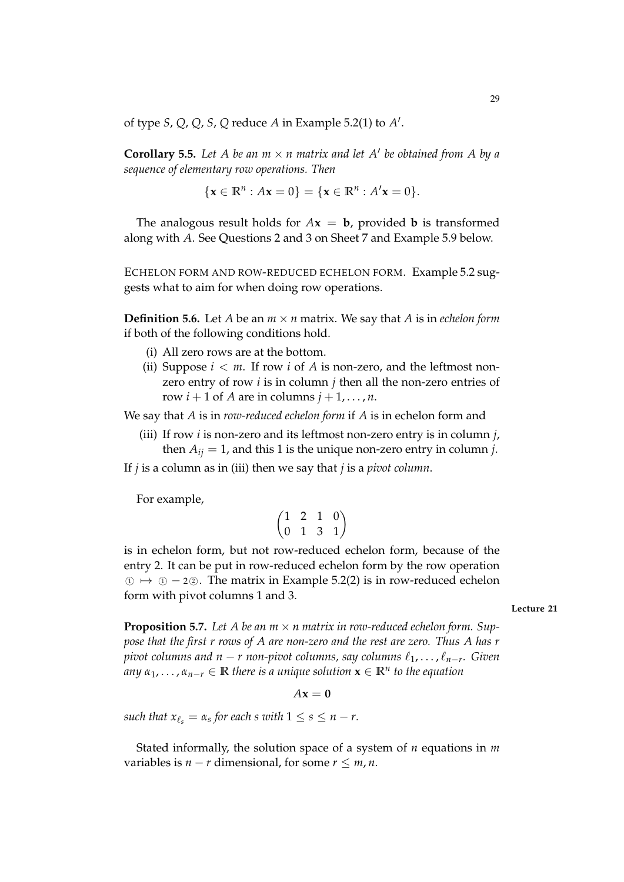of type $S$, $Q$, $Q$, $S$, $Q$ reduce $A$ in Example 5.2(1) to $A'$.

**Corollary 5.5.** *Let $A$ be an $m \times n$ matrix and let $A'$ be obtained from $A$ by a sequence of elementary row operations. Then*

$$\{\mathbf{x} \in \mathbb{R}^n : A\mathbf{x} = 0\} = \{\mathbf{x} \in \mathbb{R}^n : A'\mathbf{x} = 0\}.$$

The analogous result holds for $A\mathbf{x} = \mathbf{b}$, provided $\mathbf{b}$ is transformed along with $A$. See Questions 2 and 3 on Sheet 7 and Example 5.9 below.

ECHELON FORM AND ROW-REDUCED ECHELON FORM. Example 5.2 suggests what to aim for when doing row operations.

**Definition 5.6.** Let $A$ be an $m \times n$ matrix. We say that $A$ is in *echelon form* if both of the following conditions hold.

(i) All zero rows are at the bottom.
(ii) Suppose $i < m$. If row $i$ of $A$ is non-zero, and the leftmost non-zero entry of row $i$ is in column $j$ then all the non-zero entries of row $i + 1$ of $A$ are in columns $j + 1, \ldots, n$.

We say that $A$ is in *row-reduced echelon form* if $A$ is in echelon form and

(iii) If row $i$ is non-zero and its leftmost non-zero entry is in column $j$, then $A_{ij} = 1$, and this 1 is the unique non-zero entry in column $j$.

If $j$ is a column as in (iii) then we say that $j$ is a *pivot column*.

For example,

$$\begin{pmatrix} 1 & 2 & 1 & 0 \\ 0 & 1 & 3 & 1 \end{pmatrix}$$

is in echelon form, but not row-reduced echelon form, because of the entry 2. It can be put in row-reduced echelon form by the row operation $① \mapsto ① - 2②$. The matrix in Example 5.2(2) is in row-reduced echelon form with pivot columns 1 and 3.

**Lecture 21**

**Proposition 5.7.** *Let $A$ be an $m \times n$ matrix in row-reduced echelon form. Suppose that the first $r$ rows of $A$ are non-zero and the rest are zero. Thus $A$ has $r$ pivot columns and $n - r$ non-pivot columns, say columns $\ell_1, \ldots, \ell_{n-r}$. Given any $\alpha_1, \ldots, \alpha_{n-r} \in \mathbb{R}$ there is a unique solution $\mathbf{x} \in \mathbb{R}^n$ to the equation*

$$A\mathbf{x} = \mathbf{0}$$

*such that $x_{\ell_s} = \alpha_s$ for each $s$ with $1 \leq s \leq n - r$.*

Stated informally, the solution space of a system of $n$ equations in $m$ variables is $n - r$ dimensional, for some $r \leq m, n$.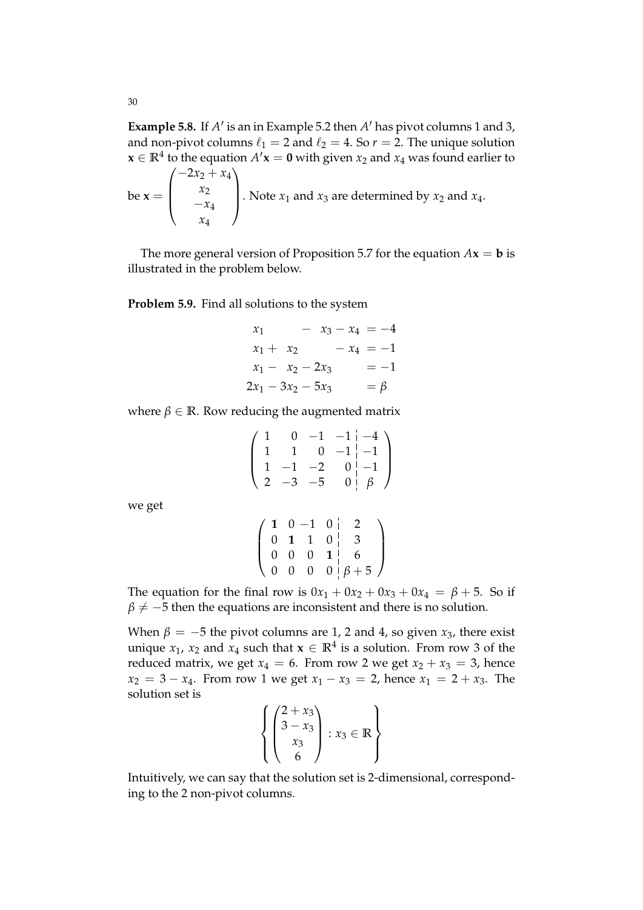**Example 5.8.** If $A'$ is an in Example 5.2 then $A'$ has pivot columns 1 and 3, and non-pivot columns $\ell_1 = 2$ and $\ell_2 = 4$. So $r = 2$. The unique solution $\mathbf{x} \in \mathbb{R}^4$ to the equation $A'\mathbf{x} = \mathbf{0}$ with given $x_2$ and $x_4$ was found earlier to be $\mathbf{x} = \begin{pmatrix} -2x_2 + x_4 \\ x_2 \\ -x_4 \\ x_4 \end{pmatrix}$. Note $x_1$ and $x_3$ are determined by $x_2$ and $x_4$.

The more general version of Proposition 5.7 for the equation $A\mathbf{x} = \mathbf{b}$ is illustrated in the problem below.

**Problem 5.9.** Find all solutions to the system

$$
\begin{aligned}
x_1 \qquad - x_3 - x_4 &= -4 \\
x_1 + x_2 \qquad - x_4 &= -1 \\
x_1 - x_2 - 2x_3 \qquad &= -1 \\
2x_1 - 3x_2 - 5x_3 \qquad &= \beta
\end{aligned}
$$

where $\beta \in \mathbb{R}$. Row reducing the augmented matrix

$$
\left(\begin{array}{rrrr|r}
1 & 0 & -1 & -1 & -4 \\
1 & 1 & 0 & -1 & -1 \\
1 & -1 & -2 & 0 & -1 \\
2 & -3 & -5 & 0 & \beta
\end{array}\right)
$$

we get

$$
\left(\begin{array}{rrrr|c}
\mathbf{1} & 0 & -1 & 0 & 2 \\
0 & \mathbf{1} & 1 & 0 & 3 \\
0 & 0 & 0 & \mathbf{1} & 6 \\
0 & 0 & 0 & 0 & \beta + 5
\end{array}\right)
$$

The equation for the final row is $0x_1 + 0x_2 + 0x_3 + 0x_4 = \beta + 5$. So if $\beta \neq -5$ then the equations are inconsistent and there is no solution.

When $\beta = -5$ the pivot columns are 1, 2 and 4, so given $x_3$, there exist unique $x_1$, $x_2$ and $x_4$ such that $\mathbf{x} \in \mathbb{R}^4$ is a solution. From row 3 of the reduced matrix, we get $x_4 = 6$. From row 2 we get $x_2 + x_3 = 3$, hence $x_2 = 3 - x_4$. From row 1 we get $x_1 - x_3 = 2$, hence $x_1 = 2 + x_3$. The solution set is

$$
\left\{ \begin{pmatrix} 2 + x_3 \\ 3 - x_3 \\ x_3 \\ 6 \end{pmatrix} : x_3 \in \mathbb{R} \right\}
$$

Intuitively, we can say that the solution set is 2-dimensional, corresponding to the 2 non-pivot columns.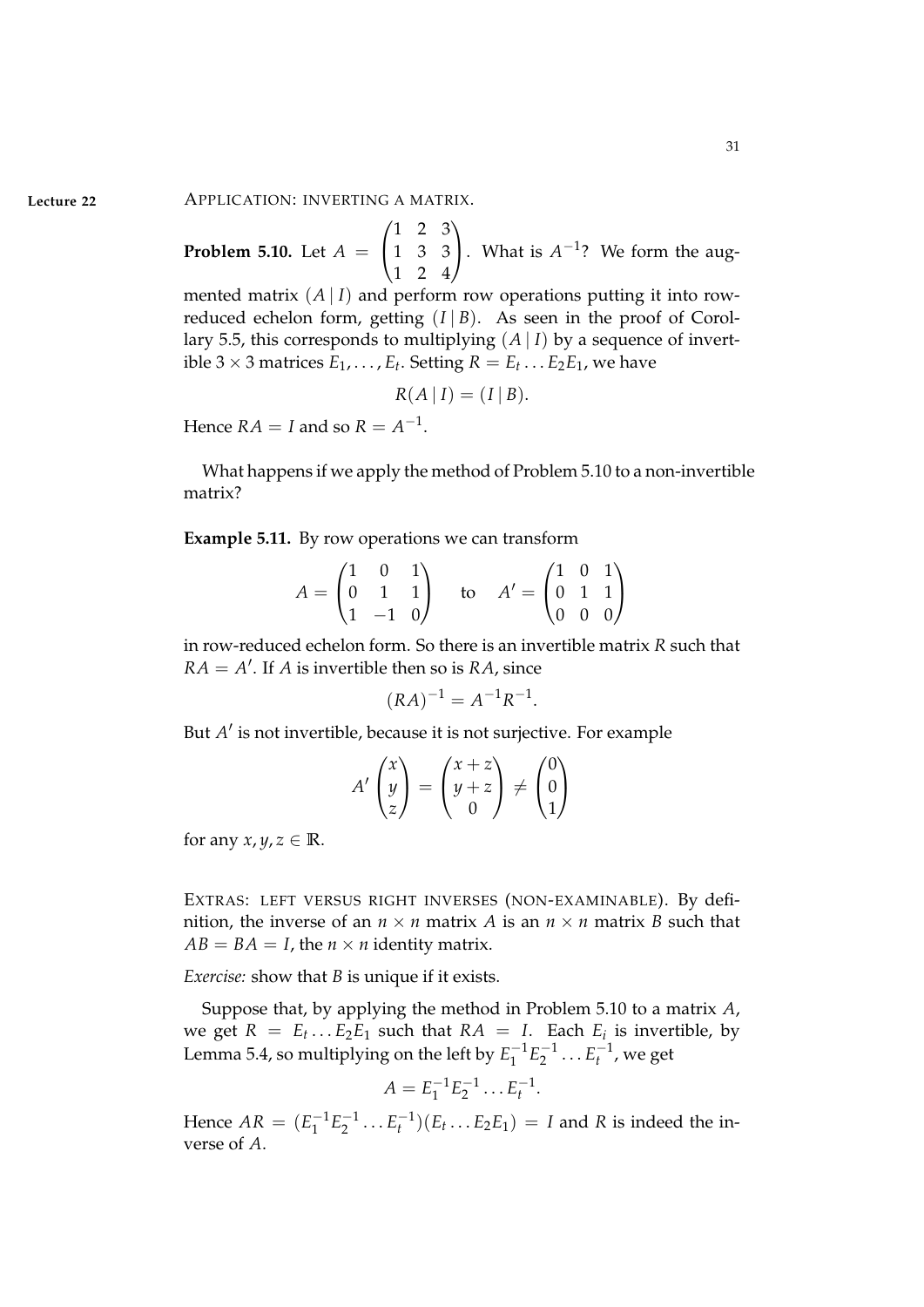**Lecture 22** APPLICATION: INVERTING A MATRIX.

**Problem 5.10.** Let $A = \begin{pmatrix} 1 & 2 & 3 \\ 1 & 3 & 3 \\ 1 & 2 & 4 \end{pmatrix}$. What is $A^{-1}$? We form the augmented matrix $(A \,|\, I)$ and perform row operations putting it into row-reduced echelon form, getting $(I \,|\, B)$. As seen in the proof of Corollary 5.5, this corresponds to multiplying $(A \,|\, I)$ by a sequence of invertible $3 \times 3$ matrices $E_1, \ldots, E_t$. Setting $R = E_t \ldots E_2 E_1$, we have

$$R(A \,|\, I) = (I \,|\, B).$$

Hence $RA = I$ and so $R = A^{-1}$.

What happens if we apply the method of Problem 5.10 to a non-invertible matrix?

**Example 5.11.** By row operations we can transform

$$A = \begin{pmatrix} 1 & 0 & 1 \\ 0 & 1 & 1 \\ 1 & -1 & 0 \end{pmatrix} \quad \text{to} \quad A' = \begin{pmatrix} 1 & 0 & 1 \\ 0 & 1 & 1 \\ 0 & 0 & 0 \end{pmatrix}$$

in row-reduced echelon form. So there is an invertible matrix $R$ such that $RA = A'$. If $A$ is invertible then so is $RA$, since

$$(RA)^{-1} = A^{-1} R^{-1}.$$

But $A'$ is not invertible, because it is not surjective. For example

$$A' \begin{pmatrix} x \\ y \\ z \end{pmatrix} = \begin{pmatrix} x + z \\ y + z \\ 0 \end{pmatrix} \neq \begin{pmatrix} 0 \\ 0 \\ 1 \end{pmatrix}$$

for any $x, y, z \in \mathbb{R}$.

EXTRAS: LEFT VERSUS RIGHT INVERSES (NON-EXAMINABLE). By definition, the inverse of an $n \times n$ matrix $A$ is an $n \times n$ matrix $B$ such that $AB = BA = I$, the $n \times n$ identity matrix.

*Exercise:* show that $B$ is unique if it exists.

Suppose that, by applying the method in Problem 5.10 to a matrix $A$, we get $R = E_t \ldots E_2 E_1$ such that $RA = I$. Each $E_i$ is invertible, by Lemma 5.4, so multiplying on the left by $E_1^{-1} E_2^{-1} \ldots E_t^{-1}$, we get

$$A = E_1^{-1} E_2^{-1} \ldots E_t^{-1}.$$

Hence $AR = (E_1^{-1} E_2^{-1} \ldots E_t^{-1})(E_t \ldots E_2 E_1) = I$ and $R$ is indeed the inverse of $A$.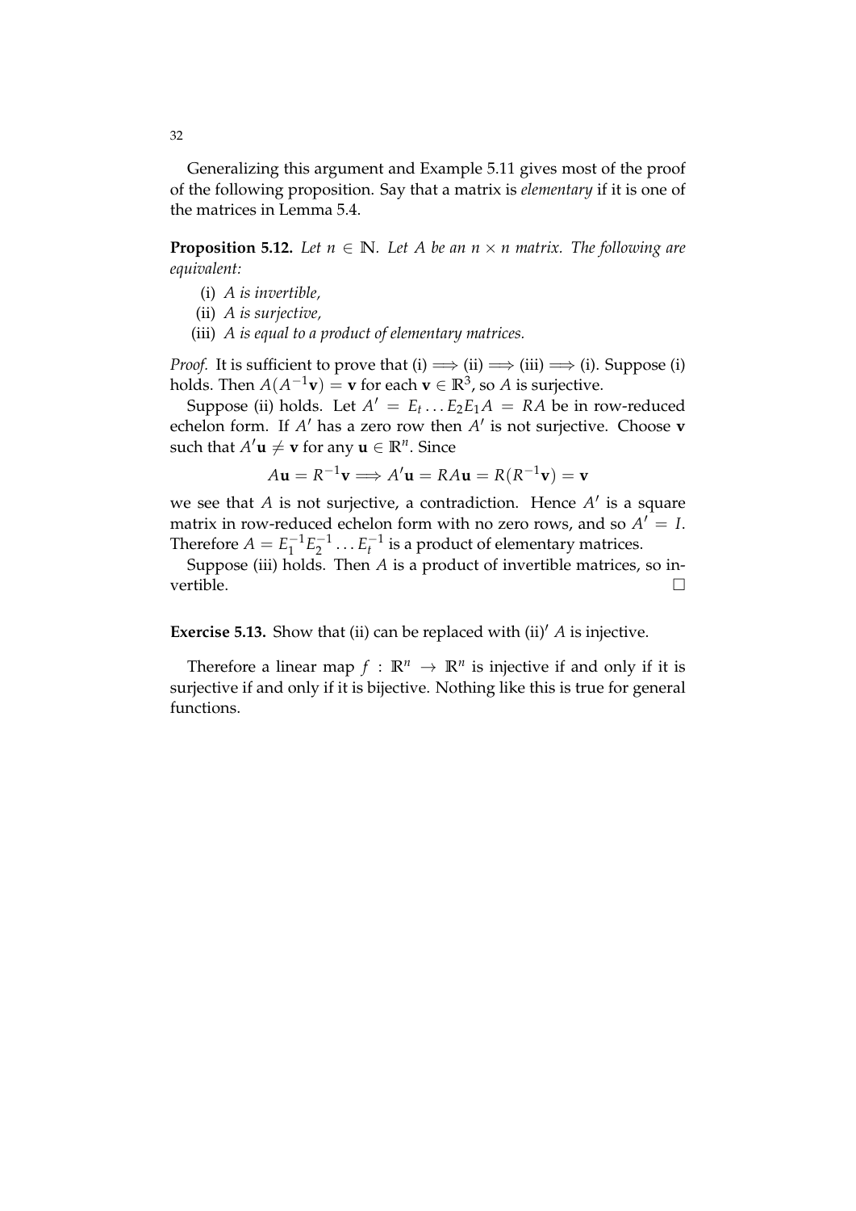Generalizing this argument and Example 5.11 gives most of the proof of the following proposition. Say that a matrix is *elementary* if it is one of the matrices in Lemma 5.4.

**Proposition 5.12.** *Let $n \in \mathbb{N}$. Let $A$ be an $n \times n$ matrix. The following are equivalent:*

(i) *$A$ is invertible,*
(ii) *$A$ is surjective,*
(iii) *$A$ is equal to a product of elementary matrices.*

*Proof.* It is sufficient to prove that (i) $\Longrightarrow$ (ii) $\Longrightarrow$ (iii) $\Longrightarrow$ (i). Suppose (i) holds. Then $A(A^{-1}\mathbf{v}) = \mathbf{v}$ for each $\mathbf{v} \in \mathbb{R}^3$, so $A$ is surjective.

Suppose (ii) holds. Let $A' = E_t \ldots E_2 E_1 A = RA$ be in row-reduced echelon form. If $A'$ has a zero row then $A'$ is not surjective. Choose $\mathbf{v}$ such that $A'\mathbf{u} \neq \mathbf{v}$ for any $\mathbf{u} \in \mathbb{R}^n$. Since

$$A\mathbf{u} = R^{-1}\mathbf{v} \Longrightarrow A'\mathbf{u} = RA\mathbf{u} = R(R^{-1}\mathbf{v}) = \mathbf{v}$$

we see that $A$ is not surjective, a contradiction. Hence $A'$ is a square matrix in row-reduced echelon form with no zero rows, and so $A' = I$. Therefore $A = E_1^{-1}E_2^{-1} \ldots E_t^{-1}$ is a product of elementary matrices.

Suppose (iii) holds. Then $A$ is a product of invertible matrices, so invertible. □

**Exercise 5.13.** Show that (ii) can be replaced with (ii)$'$ $A$ is injective.

Therefore a linear map $f : \mathbb{R}^n \to \mathbb{R}^n$ is injective if and only if it is surjective if and only if it is bijective. Nothing like this is true for general functions.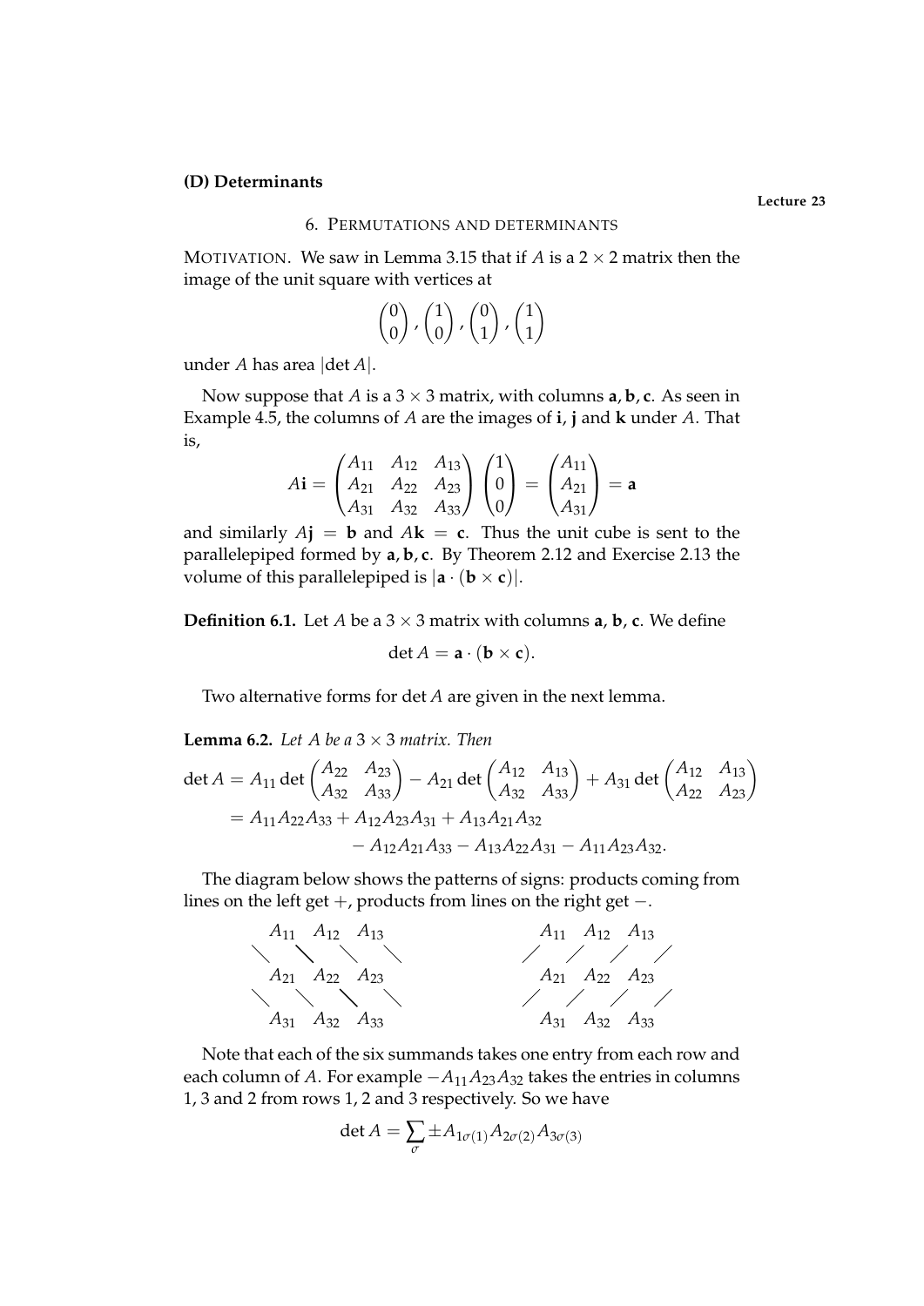**(D) Determinants**

**Lecture 23**

## 6. Permutations and determinants

MOTIVATION. We saw in Lemma 3.15 that if $A$ is a $2 \times 2$ matrix then the image of the unit square with vertices at

$$\begin{pmatrix} 0 \\ 0 \end{pmatrix}, \begin{pmatrix} 1 \\ 0 \end{pmatrix}, \begin{pmatrix} 0 \\ 1 \end{pmatrix}, \begin{pmatrix} 1 \\ 1 \end{pmatrix}$$

under $A$ has area $|\det A|$.

Now suppose that $A$ is a $3 \times 3$ matrix, with columns $\mathbf{a}, \mathbf{b}, \mathbf{c}$. As seen in Example 4.5, the columns of $A$ are the images of $\mathbf{i}$, $\mathbf{j}$ and $\mathbf{k}$ under $A$. That is,

$$A\mathbf{i} = \begin{pmatrix} A_{11} & A_{12} & A_{13} \\ A_{21} & A_{22} & A_{23} \\ A_{31} & A_{32} & A_{33} \end{pmatrix} \begin{pmatrix} 1 \\ 0 \\ 0 \end{pmatrix} = \begin{pmatrix} A_{11} \\ A_{21} \\ A_{31} \end{pmatrix} = \mathbf{a}$$

and similarly $A\mathbf{j} = \mathbf{b}$ and $A\mathbf{k} = \mathbf{c}$. Thus the unit cube is sent to the parallelepiped formed by $\mathbf{a}, \mathbf{b}, \mathbf{c}$. By Theorem 2.12 and Exercise 2.13 the volume of this parallelepiped is $|\mathbf{a} \cdot (\mathbf{b} \times \mathbf{c})|$.

**Definition 6.1.** Let $A$ be a $3 \times 3$ matrix with columns $\mathbf{a}$, $\mathbf{b}$, $\mathbf{c}$. We define

$$\det A = \mathbf{a} \cdot (\mathbf{b} \times \mathbf{c}).$$

Two alternative forms for $\det A$ are given in the next lemma.

**Lemma 6.2.** *Let $A$ be a $3 \times 3$ matrix. Then*

$$\begin{aligned}
\det A &= A_{11} \det \begin{pmatrix} A_{22} & A_{23} \\ A_{32} & A_{33} \end{pmatrix} - A_{21} \det \begin{pmatrix} A_{12} & A_{13} \\ A_{32} & A_{33} \end{pmatrix} + A_{31} \det \begin{pmatrix} A_{12} & A_{13} \\ A_{22} & A_{23} \end{pmatrix} \\
&= A_{11}A_{22}A_{33} + A_{12}A_{23}A_{31} + A_{13}A_{21}A_{32} \\
&\qquad - A_{12}A_{21}A_{33} - A_{13}A_{22}A_{31} - A_{11}A_{23}A_{32}.
\end{aligned}$$

The diagram below shows the patterns of signs: products coming from lines on the left get $+$, products from lines on the right get $-$.

$$\begin{matrix} A_{11} & A_{12} & A_{13} \\ A_{21} & A_{22} & A_{23} \\ A_{31} & A_{32} & A_{33} \end{matrix} \qquad\qquad \begin{matrix} A_{11} & A_{12} & A_{13} \\ A_{21} & A_{22} & A_{23} \\ A_{31} & A_{32} & A_{33} \end{matrix}$$

Note that each of the six summands takes one entry from each row and each column of $A$. For example $-A_{11}A_{23}A_{32}$ takes the entries in columns 1, 3 and 2 from rows 1, 2 and 3 respectively. So we have

$$\det A = \sum_{\sigma} \pm A_{1\sigma(1)}A_{2\sigma(2)}A_{3\sigma(3)}$$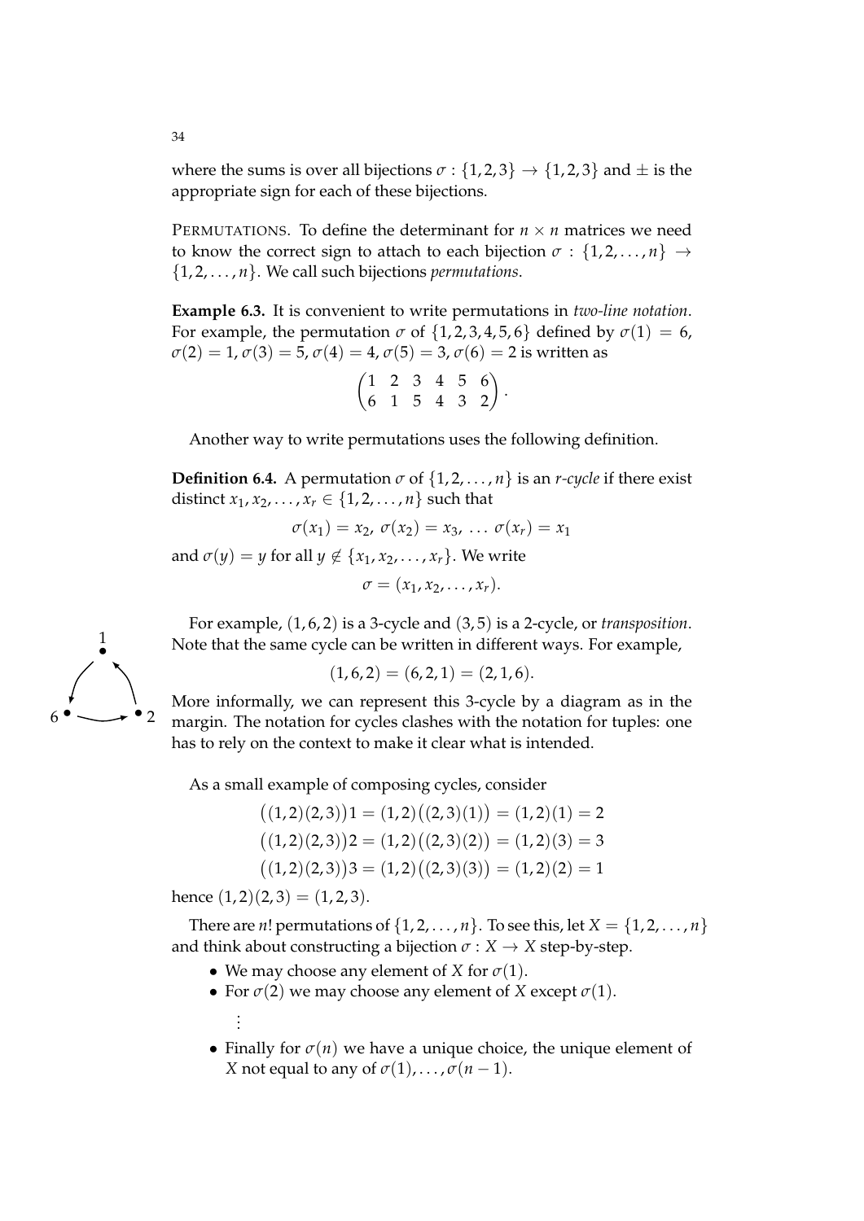where the sums is over all bijections $\sigma : \{1,2,3\} \to \{1,2,3\}$ and $\pm$ is the appropriate sign for each of these bijections.

PERMUTATIONS. To define the determinant for $n \times n$ matrices we need to know the correct sign to attach to each bijection $\sigma : \{1,2,\ldots,n\} \to \{1,2,\ldots,n\}$. We call such bijections *permutations*.

**Example 6.3.** It is convenient to write permutations in *two-line notation*. For example, the permutation $\sigma$ of $\{1,2,3,4,5,6\}$ defined by $\sigma(1) = 6$, $\sigma(2) = 1$, $\sigma(3) = 5$, $\sigma(4) = 4$, $\sigma(5) = 3$, $\sigma(6) = 2$ is written as

$$\begin{pmatrix} 1 & 2 & 3 & 4 & 5 & 6 \\ 6 & 1 & 5 & 4 & 3 & 2 \end{pmatrix}.$$

Another way to write permutations uses the following definition.

**Definition 6.4.** A permutation $\sigma$ of $\{1,2,\ldots,n\}$ is an *r-cycle* if there exist distinct $x_1, x_2, \ldots, x_r \in \{1,2,\ldots,n\}$ such that

$$\sigma(x_1) = x_2,\ \sigma(x_2) = x_3,\ \ldots\ \sigma(x_r) = x_1$$

and $\sigma(y) = y$ for all $y \notin \{x_1, x_2, \ldots, x_r\}$. We write

$$\sigma = (x_1, x_2, \ldots, x_r).$$

For example, $(1,6,2)$ is a 3-cycle and $(3,5)$ is a 2-cycle, or *transposition*. Note that the same cycle can be written in different ways. For example,

$$(1,6,2) = (6,2,1) = (2,1,6).$$

More informally, we can represent this 3-cycle by a diagram as in the margin. The notation for cycles clashes with the notation for tuples: one has to rely on the context to make it clear what is intended.

As a small example of composing cycles, consider

$$\big((1,2)(2,3)\big)1 = (1,2)\big((2,3)(1)\big) = (1,2)(1) = 2$$
$$\big((1,2)(2,3)\big)2 = (1,2)\big((2,3)(2)\big) = (1,2)(3) = 3$$
$$\big((1,2)(2,3)\big)3 = (1,2)\big((2,3)(3)\big) = (1,2)(2) = 1$$

hence $(1,2)(2,3) = (1,2,3)$.

There are $n!$ permutations of $\{1,2,\ldots,n\}$. To see this, let $X = \{1,2,\ldots,n\}$ and think about constructing a bijection $\sigma : X \to X$ step-by-step.

- We may choose any element of $X$ for $\sigma(1)$.
- For $\sigma(2)$ we may choose any element of $X$ except $\sigma(1)$.

  $\vdots$

- Finally for $\sigma(n)$ we have a unique choice, the unique element of $X$ not equal to any of $\sigma(1), \ldots, \sigma(n-1)$.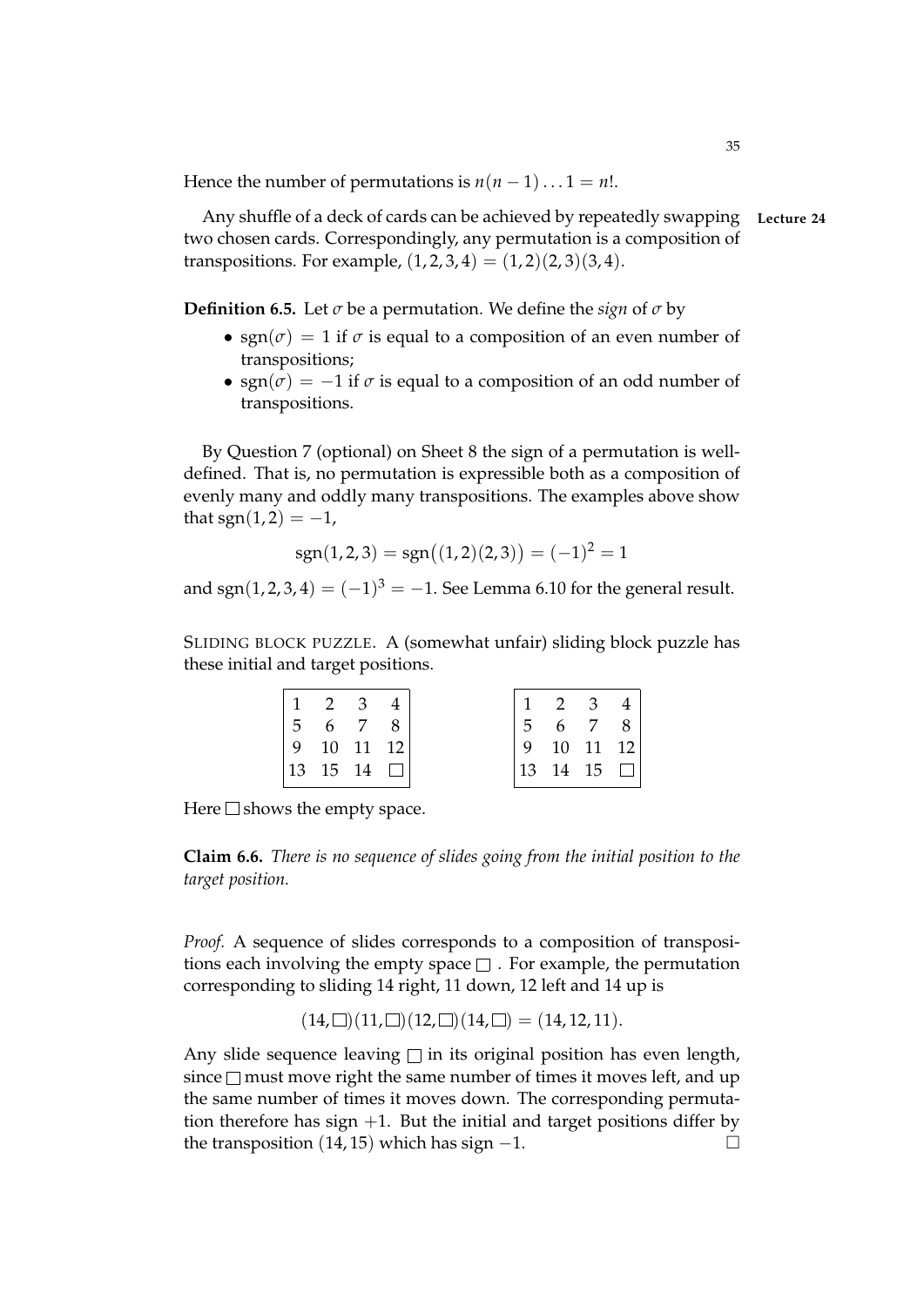Hence the number of permutations is $n(n-1)\dots 1 = n!$.

Any shuffle of a deck of cards can be achieved by repeatedly swapping two chosen cards. Correspondingly, any permutation is a composition of transpositions. For example, $(1,2,3,4) = (1,2)(2,3)(3,4)$. **Lecture 24**

**Definition 6.5.** Let $\sigma$ be a permutation. We define the *sign* of $\sigma$ by

- $\text{sgn}(\sigma) = 1$ if $\sigma$ is equal to a composition of an even number of transpositions;
- $\text{sgn}(\sigma) = -1$ if $\sigma$ is equal to a composition of an odd number of transpositions.

By Question 7 (optional) on Sheet 8 the sign of a permutation is well-defined. That is, no permutation is expressible both as a composition of evenly many and oddly many transpositions. The examples above show that $\text{sgn}(1,2) = -1$,

$$\text{sgn}(1,2,3) = \text{sgn}\big((1,2)(2,3)\big) = (-1)^2 = 1$$

and $\text{sgn}(1,2,3,4) = (-1)^3 = -1$. See Lemma 6.10 for the general result.

SLIDING BLOCK PUZZLE. A (somewhat unfair) sliding block puzzle has these initial and target positions.

| 1 | 2 | 3 | 4 |
|---|---|---|---|
| 5 | 6 | 7 | 8 |
| 9 | 10 | 11 | 12 |
| 13 | 15 | 14 | □ |

| 1 | 2 | 3 | 4 |
|---|---|---|---|
| 5 | 6 | 7 | 8 |
| 9 | 10 | 11 | 12 |
| 13 | 14 | 15 | □ |

Here □ shows the empty space.

**Claim 6.6.** *There is no sequence of slides going from the initial position to the target position.*

*Proof.* A sequence of slides corresponds to a composition of transpositions each involving the empty space □. For example, the permutation corresponding to sliding 14 right, 11 down, 12 left and 14 up is

$$(14,\square)(11,\square)(12,\square)(14,\square) = (14,12,11).$$

Any slide sequence leaving □ in its original position has even length, since □ must move right the same number of times it moves left, and up the same number of times it moves down. The corresponding permutation therefore has sign $+1$. But the initial and target positions differ by the transposition $(14,15)$ which has sign $-1$. □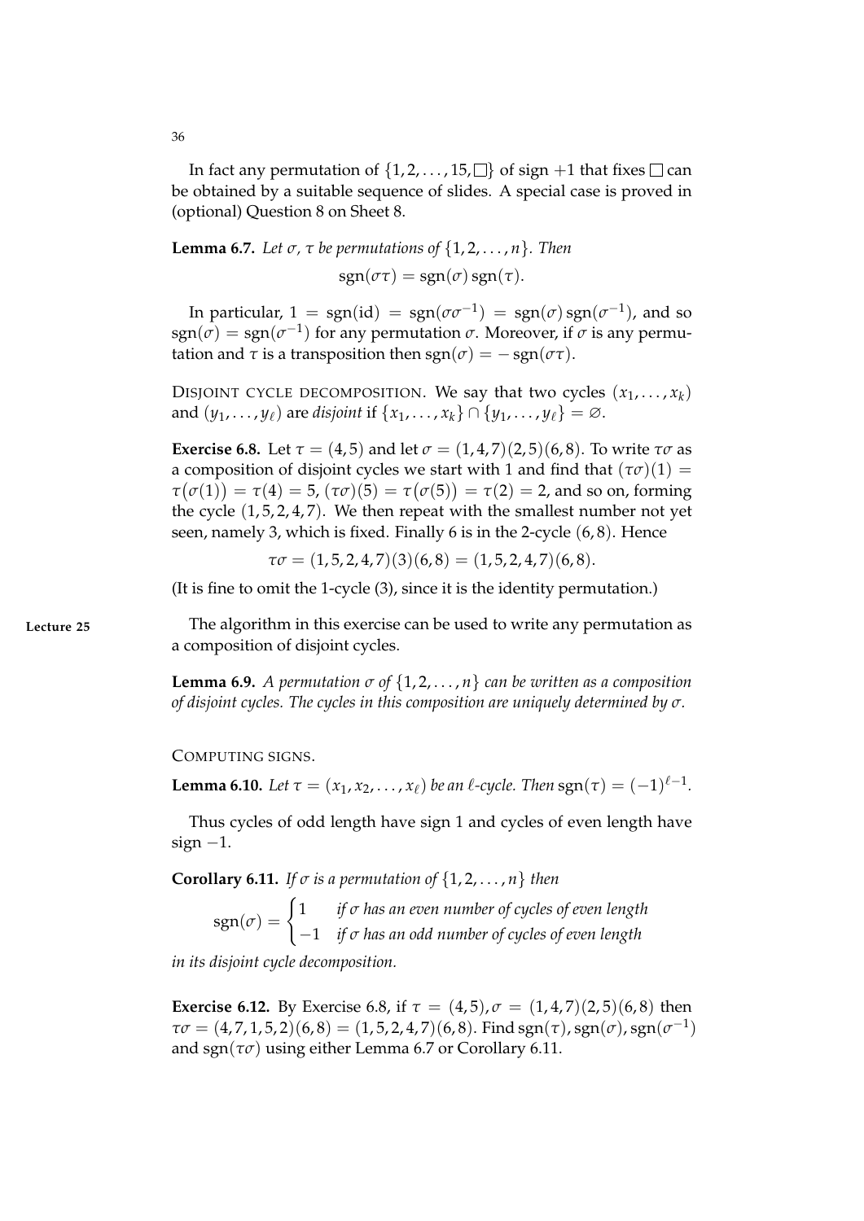In fact any permutation of $\{1, 2, \ldots, 15, \square\}$ of sign $+1$ that fixes $\square$ can be obtained by a suitable sequence of slides. A special case is proved in (optional) Question 8 on Sheet 8.

**Lemma 6.7.** *Let $\sigma$, $\tau$ be permutations of $\{1, 2, \ldots, n\}$. Then*

$$\operatorname{sgn}(\sigma\tau) = \operatorname{sgn}(\sigma)\operatorname{sgn}(\tau).$$

In particular, $1 = \operatorname{sgn}(\mathrm{id}) = \operatorname{sgn}(\sigma\sigma^{-1}) = \operatorname{sgn}(\sigma)\operatorname{sgn}(\sigma^{-1})$, and so $\operatorname{sgn}(\sigma) = \operatorname{sgn}(\sigma^{-1})$ for any permutation $\sigma$. Moreover, if $\sigma$ is any permutation and $\tau$ is a transposition then $\operatorname{sgn}(\sigma) = -\operatorname{sgn}(\sigma\tau)$.

DISJOINT CYCLE DECOMPOSITION. We say that two cycles $(x_1, \ldots, x_k)$ and $(y_1, \ldots, y_\ell)$ are *disjoint* if $\{x_1, \ldots, x_k\} \cap \{y_1, \ldots, y_\ell\} = \varnothing$.

**Exercise 6.8.** Let $\tau = (4, 5)$ and let $\sigma = (1, 4, 7)(2, 5)(6, 8)$. To write $\tau\sigma$ as a composition of disjoint cycles we start with 1 and find that $(\tau\sigma)(1) = \tau(\sigma(1)) = \tau(4) = 5$, $(\tau\sigma)(5) = \tau(\sigma(5)) = \tau(2) = 2$, and so on, forming the cycle $(1, 5, 2, 4, 7)$. We then repeat with the smallest number not yet seen, namely 3, which is fixed. Finally 6 is in the 2-cycle $(6, 8)$. Hence

$$\tau\sigma = (1, 5, 2, 4, 7)(3)(6, 8) = (1, 5, 2, 4, 7)(6, 8).$$

(It is fine to omit the 1-cycle (3), since it is the identity permutation.)

**Lecture 25**

The algorithm in this exercise can be used to write any permutation as a composition of disjoint cycles.

**Lemma 6.9.** *A permutation $\sigma$ of $\{1, 2, \ldots, n\}$ can be written as a composition of disjoint cycles. The cycles in this composition are uniquely determined by $\sigma$.*

COMPUTING SIGNS.

**Lemma 6.10.** *Let $\tau = (x_1, x_2, \ldots, x_\ell)$ be an $\ell$-cycle. Then $\operatorname{sgn}(\tau) = (-1)^{\ell-1}$.*

Thus cycles of odd length have sign 1 and cycles of even length have sign $-1$.

**Corollary 6.11.** *If $\sigma$ is a permutation of $\{1, 2, \ldots, n\}$ then*

$$\operatorname{sgn}(\sigma) = \begin{cases} 1 & \text{if } \sigma \text{ has an even number of cycles of even length} \\ -1 & \text{if } \sigma \text{ has an odd number of cycles of even length} \end{cases}$$

*in its disjoint cycle decomposition.*

**Exercise 6.12.** By Exercise 6.8, if $\tau = (4, 5), \sigma = (1, 4, 7)(2, 5)(6, 8)$ then $\tau\sigma = (4, 7, 1, 5, 2)(6, 8) = (1, 5, 2, 4, 7)(6, 8)$. Find $\operatorname{sgn}(\tau), \operatorname{sgn}(\sigma), \operatorname{sgn}(\sigma^{-1})$ and $\operatorname{sgn}(\tau\sigma)$ using either Lemma 6.7 or Corollary 6.11.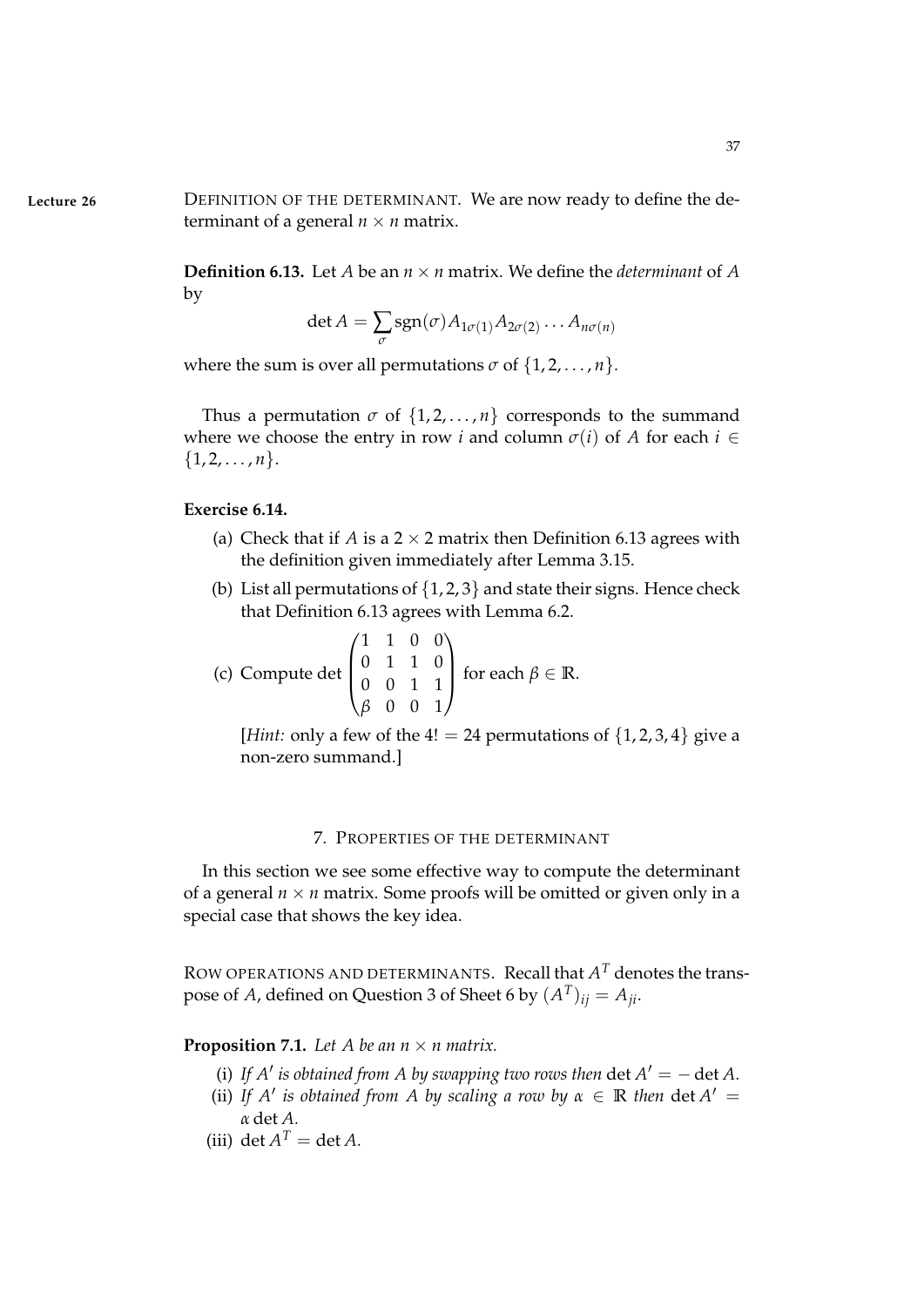**Lecture 26** DEFINITION OF THE DETERMINANT. We are now ready to define the determinant of a general $n \times n$ matrix.

**Definition 6.13.** Let $A$ be an $n \times n$ matrix. We define the *determinant* of $A$ by

$$\det A = \sum_{\sigma} \operatorname{sgn}(\sigma) A_{1\sigma(1)} A_{2\sigma(2)} \dots A_{n\sigma(n)}$$

where the sum is over all permutations $\sigma$ of $\{1, 2, \dots, n\}$.

Thus a permutation $\sigma$ of $\{1, 2, \dots, n\}$ corresponds to the summand where we choose the entry in row $i$ and column $\sigma(i)$ of $A$ for each $i \in \{1, 2, \dots, n\}$.

**Exercise 6.14.**

(a) Check that if $A$ is a $2 \times 2$ matrix then Definition 6.13 agrees with the definition given immediately after Lemma 3.15.

(b) List all permutations of $\{1, 2, 3\}$ and state their signs. Hence check that Definition 6.13 agrees with Lemma 6.2.

(c) Compute $\det \begin{pmatrix} 1 & 1 & 0 & 0 \\ 0 & 1 & 1 & 0 \\ 0 & 0 & 1 & 1 \\ \beta & 0 & 0 & 1 \end{pmatrix}$ for each $\beta \in \mathbb{R}$.

[*Hint:* only a few of the $4! = 24$ permutations of $\{1, 2, 3, 4\}$ give a non-zero summand.]

## 7. PROPERTIES OF THE DETERMINANT

In this section we see some effective way to compute the determinant of a general $n \times n$ matrix. Some proofs will be omitted or given only in a special case that shows the key idea.

ROW OPERATIONS AND DETERMINANTS. Recall that $A^T$ denotes the transpose of $A$, defined on Question 3 of Sheet 6 by $(A^T)_{ij} = A_{ji}$.

**Proposition 7.1.** *Let $A$ be an $n \times n$ matrix.*

(i) *If $A'$ is obtained from $A$ by swapping two rows then* $\det A' = -\det A$.

(ii) *If $A'$ is obtained from $A$ by scaling a row by $\alpha \in \mathbb{R}$ then* $\det A' = \alpha \det A$.

(iii) $\det A^T = \det A$.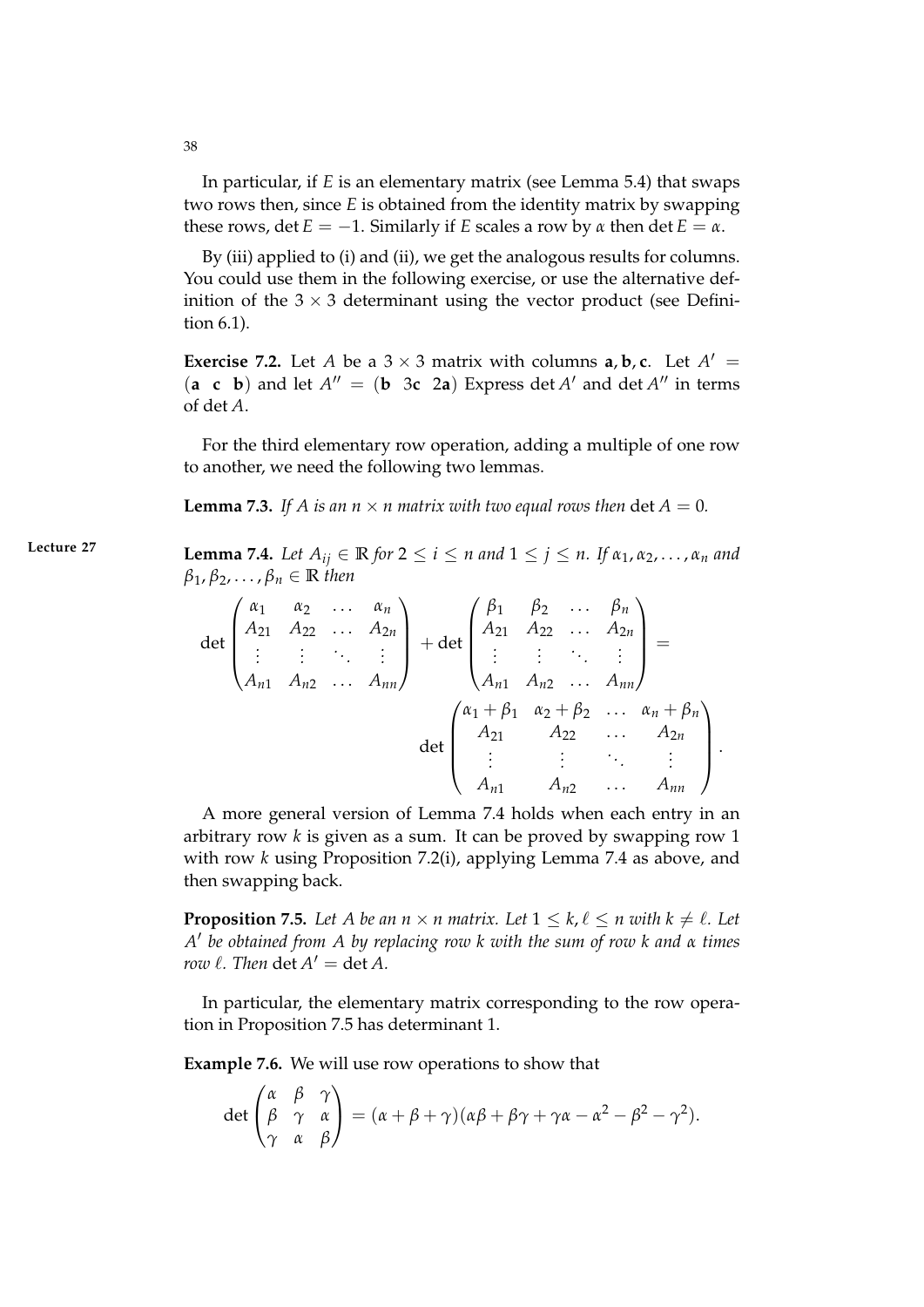In particular, if $E$ is an elementary matrix (see Lemma 5.4) that swaps two rows then, since $E$ is obtained from the identity matrix by swapping these rows, $\det E = -1$. Similarly if $E$ scales a row by $\alpha$ then $\det E = \alpha$.

By (iii) applied to (i) and (ii), we get the analogous results for columns. You could use them in the following exercise, or use the alternative definition of the $3 \times 3$ determinant using the vector product (see Definition 6.1).

**Exercise 7.2.** Let $A$ be a $3 \times 3$ matrix with columns $\mathbf{a}, \mathbf{b}, \mathbf{c}$. Let $A' = (\mathbf{a} \;\; \mathbf{c} \;\; \mathbf{b})$ and let $A'' = (\mathbf{b} \;\; 3\mathbf{c} \;\; 2\mathbf{a})$ Express $\det A'$ and $\det A''$ in terms of $\det A$.

For the third elementary row operation, adding a multiple of one row to another, we need the following two lemmas.

**Lemma 7.3.** *If $A$ is an $n \times n$ matrix with two equal rows then $\det A = 0$.*

Lecture 27

**Lemma 7.4.** *Let $A_{ij} \in \mathbb{R}$ for $2 \leq i \leq n$ and $1 \leq j \leq n$. If $\alpha_1, \alpha_2, \ldots, \alpha_n$ and $\beta_1, \beta_2, \ldots, \beta_n \in \mathbb{R}$ then*

$$\det \begin{pmatrix} \alpha_1 & \alpha_2 & \ldots & \alpha_n \\ A_{21} & A_{22} & \ldots & A_{2n} \\ \vdots & \vdots & \ddots & \vdots \\ A_{n1} & A_{n2} & \ldots & A_{nn} \end{pmatrix} + \det \begin{pmatrix} \beta_1 & \beta_2 & \ldots & \beta_n \\ A_{21} & A_{22} & \ldots & A_{2n} \\ \vdots & \vdots & \ddots & \vdots \\ A_{n1} & A_{n2} & \ldots & A_{nn} \end{pmatrix} = \det \begin{pmatrix} \alpha_1 + \beta_1 & \alpha_2 + \beta_2 & \ldots & \alpha_n + \beta_n \\ A_{21} & A_{22} & \ldots & A_{2n} \\ \vdots & \vdots & \ddots & \vdots \\ A_{n1} & A_{n2} & \ldots & A_{nn} \end{pmatrix}.$$

A more general version of Lemma 7.4 holds when each entry in an arbitrary row $k$ is given as a sum. It can be proved by swapping row 1 with row $k$ using Proposition 7.2(i), applying Lemma 7.4 as above, and then swapping back.

**Proposition 7.5.** *Let $A$ be an $n \times n$ matrix. Let $1 \leq k, \ell \leq n$ with $k \neq \ell$. Let $A'$ be obtained from $A$ by replacing row $k$ with the sum of row $k$ and $\alpha$ times row $\ell$. Then $\det A' = \det A$.*

In particular, the elementary matrix corresponding to the row operation in Proposition 7.5 has determinant 1.

**Example 7.6.** We will use row operations to show that

$$\det \begin{pmatrix} \alpha & \beta & \gamma \\ \beta & \gamma & \alpha \\ \gamma & \alpha & \beta \end{pmatrix} = (\alpha + \beta + \gamma)(\alpha\beta + \beta\gamma + \gamma\alpha - \alpha^2 - \beta^2 - \gamma^2).$$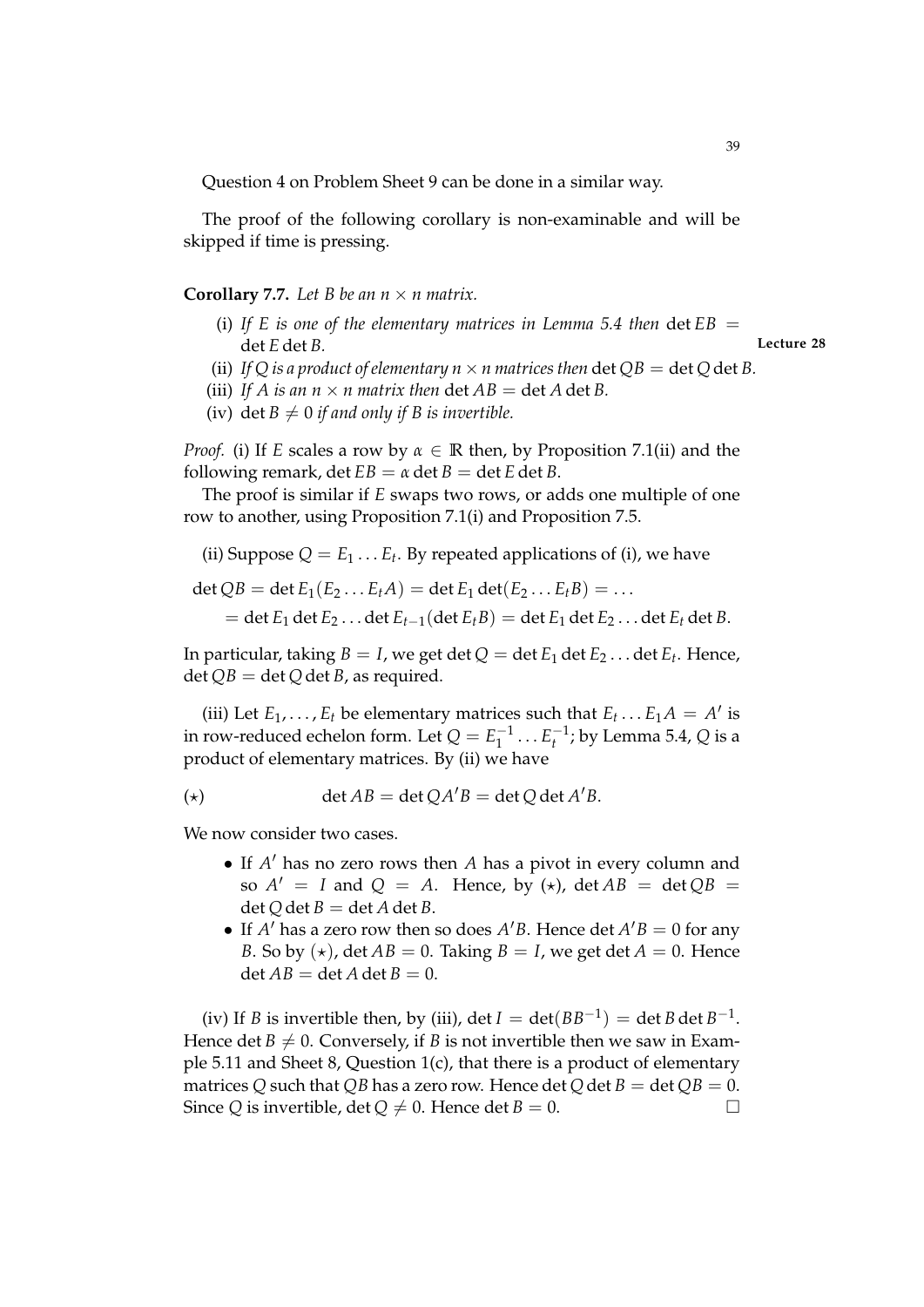Question 4 on Problem Sheet 9 can be done in a similar way.

The proof of the following corollary is non-examinable and will be skipped if time is pressing.

**Corollary 7.7.** *Let $B$ be an $n \times n$ matrix.*

(i) *If $E$ is one of the elementary matrices in Lemma 5.4 then* $\det EB = \det E \det B$.

**Lecture 28**

(ii) *If $Q$ is a product of elementary $n \times n$ matrices then* $\det QB = \det Q \det B$.

(iii) *If $A$ is an $n \times n$ matrix then* $\det AB = \det A \det B$.

(iv) $\det B \neq 0$ *if and only if $B$ is invertible.*

*Proof.* (i) If $E$ scales a row by $\alpha \in \mathbb{R}$ then, by Proposition 7.1(ii) and the following remark, $\det EB = \alpha \det B = \det E \det B$.

The proof is similar if $E$ swaps two rows, or adds one multiple of one row to another, using Proposition 7.1(i) and Proposition 7.5.

(ii) Suppose $Q = E_1 \ldots E_t$. By repeated applications of (i), we have

$$\begin{aligned}\det QB &= \det E_1(E_2 \ldots E_t A) = \det E_1 \det(E_2 \ldots E_t B) = \ldots \\ &= \det E_1 \det E_2 \ldots \det E_{t-1}(\det E_t B) = \det E_1 \det E_2 \ldots \det E_t \det B.\end{aligned}$$

In particular, taking $B = I$, we get $\det Q = \det E_1 \det E_2 \ldots \det E_t$. Hence, $\det QB = \det Q \det B$, as required.

(iii) Let $E_1, \ldots, E_t$ be elementary matrices such that $E_t \ldots E_1 A = A'$ is in row-reduced echelon form. Let $Q = E_1^{-1} \ldots E_t^{-1}$; by Lemma 5.4, $Q$ is a product of elementary matrices. By (ii) we have

$$(\star) \qquad \det AB = \det QA'B = \det Q \det A'B.$$

We now consider two cases.

- If $A'$ has no zero rows then $A$ has a pivot in every column and so $A' = I$ and $Q = A$. Hence, by $(\star)$, $\det AB = \det QB = \det Q \det B = \det A \det B$.
- If $A'$ has a zero row then so does $A'B$. Hence $\det A'B = 0$ for any $B$. So by $(\star)$, $\det AB = 0$. Taking $B = I$, we get $\det A = 0$. Hence $\det AB = \det A \det B = 0$.

(iv) If $B$ is invertible then, by (iii), $\det I = \det(BB^{-1}) = \det B \det B^{-1}$. Hence $\det B \neq 0$. Conversely, if $B$ is not invertible then we saw in Example 5.11 and Sheet 8, Question 1(c), that there is a product of elementary matrices $Q$ such that $QB$ has a zero row. Hence $\det Q \det B = \det QB = 0$. Since $Q$ is invertible, $\det Q \neq 0$. Hence $\det B = 0$. □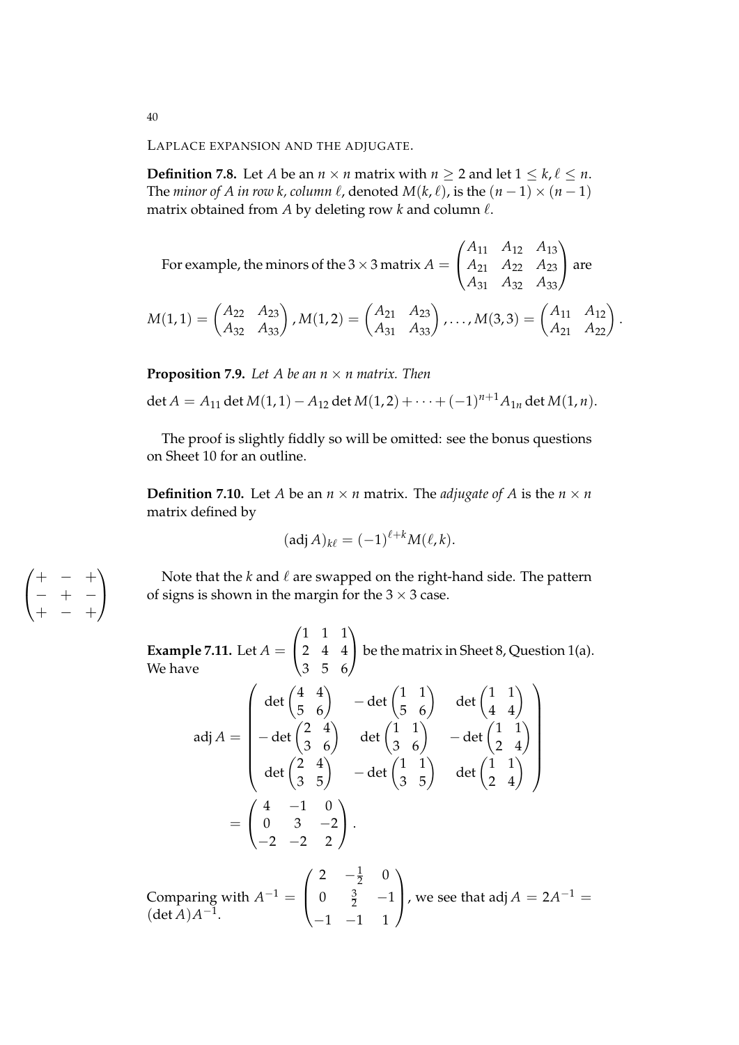LAPLACE EXPANSION AND THE ADJUGATE.

**Definition 7.8.** Let $A$ be an $n \times n$ matrix with $n \geq 2$ and let $1 \leq k, \ell \leq n$. The *minor of $A$ in row $k$, column $\ell$*, denoted $M(k, \ell)$, is the $(n-1) \times (n-1)$ matrix obtained from $A$ by deleting row $k$ and column $\ell$.

For example, the minors of the $3 \times 3$ matrix $A = \begin{pmatrix} A_{11} & A_{12} & A_{13} \\ A_{21} & A_{22} & A_{23} \\ A_{31} & A_{32} & A_{33} \end{pmatrix}$ are

$$M(1,1) = \begin{pmatrix} A_{22} & A_{23} \\ A_{32} & A_{33} \end{pmatrix}, M(1,2) = \begin{pmatrix} A_{21} & A_{23} \\ A_{31} & A_{33} \end{pmatrix}, \ldots, M(3,3) = \begin{pmatrix} A_{11} & A_{12} \\ A_{21} & A_{22} \end{pmatrix}.$$

**Proposition 7.9.** *Let $A$ be an $n \times n$ matrix. Then*

$$\det A = A_{11} \det M(1,1) - A_{12} \det M(1,2) + \cdots + (-1)^{n+1} A_{1n} \det M(1,n).$$

The proof is slightly fiddly so will be omitted: see the bonus questions on Sheet 10 for an outline.

**Definition 7.10.** Let $A$ be an $n \times n$ matrix. The *adjugate of $A$* is the $n \times n$ matrix defined by

$$(\operatorname{adj} A)_{k\ell} = (-1)^{\ell+k} M(\ell, k).$$

$$\begin{pmatrix} + & - & + \\ - & + & - \\ + & - & + \end{pmatrix}$$

Note that the $k$ and $\ell$ are swapped on the right-hand side. The pattern of signs is shown in the margin for the $3 \times 3$ case.

**Example 7.11.** Let $A = \begin{pmatrix} 1 & 1 & 1 \\ 2 & 4 & 4 \\ 3 & 5 & 6 \end{pmatrix}$ be the matrix in Sheet 8, Question 1(a). We have

$$\operatorname{adj} A = \begin{pmatrix} \det \begin{pmatrix} 4 & 4 \\ 5 & 6 \end{pmatrix} & -\det \begin{pmatrix} 1 & 1 \\ 5 & 6 \end{pmatrix} & \det \begin{pmatrix} 1 & 1 \\ 4 & 4 \end{pmatrix} \\ -\det \begin{pmatrix} 2 & 4 \\ 3 & 6 \end{pmatrix} & \det \begin{pmatrix} 1 & 1 \\ 3 & 6 \end{pmatrix} & -\det \begin{pmatrix} 1 & 1 \\ 2 & 4 \end{pmatrix} \\ \det \begin{pmatrix} 2 & 4 \\ 3 & 5 \end{pmatrix} & -\det \begin{pmatrix} 1 & 1 \\ 3 & 5 \end{pmatrix} & \det \begin{pmatrix} 1 & 1 \\ 2 & 4 \end{pmatrix} \end{pmatrix}$$

$$= \begin{pmatrix} 4 & -1 & 0 \\ 0 & 3 & -2 \\ -2 & -2 & 2 \end{pmatrix}.$$

Comparing with $A^{-1} = \begin{pmatrix} 2 & -\frac{1}{2} & 0 \\ 0 & \frac{3}{2} & -1 \\ -1 & -1 & 1 \end{pmatrix}$, we see that $\operatorname{adj} A = 2A^{-1} = (\det A)A^{-1}$.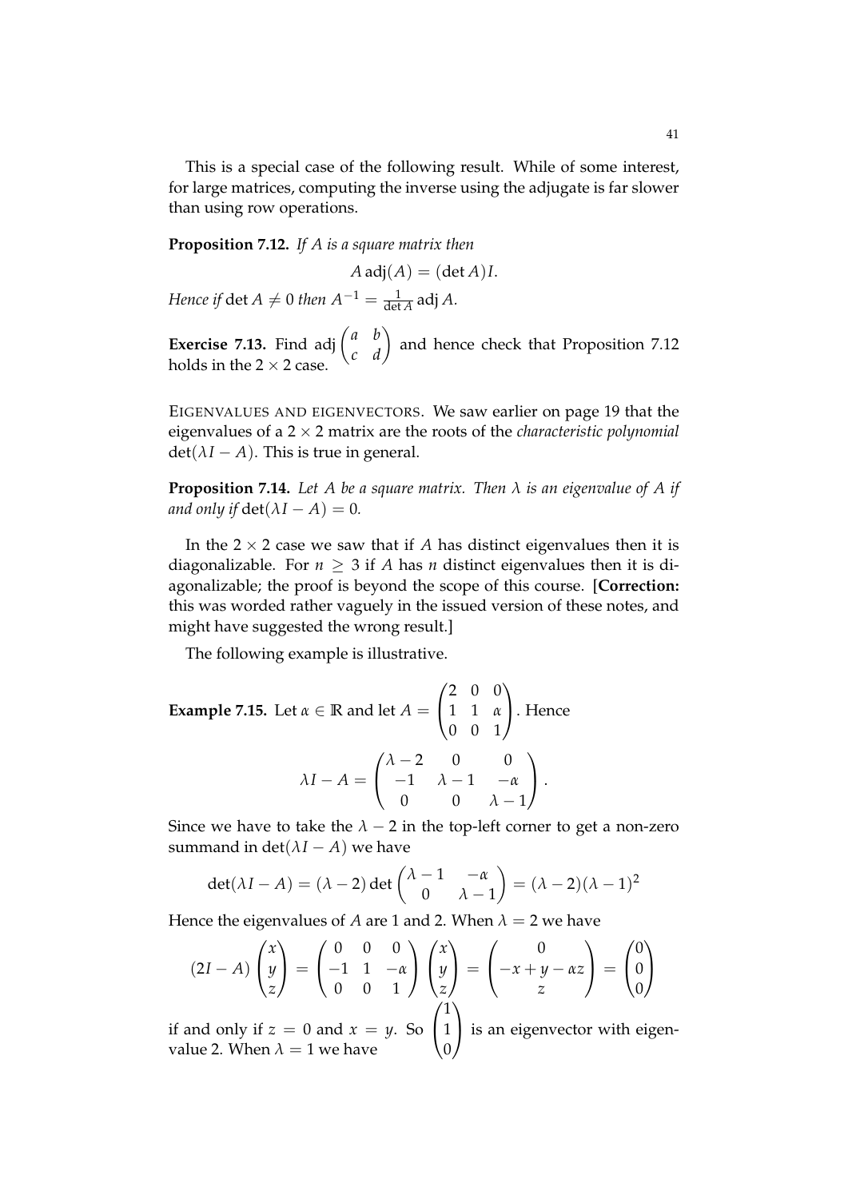This is a special case of the following result. While of some interest, for large matrices, computing the inverse using the adjugate is far slower than using row operations.

**Proposition 7.12.** *If $A$ is a square matrix then*

$$A \operatorname{adj}(A) = (\det A) I.$$

*Hence if* $\det A \neq 0$ *then* $A^{-1} = \frac{1}{\det A} \operatorname{adj} A$.

**Exercise 7.13.** Find $\operatorname{adj} \begin{pmatrix} a & b \\ c & d \end{pmatrix}$ and hence check that Proposition 7.12 holds in the $2 \times 2$ case.

EIGENVALUES AND EIGENVECTORS. We saw earlier on page 19 that the eigenvalues of a $2 \times 2$ matrix are the roots of the *characteristic polynomial* $\det(\lambda I - A)$. This is true in general.

**Proposition 7.14.** *Let $A$ be a square matrix. Then $\lambda$ is an eigenvalue of $A$ if and only if* $\det(\lambda I - A) = 0$.

In the $2 \times 2$ case we saw that if $A$ has distinct eigenvalues then it is diagonalizable. For $n \geq 3$ if $A$ has $n$ distinct eigenvalues then it is diagonalizable; the proof is beyond the scope of this course. [**Correction:** this was worded rather vaguely in the issued version of these notes, and might have suggested the wrong result.]

The following example is illustrative.

**Example 7.15.** Let $\alpha \in \mathbb{R}$ and let $A = \begin{pmatrix} 2 & 0 & 0 \\ 1 & 1 & \alpha \\ 0 & 0 & 1 \end{pmatrix}$. Hence

$$\lambda I - A = \begin{pmatrix} \lambda - 2 & 0 & 0 \\ -1 & \lambda - 1 & -\alpha \\ 0 & 0 & \lambda - 1 \end{pmatrix}.$$

Since we have to take the $\lambda - 2$ in the top-left corner to get a non-zero summand in $\det(\lambda I - A)$ we have

$$\det(\lambda I - A) = (\lambda - 2) \det \begin{pmatrix} \lambda - 1 & -\alpha \\ 0 & \lambda - 1 \end{pmatrix} = (\lambda - 2)(\lambda - 1)^2$$

Hence the eigenvalues of $A$ are 1 and 2. When $\lambda = 2$ we have

$$(2I - A) \begin{pmatrix} x \\ y \\ z \end{pmatrix} = \begin{pmatrix} 0 & 0 & 0 \\ -1 & 1 & -\alpha \\ 0 & 0 & 1 \end{pmatrix} \begin{pmatrix} x \\ y \\ z \end{pmatrix} = \begin{pmatrix} 0 \\ -x + y - \alpha z \\ z \end{pmatrix} = \begin{pmatrix} 0 \\ 0 \\ 0 \end{pmatrix}$$

if and only if $z = 0$ and $x = y$. So $\begin{pmatrix} 1 \\ 1 \\ 0 \end{pmatrix}$ is an eigenvector with eigenvalue 2. When $\lambda = 1$ we have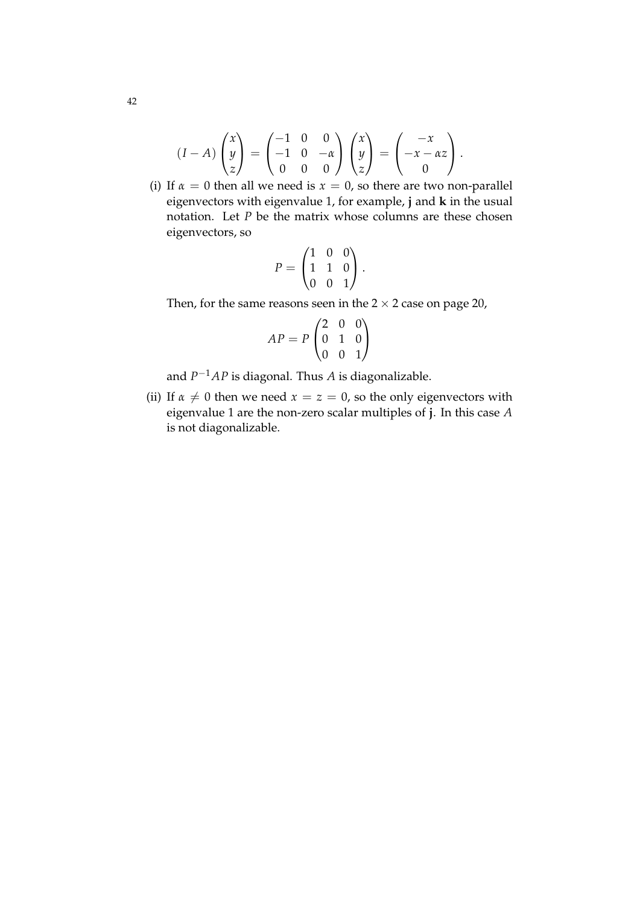$$(I - A)\begin{pmatrix} x \\ y \\ z \end{pmatrix} = \begin{pmatrix} -1 & 0 & 0 \\ -1 & 0 & -\alpha \\ 0 & 0 & 0 \end{pmatrix}\begin{pmatrix} x \\ y \\ z \end{pmatrix} = \begin{pmatrix} -x \\ -x - \alpha z \\ 0 \end{pmatrix}.$$

(i) If $\alpha = 0$ then all we need is $x = 0$, so there are two non-parallel eigenvectors with eigenvalue 1, for example, $\mathbf{j}$ and $\mathbf{k}$ in the usual notation. Let $P$ be the matrix whose columns are these chosen eigenvectors, so

$$P = \begin{pmatrix} 1 & 0 & 0 \\ 1 & 1 & 0 \\ 0 & 0 & 1 \end{pmatrix}.$$

Then, for the same reasons seen in the $2 \times 2$ case on page 20,

$$AP = P\begin{pmatrix} 2 & 0 & 0 \\ 0 & 1 & 0 \\ 0 & 0 & 1 \end{pmatrix}$$

and $P^{-1}AP$ is diagonal. Thus $A$ is diagonalizable.

(ii) If $\alpha \neq 0$ then we need $x = z = 0$, so the only eigenvectors with eigenvalue 1 are the non-zero scalar multiples of $\mathbf{j}$. In this case $A$ is not diagonalizable.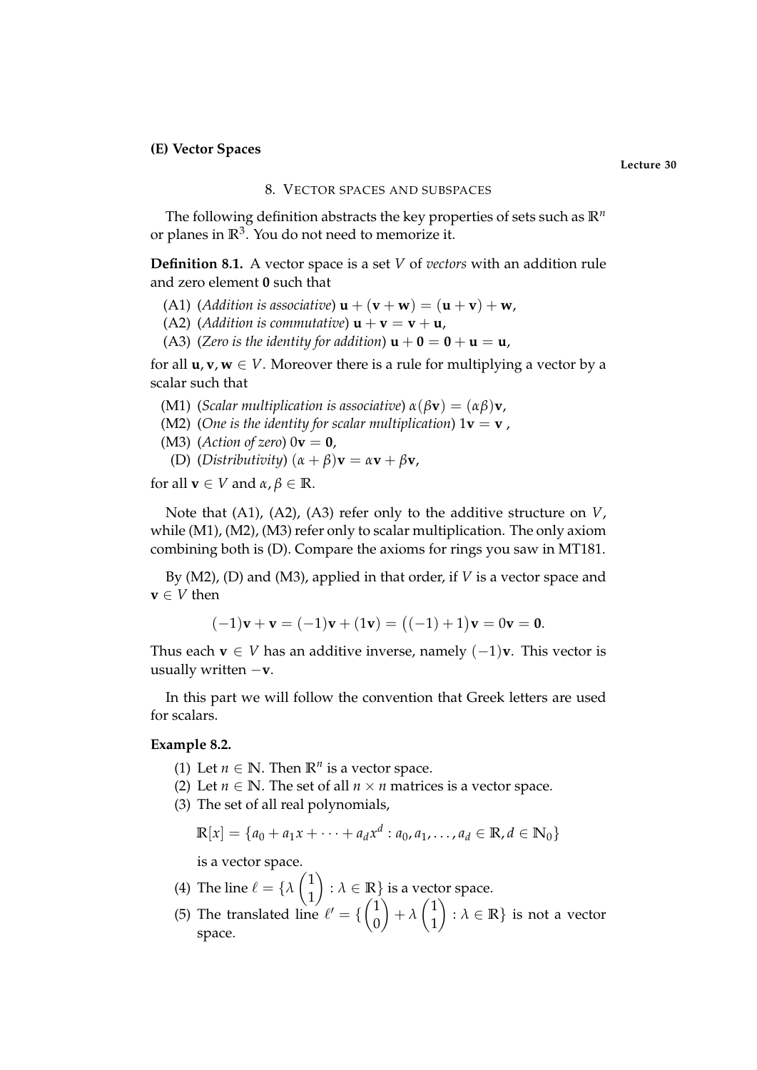**(E) Vector Spaces**

**Lecture 30**

## 8. Vector spaces and subspaces

The following definition abstracts the key properties of sets such as $\mathbb{R}^n$ or planes in $\mathbb{R}^3$. You do not need to memorize it.

**Definition 8.1.** A vector space is a set $V$ of *vectors* with an addition rule and zero element $\mathbf{0}$ such that

(A1) (*Addition is associative*) $\mathbf{u} + (\mathbf{v} + \mathbf{w}) = (\mathbf{u} + \mathbf{v}) + \mathbf{w}$,
(A2) (*Addition is commutative*) $\mathbf{u} + \mathbf{v} = \mathbf{v} + \mathbf{u}$,
(A3) (*Zero is the identity for addition*) $\mathbf{u} + \mathbf{0} = \mathbf{0} + \mathbf{u} = \mathbf{u}$,

for all $\mathbf{u}, \mathbf{v}, \mathbf{w} \in V$. Moreover there is a rule for multiplying a vector by a scalar such that

(M1) (*Scalar multiplication is associative*) $\alpha(\beta\mathbf{v}) = (\alpha\beta)\mathbf{v}$,
(M2) (*One is the identity for scalar multiplication*) $1\mathbf{v} = \mathbf{v}$ ,
(M3) (*Action of zero*) $0\mathbf{v} = \mathbf{0}$,
(D) (*Distributivity*) $(\alpha + \beta)\mathbf{v} = \alpha\mathbf{v} + \beta\mathbf{v}$,

for all $\mathbf{v} \in V$ and $\alpha, \beta \in \mathbb{R}$.

Note that (A1), (A2), (A3) refer only to the additive structure on $V$, while (M1), (M2), (M3) refer only to scalar multiplication. The only axiom combining both is (D). Compare the axioms for rings you saw in MT181.

By (M2), (D) and (M3), applied in that order, if $V$ is a vector space and $\mathbf{v} \in V$ then

$$(-1)\mathbf{v} + \mathbf{v} = (-1)\mathbf{v} + (1\mathbf{v}) = \big((-1) + 1\big)\mathbf{v} = 0\mathbf{v} = \mathbf{0}.$$

Thus each $\mathbf{v} \in V$ has an additive inverse, namely $(-1)\mathbf{v}$. This vector is usually written $-\mathbf{v}$.

In this part we will follow the convention that Greek letters are used for scalars.

**Example 8.2.**

(1) Let $n \in \mathbb{N}$. Then $\mathbb{R}^n$ is a vector space.
(2) Let $n \in \mathbb{N}$. The set of all $n \times n$ matrices is a vector space.
(3) The set of all real polynomials,

$$\mathbb{R}[x] = \{a_0 + a_1 x + \cdots + a_d x^d : a_0, a_1, \ldots, a_d \in \mathbb{R}, d \in \mathbb{N}_0\}$$

is a vector space.

(4) The line $\ell = \{\lambda \begin{pmatrix} 1 \\ 1 \end{pmatrix} : \lambda \in \mathbb{R}\}$ is a vector space.
(5) The translated line $\ell' = \{\begin{pmatrix} 1 \\ 0 \end{pmatrix} + \lambda \begin{pmatrix} 1 \\ 1 \end{pmatrix} : \lambda \in \mathbb{R}\}$ is not a vector space.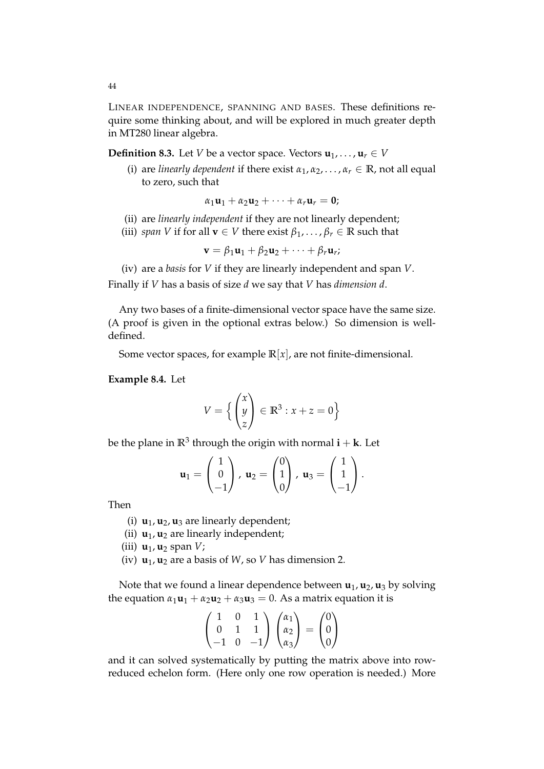LINEAR INDEPENDENCE, SPANNING AND BASES. These definitions require some thinking about, and will be explored in much greater depth in MT280 linear algebra.

**Definition 8.3.** Let $V$ be a vector space. Vectors $\mathbf{u}_1, \ldots, \mathbf{u}_r \in V$

(i) are *linearly dependent* if there exist $\alpha_1, \alpha_2, \ldots, \alpha_r \in \mathbb{R}$, not all equal to zero, such that

$$\alpha_1 \mathbf{u}_1 + \alpha_2 \mathbf{u}_2 + \cdots + \alpha_r \mathbf{u}_r = \mathbf{0};$$

(ii) are *linearly independent* if they are not linearly dependent;

(iii) *span* $V$ if for all $\mathbf{v} \in V$ there exist $\beta_1, \ldots, \beta_r \in \mathbb{R}$ such that

$$\mathbf{v} = \beta_1 \mathbf{u}_1 + \beta_2 \mathbf{u}_2 + \cdots + \beta_r \mathbf{u}_r;$$

(iv) are a *basis* for $V$ if they are linearly independent and span $V$.

Finally if $V$ has a basis of size $d$ we say that $V$ has *dimension* $d$.

Any two bases of a finite-dimensional vector space have the same size. (A proof is given in the optional extras below.) So dimension is well-defined.

Some vector spaces, for example $\mathbb{R}[x]$, are not finite-dimensional.

**Example 8.4.** Let

$$V = \left\{ \begin{pmatrix} x \\ y \\ z \end{pmatrix} \in \mathbb{R}^3 : x + z = 0 \right\}$$

be the plane in $\mathbb{R}^3$ through the origin with normal $\mathbf{i} + \mathbf{k}$. Let

$$\mathbf{u}_1 = \begin{pmatrix} 1 \\ 0 \\ -1 \end{pmatrix}, \ \mathbf{u}_2 = \begin{pmatrix} 0 \\ 1 \\ 0 \end{pmatrix}, \ \mathbf{u}_3 = \begin{pmatrix} 1 \\ 1 \\ -1 \end{pmatrix}.$$

Then

(i) $\mathbf{u}_1, \mathbf{u}_2, \mathbf{u}_3$ are linearly dependent;

(ii) $\mathbf{u}_1, \mathbf{u}_2$ are linearly independent;

(iii) $\mathbf{u}_1, \mathbf{u}_2$ span $V$;

(iv) $\mathbf{u}_1, \mathbf{u}_2$ are a basis of $W$, so $V$ has dimension 2.

Note that we found a linear dependence between $\mathbf{u}_1, \mathbf{u}_2, \mathbf{u}_3$ by solving the equation $\alpha_1 \mathbf{u}_1 + \alpha_2 \mathbf{u}_2 + \alpha_3 \mathbf{u}_3 = 0$. As a matrix equation it is

$$\begin{pmatrix} 1 & 0 & 1 \\ 0 & 1 & 1 \\ -1 & 0 & -1 \end{pmatrix} \begin{pmatrix} \alpha_1 \\ \alpha_2 \\ \alpha_3 \end{pmatrix} = \begin{pmatrix} 0 \\ 0 \\ 0 \end{pmatrix}$$

and it can solved systematically by putting the matrix above into row-reduced echelon form. (Here only one row operation is needed.) More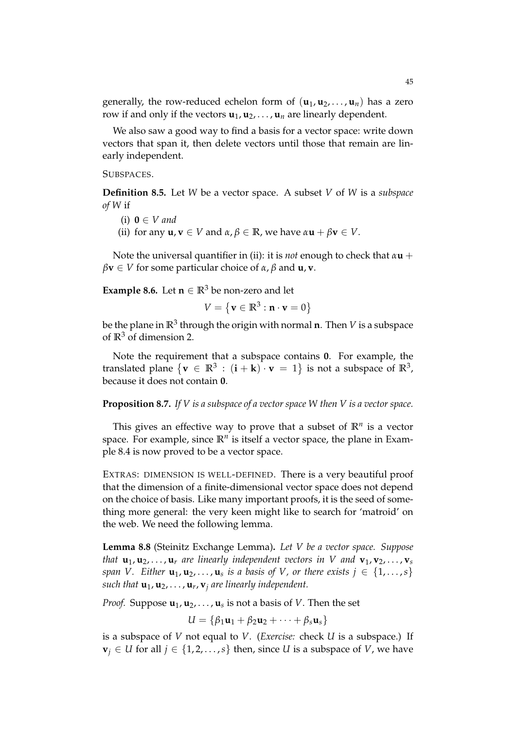generally, the row-reduced echelon form of $(\mathbf{u}_1, \mathbf{u}_2, \ldots, \mathbf{u}_n)$ has a zero row if and only if the vectors $\mathbf{u}_1, \mathbf{u}_2, \ldots, \mathbf{u}_n$ are linearly dependent.

We also saw a good way to find a basis for a vector space: write down vectors that span it, then delete vectors until those that remain are linearly independent.

SUBSPACES.

**Definition 8.5.** Let $W$ be a vector space. A subset $V$ of $W$ is a *subspace of $W$* if

(i) $\mathbf{0} \in V$ *and*
(ii) for any $\mathbf{u}, \mathbf{v} \in V$ and $\alpha, \beta \in \mathbb{R}$, we have $\alpha\mathbf{u} + \beta\mathbf{v} \in V$.

Note the universal quantifier in (ii): it is *not* enough to check that $\alpha\mathbf{u} + \beta\mathbf{v} \in V$ for some particular choice of $\alpha, \beta$ and $\mathbf{u}, \mathbf{v}$.

**Example 8.6.** Let $\mathbf{n} \in \mathbb{R}^3$ be non-zero and let

$$V = \{\mathbf{v} \in \mathbb{R}^3 : \mathbf{n} \cdot \mathbf{v} = 0\}$$

be the plane in $\mathbb{R}^3$ through the origin with normal $\mathbf{n}$. Then $V$ is a subspace of $\mathbb{R}^3$ of dimension 2.

Note the requirement that a subspace contains $\mathbf{0}$. For example, the translated plane $\{\mathbf{v} \in \mathbb{R}^3 : (\mathbf{i} + \mathbf{k}) \cdot \mathbf{v} = 1\}$ is not a subspace of $\mathbb{R}^3$, because it does not contain $\mathbf{0}$.

**Proposition 8.7.** *If $V$ is a subspace of a vector space $W$ then $V$ is a vector space.*

This gives an effective way to prove that a subset of $\mathbb{R}^n$ is a vector space. For example, since $\mathbb{R}^n$ is itself a vector space, the plane in Example 8.4 is now proved to be a vector space.

EXTRAS: DIMENSION IS WELL-DEFINED. There is a very beautiful proof that the dimension of a finite-dimensional vector space does not depend on the choice of basis. Like many important proofs, it is the seed of something more general: the very keen might like to search for 'matroid' on the web. We need the following lemma.

**Lemma 8.8** (Steinitz Exchange Lemma)**.** *Let $V$ be a vector space. Suppose that $\mathbf{u}_1, \mathbf{u}_2, \ldots, \mathbf{u}_r$ are linearly independent vectors in $V$ and $\mathbf{v}_1, \mathbf{v}_2, \ldots, \mathbf{v}_s$ span $V$. Either $\mathbf{u}_1, \mathbf{u}_2, \ldots, \mathbf{u}_s$ is a basis of $V$, or there exists $j \in \{1, \ldots, s\}$ such that $\mathbf{u}_1, \mathbf{u}_2, \ldots, \mathbf{u}_r, \mathbf{v}_j$ are linearly independent.*

*Proof.* Suppose $\mathbf{u}_1, \mathbf{u}_2, \ldots, \mathbf{u}_s$ is not a basis of $V$. Then the set

$$U = \{\beta_1\mathbf{u}_1 + \beta_2\mathbf{u}_2 + \cdots + \beta_s\mathbf{u}_s\}$$

is a subspace of $V$ not equal to $V$. (*Exercise:* check $U$ is a subspace.) If $\mathbf{v}_j \in U$ for all $j \in \{1, 2, \ldots, s\}$ then, since $U$ is a subspace of $V$, we have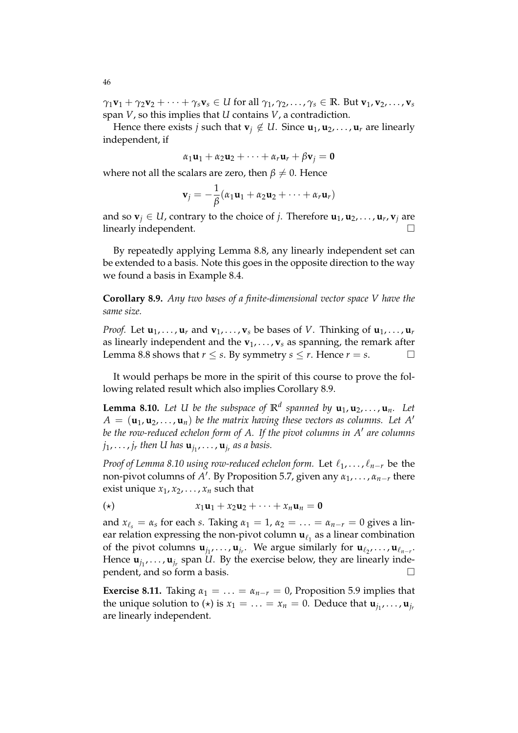$\gamma_1\mathbf{v}_1 + \gamma_2\mathbf{v}_2 + \cdots + \gamma_s\mathbf{v}_s \in U$ for all $\gamma_1, \gamma_2, \ldots, \gamma_s \in \mathbb{R}$. But $\mathbf{v}_1, \mathbf{v}_2, \ldots, \mathbf{v}_s$ span $V$, so this implies that $U$ contains $V$, a contradiction.

Hence there exists $j$ such that $\mathbf{v}_j \notin U$. Since $\mathbf{u}_1, \mathbf{u}_2, \ldots, \mathbf{u}_r$ are linearly independent, if

$$\alpha_1\mathbf{u}_1 + \alpha_2\mathbf{u}_2 + \cdots + \alpha_r\mathbf{u}_r + \beta\mathbf{v}_j = \mathbf{0}$$

where not all the scalars are zero, then $\beta \neq 0$. Hence

$$\mathbf{v}_j = -\frac{1}{\beta}(\alpha_1\mathbf{u}_1 + \alpha_2\mathbf{u}_2 + \cdots + \alpha_r\mathbf{u}_r)$$

and so $\mathbf{v}_j \in U$, contrary to the choice of $j$. Therefore $\mathbf{u}_1, \mathbf{u}_2, \ldots, \mathbf{u}_r, \mathbf{v}_j$ are linearly independent. □

By repeatedly applying Lemma 8.8, any linearly independent set can be extended to a basis. Note this goes in the opposite direction to the way we found a basis in Example 8.4.

**Corollary 8.9.** *Any two bases of a finite-dimensional vector space $V$ have the same size.*

*Proof.* Let $\mathbf{u}_1, \ldots, \mathbf{u}_r$ and $\mathbf{v}_1, \ldots, \mathbf{v}_s$ be bases of $V$. Thinking of $\mathbf{u}_1, \ldots, \mathbf{u}_r$ as linearly independent and the $\mathbf{v}_1, \ldots, \mathbf{v}_s$ as spanning, the remark after Lemma 8.8 shows that $r \leq s$. By symmetry $s \leq r$. Hence $r = s$. □

It would perhaps be more in the spirit of this course to prove the following related result which also implies Corollary 8.9.

**Lemma 8.10.** *Let $U$ be the subspace of $\mathbb{R}^d$ spanned by $\mathbf{u}_1, \mathbf{u}_2, \ldots, \mathbf{u}_n$. Let $A = (\mathbf{u}_1, \mathbf{u}_2, \ldots, \mathbf{u}_n)$ be the matrix having these vectors as columns. Let $A'$ be the row-reduced echelon form of $A$. If the pivot columns in $A'$ are columns $j_1, \ldots, j_r$ then $U$ has $\mathbf{u}_{j_1}, \ldots, \mathbf{u}_{j_r}$ as a basis.*

*Proof of Lemma 8.10 using row-reduced echelon form.* Let $\ell_1, \ldots, \ell_{n-r}$ be the non-pivot columns of $A'$. By Proposition 5.7, given any $\alpha_1, \ldots, \alpha_{n-r}$ there exist unique $x_1, x_2, \ldots, x_n$ such that

$$(\star) \qquad x_1\mathbf{u}_1 + x_2\mathbf{u}_2 + \cdots + x_n\mathbf{u}_n = \mathbf{0}$$

and $x_{\ell_s} = \alpha_s$ for each $s$. Taking $\alpha_1 = 1$, $\alpha_2 = \ldots = \alpha_{n-r} = 0$ gives a linear relation expressing the non-pivot column $\mathbf{u}_{\ell_1}$ as a linear combination of the pivot columns $\mathbf{u}_{j_1}, \ldots, \mathbf{u}_{j_r}$. We argue similarly for $\mathbf{u}_{\ell_2}, \ldots, \mathbf{u}_{\ell_{n-r}}$. Hence $\mathbf{u}_{j_1}, \ldots, \mathbf{u}_{j_r}$ span $U$. By the exercise below, they are linearly independent, and so form a basis. □

**Exercise 8.11.** Taking $\alpha_1 = \ldots = \alpha_{n-r} = 0$, Proposition 5.9 implies that the unique solution to $(\star)$ is $x_1 = \ldots = x_n = 0$. Deduce that $\mathbf{u}_{j_1}, \ldots, \mathbf{u}_{j_r}$ are linearly independent.